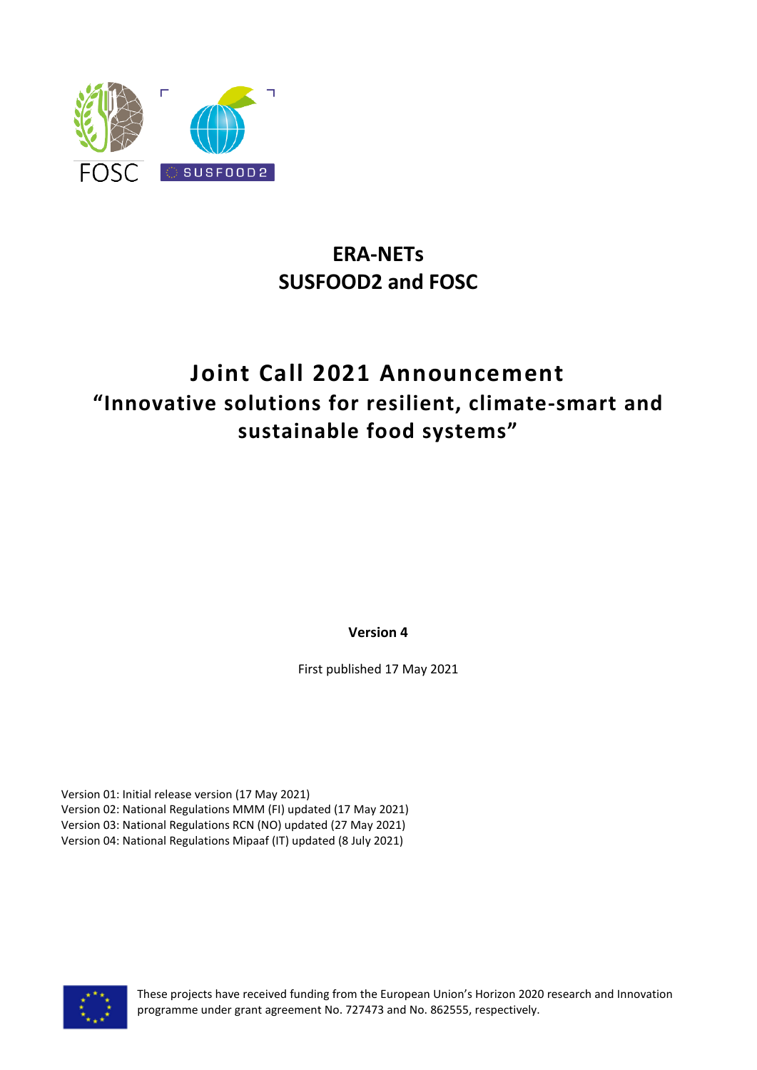# ERA-NETs
# SUSFOOD2 and FOSC

# Joint Call 2021 Announcement
## "Innovative solutions for resilient, climate-smart and sustainable food systems"

**Version 4**

First published 17 May 2021

Version 01: Initial release version (17 May 2021)
Version 02: National Regulations MMM (FI) updated (17 May 2021)
Version 03: National Regulations RCN (NO) updated (27 May 2021)
Version 04: National Regulations Mipaaf (IT) updated (8 July 2021)

These projects have received funding from the European Union's Horizon 2020 research and Innovation programme under grant agreement No. 727473 and No. 862555, respectively.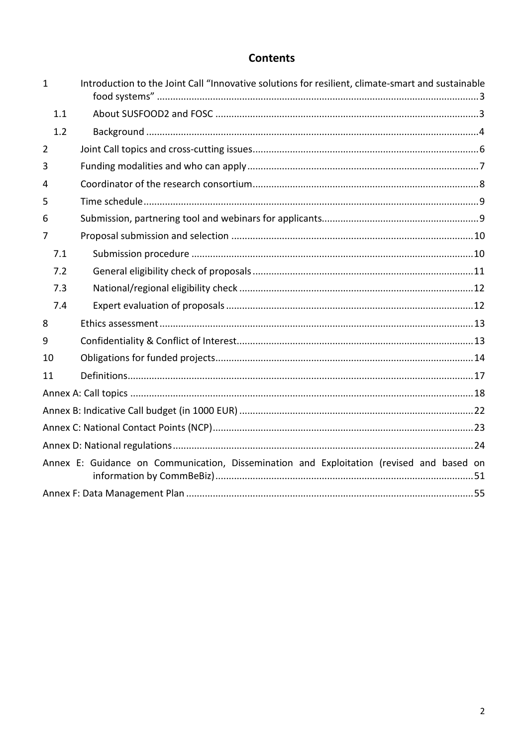# Contents

1 Introduction to the Joint Call "Innovative solutions for resilient, climate-smart and sustainable food systems" ... 3

1.1 About SUSFOOD2 and FOSC ... 3

1.2 Background ... 4

2 Joint Call topics and cross-cutting issues ... 6

3 Funding modalities and who can apply ... 7

4 Coordinator of the research consortium ... 8

5 Time schedule ... 9

6 Submission, partnering tool and webinars for applicants ... 9

7 Proposal submission and selection ... 10

7.1 Submission procedure ... 10

7.2 General eligibility check of proposals ... 11

7.3 National/regional eligibility check ... 12

7.4 Expert evaluation of proposals ... 12

8 Ethics assessment ... 13

9 Confidentiality & Conflict of Interest ... 13

10 Obligations for funded projects ... 14

11 Definitions ... 17

Annex A: Call topics ... 18

Annex B: Indicative Call budget (in 1000 EUR) ... 22

Annex C: National Contact Points (NCP) ... 23

Annex D: National regulations ... 24

Annex E: Guidance on Communication, Dissemination and Exploitation (revised and based on information by CommBeBiz) ... 51

Annex F: Data Management Plan ... 55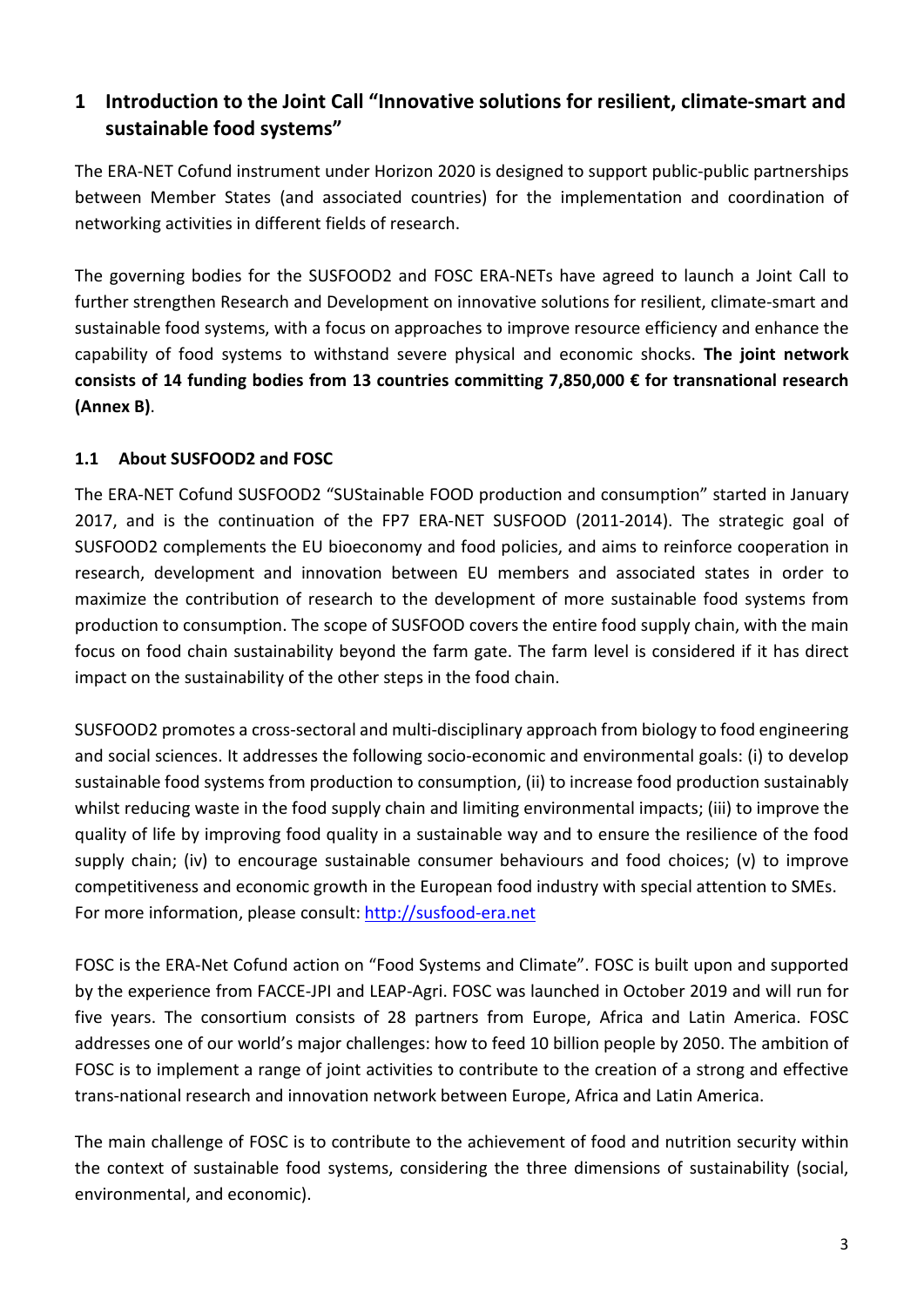# 1 Introduction to the Joint Call "Innovative solutions for resilient, climate-smart and sustainable food systems"

The ERA-NET Cofund instrument under Horizon 2020 is designed to support public-public partnerships between Member States (and associated countries) for the implementation and coordination of networking activities in different fields of research.

The governing bodies for the SUSFOOD2 and FOSC ERA-NETs have agreed to launch a Joint Call to further strengthen Research and Development on innovative solutions for resilient, climate-smart and sustainable food systems, with a focus on approaches to improve resource efficiency and enhance the capability of food systems to withstand severe physical and economic shocks. **The joint network consists of 14 funding bodies from 13 countries committing 7,850,000 € for transnational research (Annex B)**.

## 1.1 About SUSFOOD2 and FOSC

The ERA-NET Cofund SUSFOOD2 "SUStainable FOOD production and consumption" started in January 2017, and is the continuation of the FP7 ERA-NET SUSFOOD (2011-2014). The strategic goal of SUSFOOD2 complements the EU bioeconomy and food policies, and aims to reinforce cooperation in research, development and innovation between EU members and associated states in order to maximize the contribution of research to the development of more sustainable food systems from production to consumption. The scope of SUSFOOD covers the entire food supply chain, with the main focus on food chain sustainability beyond the farm gate. The farm level is considered if it has direct impact on the sustainability of the other steps in the food chain.

SUSFOOD2 promotes a cross-sectoral and multi-disciplinary approach from biology to food engineering and social sciences. It addresses the following socio-economic and environmental goals: (i) to develop sustainable food systems from production to consumption, (ii) to increase food production sustainably whilst reducing waste in the food supply chain and limiting environmental impacts; (iii) to improve the quality of life by improving food quality in a sustainable way and to ensure the resilience of the food supply chain; (iv) to encourage sustainable consumer behaviours and food choices; (v) to improve competitiveness and economic growth in the European food industry with special attention to SMEs. For more information, please consult: [http://susfood-era.net](http://susfood-era.net)

FOSC is the ERA-Net Cofund action on "Food Systems and Climate". FOSC is built upon and supported by the experience from FACCE-JPI and LEAP-Agri. FOSC was launched in October 2019 and will run for five years. The consortium consists of 28 partners from Europe, Africa and Latin America. FOSC addresses one of our world's major challenges: how to feed 10 billion people by 2050. The ambition of FOSC is to implement a range of joint activities to contribute to the creation of a strong and effective trans-national research and innovation network between Europe, Africa and Latin America.

The main challenge of FOSC is to contribute to the achievement of food and nutrition security within the context of sustainable food systems, considering the three dimensions of sustainability (social, environmental, and economic).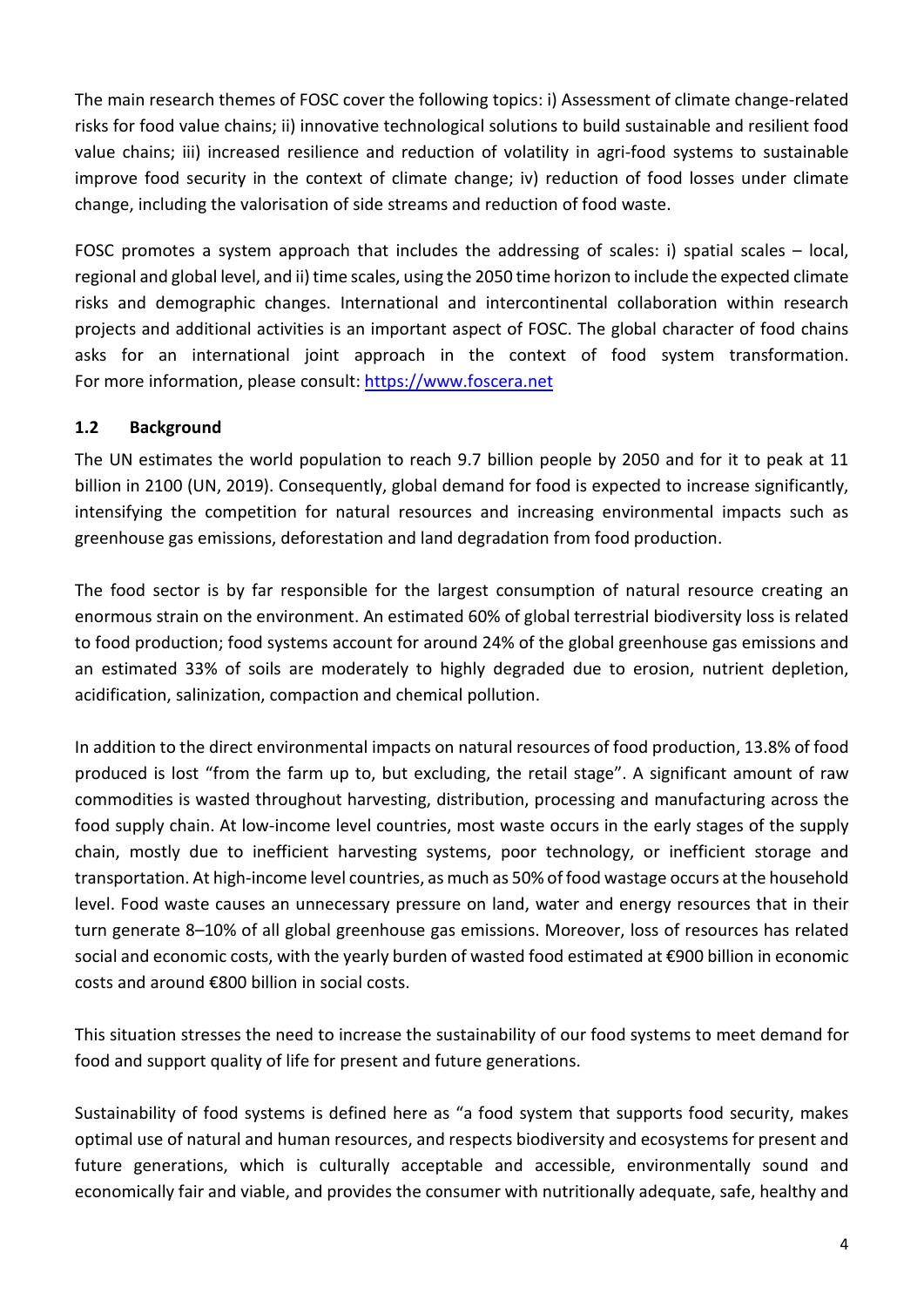The main research themes of FOSC cover the following topics: i) Assessment of climate change-related risks for food value chains; ii) innovative technological solutions to build sustainable and resilient food value chains; iii) increased resilience and reduction of volatility in agri-food systems to sustainable improve food security in the context of climate change; iv) reduction of food losses under climate change, including the valorisation of side streams and reduction of food waste.

FOSC promotes a system approach that includes the addressing of scales: i) spatial scales – local, regional and global level, and ii) time scales, using the 2050 time horizon to include the expected climate risks and demographic changes. International and intercontinental collaboration within research projects and additional activities is an important aspect of FOSC. The global character of food chains asks for an international joint approach in the context of food system transformation. For more information, please consult: https://www.foscera.net

### 1.2 Background

The UN estimates the world population to reach 9.7 billion people by 2050 and for it to peak at 11 billion in 2100 (UN, 2019). Consequently, global demand for food is expected to increase significantly, intensifying the competition for natural resources and increasing environmental impacts such as greenhouse gas emissions, deforestation and land degradation from food production.

The food sector is by far responsible for the largest consumption of natural resource creating an enormous strain on the environment. An estimated 60% of global terrestrial biodiversity loss is related to food production; food systems account for around 24% of the global greenhouse gas emissions and an estimated 33% of soils are moderately to highly degraded due to erosion, nutrient depletion, acidification, salinization, compaction and chemical pollution.

In addition to the direct environmental impacts on natural resources of food production, 13.8% of food produced is lost "from the farm up to, but excluding, the retail stage". A significant amount of raw commodities is wasted throughout harvesting, distribution, processing and manufacturing across the food supply chain. At low-income level countries, most waste occurs in the early stages of the supply chain, mostly due to inefficient harvesting systems, poor technology, or inefficient storage and transportation. At high-income level countries, as much as 50% of food wastage occurs at the household level. Food waste causes an unnecessary pressure on land, water and energy resources that in their turn generate 8–10% of all global greenhouse gas emissions. Moreover, loss of resources has related social and economic costs, with the yearly burden of wasted food estimated at €900 billion in economic costs and around €800 billion in social costs.

This situation stresses the need to increase the sustainability of our food systems to meet demand for food and support quality of life for present and future generations.

Sustainability of food systems is defined here as "a food system that supports food security, makes optimal use of natural and human resources, and respects biodiversity and ecosystems for present and future generations, which is culturally acceptable and accessible, environmentally sound and economically fair and viable, and provides the consumer with nutritionally adequate, safe, healthy and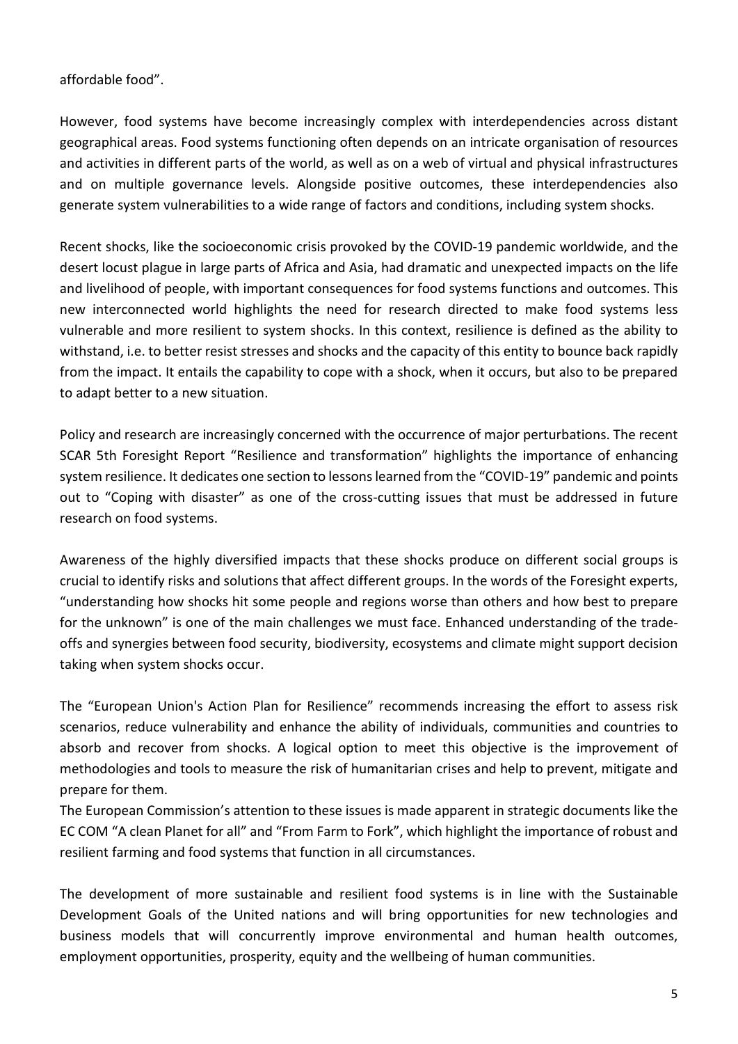affordable food".

However, food systems have become increasingly complex with interdependencies across distant geographical areas. Food systems functioning often depends on an intricate organisation of resources and activities in different parts of the world, as well as on a web of virtual and physical infrastructures and on multiple governance levels. Alongside positive outcomes, these interdependencies also generate system vulnerabilities to a wide range of factors and conditions, including system shocks.

Recent shocks, like the socioeconomic crisis provoked by the COVID-19 pandemic worldwide, and the desert locust plague in large parts of Africa and Asia, had dramatic and unexpected impacts on the life and livelihood of people, with important consequences for food systems functions and outcomes. This new interconnected world highlights the need for research directed to make food systems less vulnerable and more resilient to system shocks. In this context, resilience is defined as the ability to withstand, i.e. to better resist stresses and shocks and the capacity of this entity to bounce back rapidly from the impact. It entails the capability to cope with a shock, when it occurs, but also to be prepared to adapt better to a new situation.

Policy and research are increasingly concerned with the occurrence of major perturbations. The recent SCAR 5th Foresight Report "Resilience and transformation" highlights the importance of enhancing system resilience. It dedicates one section to lessons learned from the "COVID-19" pandemic and points out to "Coping with disaster" as one of the cross-cutting issues that must be addressed in future research on food systems.

Awareness of the highly diversified impacts that these shocks produce on different social groups is crucial to identify risks and solutions that affect different groups. In the words of the Foresight experts, "understanding how shocks hit some people and regions worse than others and how best to prepare for the unknown" is one of the main challenges we must face. Enhanced understanding of the trade-offs and synergies between food security, biodiversity, ecosystems and climate might support decision taking when system shocks occur.

The "European Union's Action Plan for Resilience" recommends increasing the effort to assess risk scenarios, reduce vulnerability and enhance the ability of individuals, communities and countries to absorb and recover from shocks. A logical option to meet this objective is the improvement of methodologies and tools to measure the risk of humanitarian crises and help to prevent, mitigate and prepare for them.
The European Commission's attention to these issues is made apparent in strategic documents like the EC COM "A clean Planet for all" and "From Farm to Fork", which highlight the importance of robust and resilient farming and food systems that function in all circumstances.

The development of more sustainable and resilient food systems is in line with the Sustainable Development Goals of the United nations and will bring opportunities for new technologies and business models that will concurrently improve environmental and human health outcomes, employment opportunities, prosperity, equity and the wellbeing of human communities.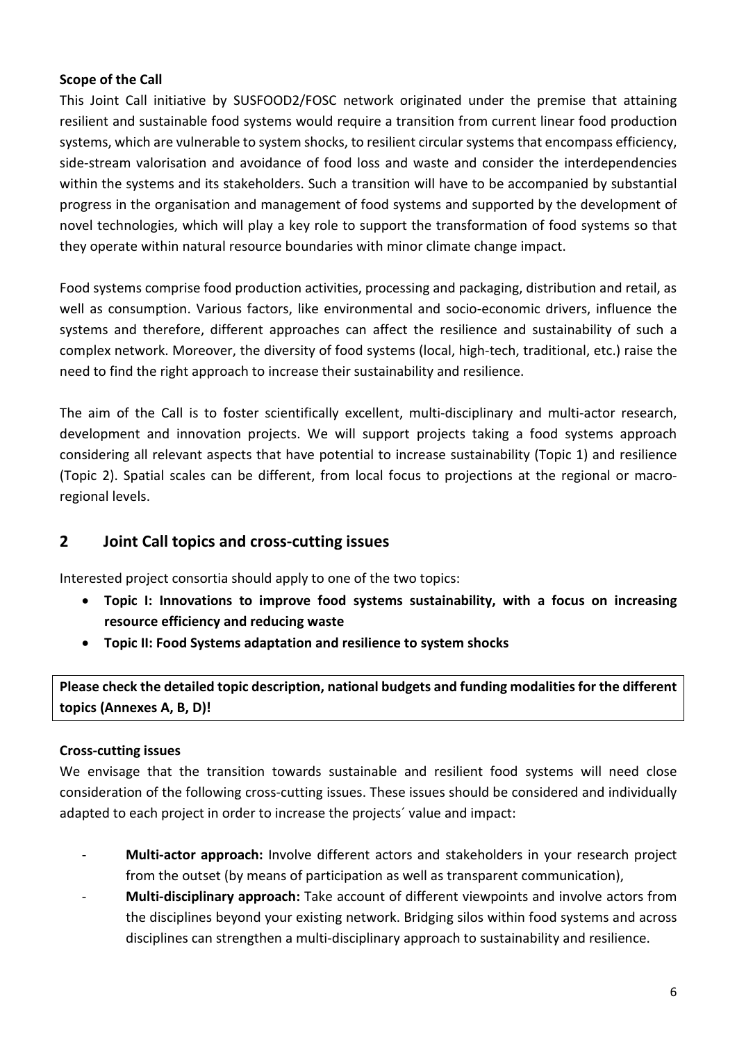**Scope of the Call**

This Joint Call initiative by SUSFOOD2/FOSC network originated under the premise that attaining resilient and sustainable food systems would require a transition from current linear food production systems, which are vulnerable to system shocks, to resilient circular systems that encompass efficiency, side-stream valorisation and avoidance of food loss and waste and consider the interdependencies within the systems and its stakeholders. Such a transition will have to be accompanied by substantial progress in the organisation and management of food systems and supported by the development of novel technologies, which will play a key role to support the transformation of food systems so that they operate within natural resource boundaries with minor climate change impact.

Food systems comprise food production activities, processing and packaging, distribution and retail, as well as consumption. Various factors, like environmental and socio-economic drivers, influence the systems and therefore, different approaches can affect the resilience and sustainability of such a complex network. Moreover, the diversity of food systems (local, high-tech, traditional, etc.) raise the need to find the right approach to increase their sustainability and resilience.

The aim of the Call is to foster scientifically excellent, multi-disciplinary and multi-actor research, development and innovation projects. We will support projects taking a food systems approach considering all relevant aspects that have potential to increase sustainability (Topic 1) and resilience (Topic 2). Spatial scales can be different, from local focus to projections at the regional or macro-regional levels.

## 2 Joint Call topics and cross-cutting issues

Interested project consortia should apply to one of the two topics:

- **Topic I: Innovations to improve food systems sustainability, with a focus on increasing resource efficiency and reducing waste**
- **Topic II: Food Systems adaptation and resilience to system shocks**

**Please check the detailed topic description, national budgets and funding modalities for the different topics (Annexes A, B, D)!**

**Cross-cutting issues**

We envisage that the transition towards sustainable and resilient food systems will need close consideration of the following cross-cutting issues. These issues should be considered and individually adapted to each project in order to increase the projects´ value and impact:

- **Multi-actor approach:** Involve different actors and stakeholders in your research project from the outset (by means of participation as well as transparent communication),
- **Multi-disciplinary approach:** Take account of different viewpoints and involve actors from the disciplines beyond your existing network. Bridging silos within food systems and across disciplines can strengthen a multi-disciplinary approach to sustainability and resilience.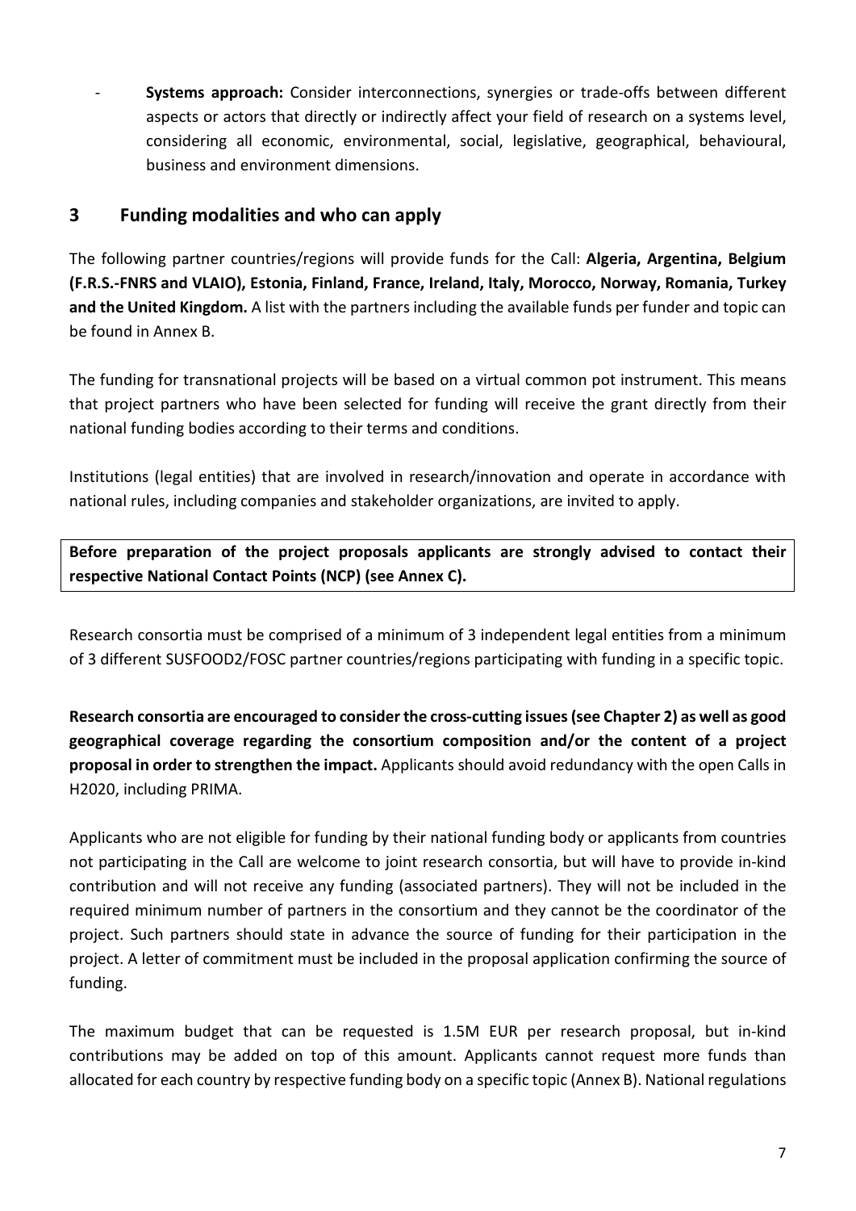- **Systems approach:** Consider interconnections, synergies or trade-offs between different aspects or actors that directly or indirectly affect your field of research on a systems level, considering all economic, environmental, social, legislative, geographical, behavioural, business and environment dimensions.

## 3 Funding modalities and who can apply

The following partner countries/regions will provide funds for the Call: **Algeria, Argentina, Belgium (F.R.S.-FNRS and VLAIO), Estonia, Finland, France, Ireland, Italy, Morocco, Norway, Romania, Turkey and the United Kingdom.** A list with the partners including the available funds per funder and topic can be found in Annex B.

The funding for transnational projects will be based on a virtual common pot instrument. This means that project partners who have been selected for funding will receive the grant directly from their national funding bodies according to their terms and conditions.

Institutions (legal entities) that are involved in research/innovation and operate in accordance with national rules, including companies and stakeholder organizations, are invited to apply.

**Before preparation of the project proposals applicants are strongly advised to contact their respective National Contact Points (NCP) (see Annex C).**

Research consortia must be comprised of a minimum of 3 independent legal entities from a minimum of 3 different SUSFOOD2/FOSC partner countries/regions participating with funding in a specific topic.

**Research consortia are encouraged to consider the cross-cutting issues (see Chapter 2) as well as good geographical coverage regarding the consortium composition and/or the content of a project proposal in order to strengthen the impact.** Applicants should avoid redundancy with the open Calls in H2020, including PRIMA.

Applicants who are not eligible for funding by their national funding body or applicants from countries not participating in the Call are welcome to joint research consortia, but will have to provide in-kind contribution and will not receive any funding (associated partners). They will not be included in the required minimum number of partners in the consortium and they cannot be the coordinator of the project. Such partners should state in advance the source of funding for their participation in the project. A letter of commitment must be included in the proposal application confirming the source of funding.

The maximum budget that can be requested is 1.5M EUR per research proposal, but in-kind contributions may be added on top of this amount. Applicants cannot request more funds than allocated for each country by respective funding body on a specific topic (Annex B). National regulations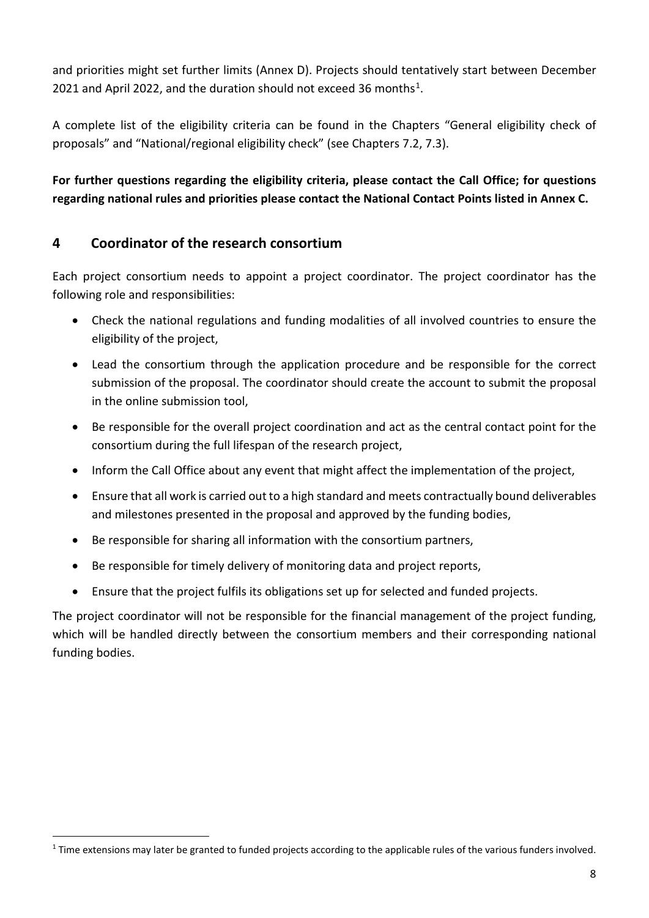and priorities might set further limits (Annex D). Projects should tentatively start between December 2021 and April 2022, and the duration should not exceed 36 months[1].

A complete list of the eligibility criteria can be found in the Chapters "General eligibility check of proposals" and "National/regional eligibility check" (see Chapters 7.2, 7.3).

**For further questions regarding the eligibility criteria, please contact the Call Office; for questions regarding national rules and priorities please contact the National Contact Points listed in Annex C.**

## 4 Coordinator of the research consortium

Each project consortium needs to appoint a project coordinator. The project coordinator has the following role and responsibilities:

- Check the national regulations and funding modalities of all involved countries to ensure the eligibility of the project,
- Lead the consortium through the application procedure and be responsible for the correct submission of the proposal. The coordinator should create the account to submit the proposal in the online submission tool,
- Be responsible for the overall project coordination and act as the central contact point for the consortium during the full lifespan of the research project,
- Inform the Call Office about any event that might affect the implementation of the project,
- Ensure that all work is carried out to a high standard and meets contractually bound deliverables and milestones presented in the proposal and approved by the funding bodies,
- Be responsible for sharing all information with the consortium partners,
- Be responsible for timely delivery of monitoring data and project reports,
- Ensure that the project fulfils its obligations set up for selected and funded projects.

The project coordinator will not be responsible for the financial management of the project funding, which will be handled directly between the consortium members and their corresponding national funding bodies.

[1] Time extensions may later be granted to funded projects according to the applicable rules of the various funders involved.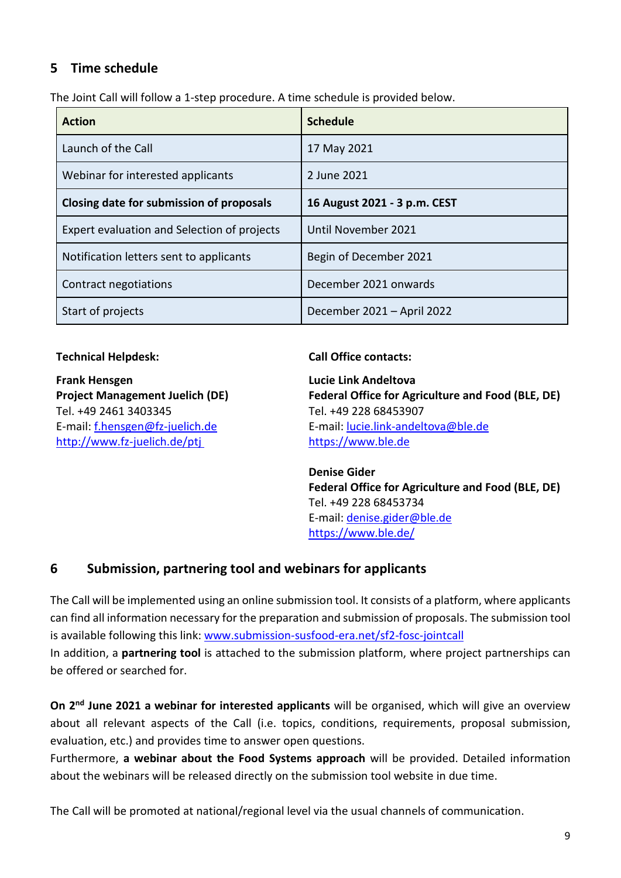## 5 Time schedule

The Joint Call will follow a 1-step procedure. A time schedule is provided below.

| Action | Schedule |
|---|---|
| Launch of the Call | 17 May 2021 |
| Webinar for interested applicants | 2 June 2021 |
| **Closing date for submission of proposals** | **16 August 2021 - 3 p.m. CEST** |
| Expert evaluation and Selection of projects | Until November 2021 |
| Notification letters sent to applicants | Begin of December 2021 |
| Contract negotiations | December 2021 onwards |
| Start of projects | December 2021 – April 2022 |

**Technical Helpdesk:**

**Frank Hensgen**
**Project Management Juelich (DE)**
Tel. +49 2461 3403345
E-mail: f.hensgen@fz-juelich.de
http://www.fz-juelich.de/ptj

**Call Office contacts:**

**Lucie Link Andeltova**
**Federal Office for Agriculture and Food (BLE, DE)**
Tel. +49 228 68453907
E-mail: lucie.link-andeltova@ble.de
https://www.ble.de

**Denise Gider**
**Federal Office for Agriculture and Food (BLE, DE)**
Tel. +49 228 68453734
E-mail: denise.gider@ble.de
https://www.ble.de/

## 6 Submission, partnering tool and webinars for applicants

The Call will be implemented using an online submission tool. It consists of a platform, where applicants can find all information necessary for the preparation and submission of proposals. The submission tool is available following this link: www.submission-susfood-era.net/sf2-fosc-jointcall
In addition, a **partnering tool** is attached to the submission platform, where project partnerships can be offered or searched for.

**On 2nd June 2021 a webinar for interested applicants** will be organised, which will give an overview about all relevant aspects of the Call (i.e. topics, conditions, requirements, proposal submission, evaluation, etc.) and provides time to answer open questions.
Furthermore, **a webinar about the Food Systems approach** will be provided. Detailed information about the webinars will be released directly on the submission tool website in due time.

The Call will be promoted at national/regional level via the usual channels of communication.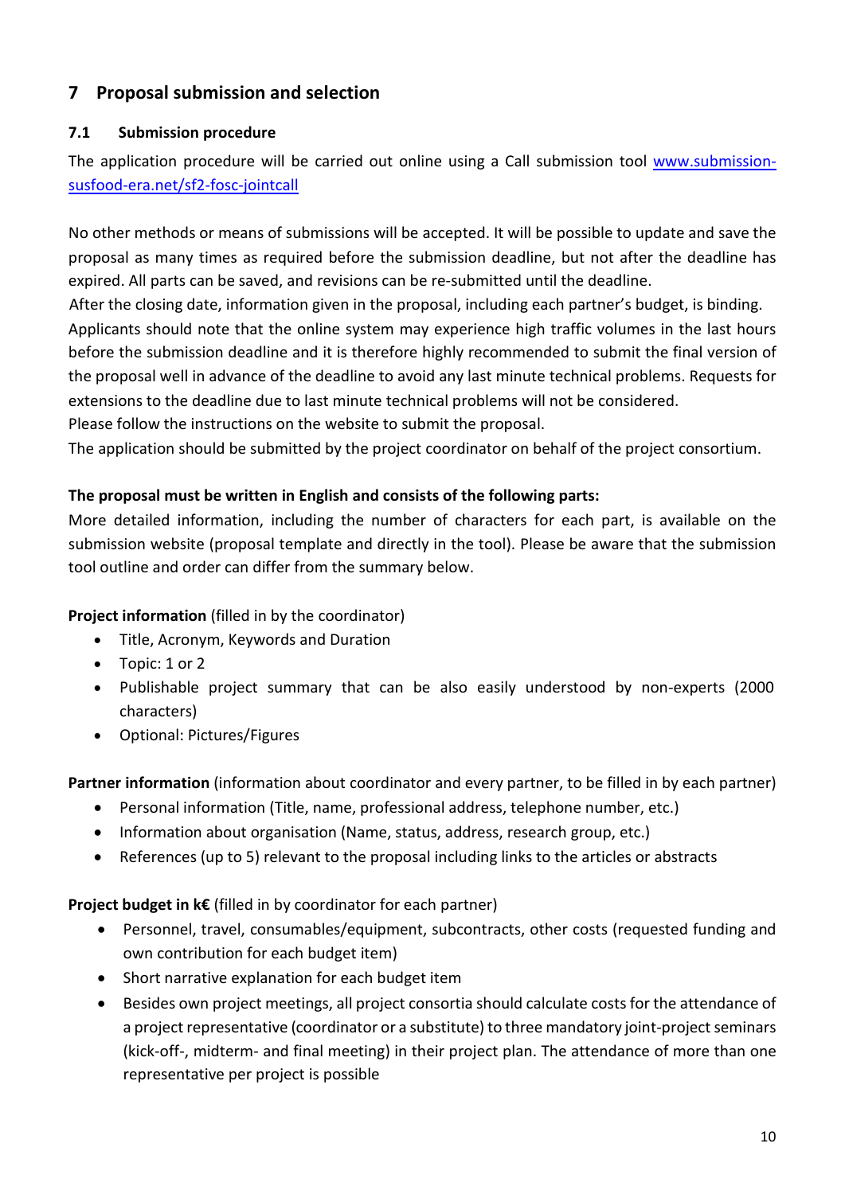# 7 Proposal submission and selection

## 7.1 Submission procedure

The application procedure will be carried out online using a Call submission tool [www.submission-susfood-era.net/sf2-fosc-jointcall](www.submission-susfood-era.net/sf2-fosc-jointcall)

No other methods or means of submissions will be accepted. It will be possible to update and save the proposal as many times as required before the submission deadline, but not after the deadline has expired. All parts can be saved, and revisions can be re-submitted until the deadline.

After the closing date, information given in the proposal, including each partner's budget, is binding.

Applicants should note that the online system may experience high traffic volumes in the last hours before the submission deadline and it is therefore highly recommended to submit the final version of the proposal well in advance of the deadline to avoid any last minute technical problems. Requests for extensions to the deadline due to last minute technical problems will not be considered.

Please follow the instructions on the website to submit the proposal.

The application should be submitted by the project coordinator on behalf of the project consortium.

**The proposal must be written in English and consists of the following parts:**

More detailed information, including the number of characters for each part, is available on the submission website (proposal template and directly in the tool). Please be aware that the submission tool outline and order can differ from the summary below.

**Project information** (filled in by the coordinator)

- Title, Acronym, Keywords and Duration
- Topic: 1 or 2
- Publishable project summary that can be also easily understood by non-experts (2000 characters)
- Optional: Pictures/Figures

**Partner information** (information about coordinator and every partner, to be filled in by each partner)

- Personal information (Title, name, professional address, telephone number, etc.)
- Information about organisation (Name, status, address, research group, etc.)
- References (up to 5) relevant to the proposal including links to the articles or abstracts

**Project budget in k€** (filled in by coordinator for each partner)

- Personnel, travel, consumables/equipment, subcontracts, other costs (requested funding and own contribution for each budget item)
- Short narrative explanation for each budget item
- Besides own project meetings, all project consortia should calculate costs for the attendance of a project representative (coordinator or a substitute) to three mandatory joint-project seminars (kick-off-, midterm- and final meeting) in their project plan. The attendance of more than one representative per project is possible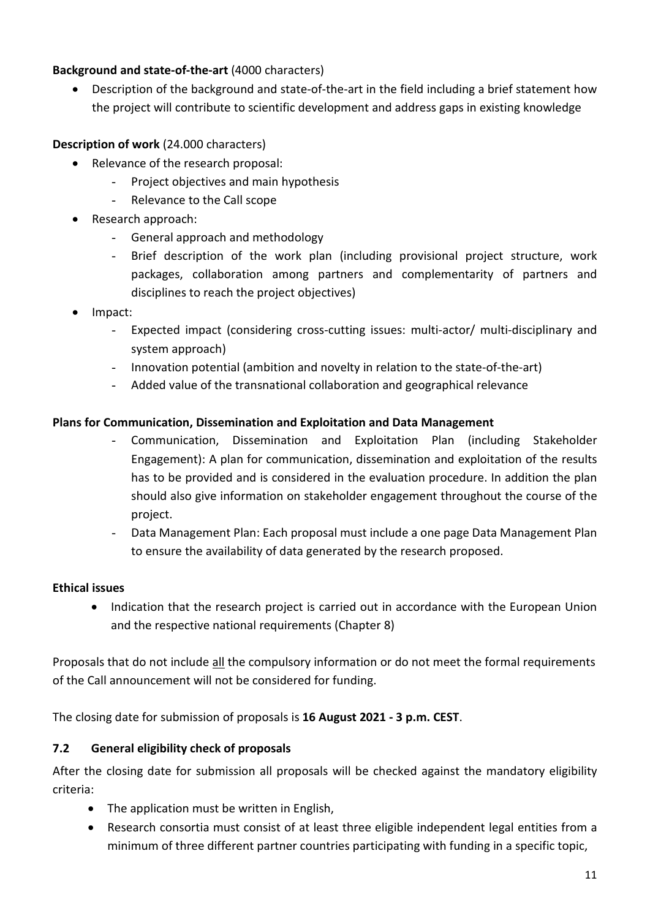**Background and state-of-the-art** (4000 characters)

- Description of the background and state-of-the-art in the field including a brief statement how the project will contribute to scientific development and address gaps in existing knowledge

**Description of work** (24.000 characters)

- Relevance of the research proposal:
  - Project objectives and main hypothesis
  - Relevance to the Call scope
- Research approach:
  - General approach and methodology
  - Brief description of the work plan (including provisional project structure, work packages, collaboration among partners and complementarity of partners and disciplines to reach the project objectives)
- Impact:
  - Expected impact (considering cross-cutting issues: multi-actor/ multi-disciplinary and system approach)
  - Innovation potential (ambition and novelty in relation to the state-of-the-art)
  - Added value of the transnational collaboration and geographical relevance

**Plans for Communication, Dissemination and Exploitation and Data Management**

- Communication, Dissemination and Exploitation Plan (including Stakeholder Engagement): A plan for communication, dissemination and exploitation of the results has to be provided and is considered in the evaluation procedure. In addition the plan should also give information on stakeholder engagement throughout the course of the project.
- Data Management Plan: Each proposal must include a one page Data Management Plan to ensure the availability of data generated by the research proposed.

**Ethical issues**

- Indication that the research project is carried out in accordance with the European Union and the respective national requirements (Chapter 8)

Proposals that do not include all the compulsory information or do not meet the formal requirements of the Call announcement will not be considered for funding.

The closing date for submission of proposals is **16 August 2021 - 3 p.m. CEST**.

### 7.2 General eligibility check of proposals

After the closing date for submission all proposals will be checked against the mandatory eligibility criteria:

- The application must be written in English,
- Research consortia must consist of at least three eligible independent legal entities from a minimum of three different partner countries participating with funding in a specific topic,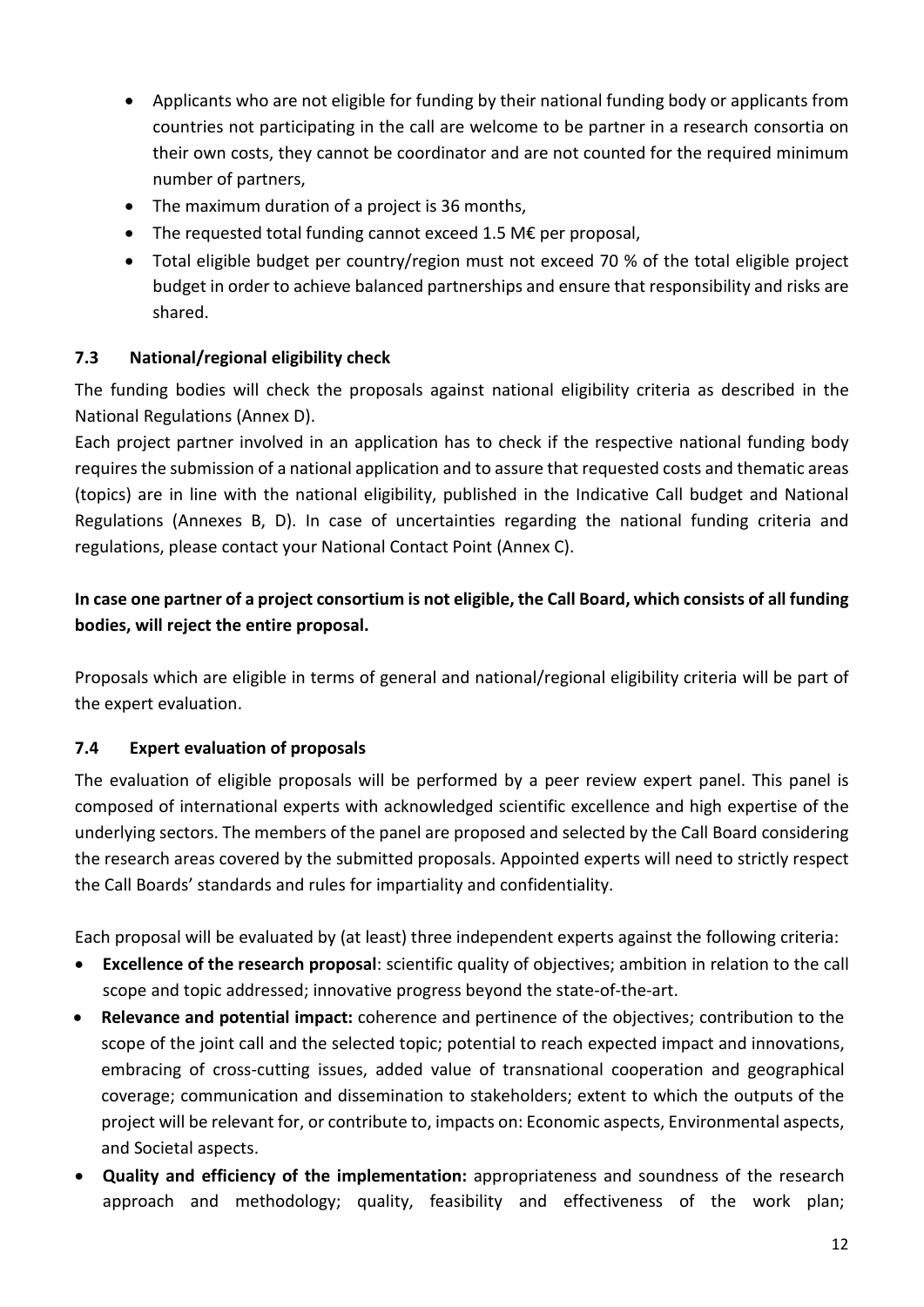- Applicants who are not eligible for funding by their national funding body or applicants from countries not participating in the call are welcome to be partner in a research consortia on their own costs, they cannot be coordinator and are not counted for the required minimum number of partners,
- The maximum duration of a project is 36 months,
- The requested total funding cannot exceed 1.5 M€ per proposal,
- Total eligible budget per country/region must not exceed 70 % of the total eligible project budget in order to achieve balanced partnerships and ensure that responsibility and risks are shared.

### 7.3 National/regional eligibility check

The funding bodies will check the proposals against national eligibility criteria as described in the National Regulations (Annex D).

Each project partner involved in an application has to check if the respective national funding body requires the submission of a national application and to assure that requested costs and thematic areas (topics) are in line with the national eligibility, published in the Indicative Call budget and National Regulations (Annexes B, D). In case of uncertainties regarding the national funding criteria and regulations, please contact your National Contact Point (Annex C).

**In case one partner of a project consortium is not eligible, the Call Board, which consists of all funding bodies, will reject the entire proposal.**

Proposals which are eligible in terms of general and national/regional eligibility criteria will be part of the expert evaluation.

### 7.4 Expert evaluation of proposals

The evaluation of eligible proposals will be performed by a peer review expert panel. This panel is composed of international experts with acknowledged scientific excellence and high expertise of the underlying sectors. The members of the panel are proposed and selected by the Call Board considering the research areas covered by the submitted proposals. Appointed experts will need to strictly respect the Call Boards' standards and rules for impartiality and confidentiality.

Each proposal will be evaluated by (at least) three independent experts against the following criteria:

- **Excellence of the research proposal**: scientific quality of objectives; ambition in relation to the call scope and topic addressed; innovative progress beyond the state-of-the-art.
- **Relevance and potential impact:** coherence and pertinence of the objectives; contribution to the scope of the joint call and the selected topic; potential to reach expected impact and innovations, embracing of cross-cutting issues, added value of transnational cooperation and geographical coverage; communication and dissemination to stakeholders; extent to which the outputs of the project will be relevant for, or contribute to, impacts on: Economic aspects, Environmental aspects, and Societal aspects.
- **Quality and efficiency of the implementation:** appropriateness and soundness of the research approach and methodology; quality, feasibility and effectiveness of the work plan;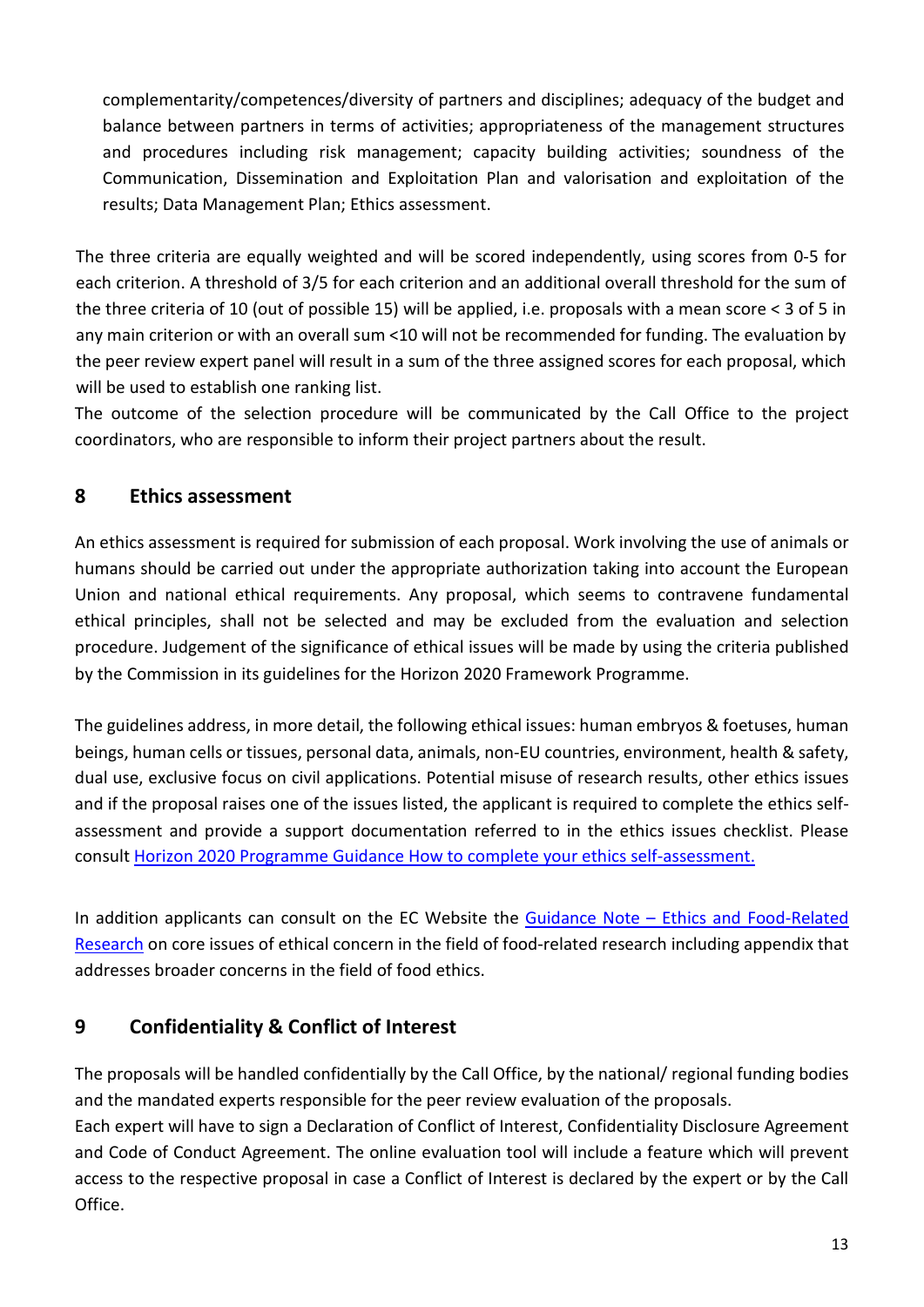complementarity/competences/diversity of partners and disciplines; adequacy of the budget and balance between partners in terms of activities; appropriateness of the management structures and procedures including risk management; capacity building activities; soundness of the Communication, Dissemination and Exploitation Plan and valorisation and exploitation of the results; Data Management Plan; Ethics assessment.

The three criteria are equally weighted and will be scored independently, using scores from 0-5 for each criterion. A threshold of 3/5 for each criterion and an additional overall threshold for the sum of the three criteria of 10 (out of possible 15) will be applied, i.e. proposals with a mean score < 3 of 5 in any main criterion or with an overall sum <10 will not be recommended for funding. The evaluation by the peer review expert panel will result in a sum of the three assigned scores for each proposal, which will be used to establish one ranking list.

The outcome of the selection procedure will be communicated by the Call Office to the project coordinators, who are responsible to inform their project partners about the result.

## 8 Ethics assessment

An ethics assessment is required for submission of each proposal. Work involving the use of animals or humans should be carried out under the appropriate authorization taking into account the European Union and national ethical requirements. Any proposal, which seems to contravene fundamental ethical principles, shall not be selected and may be excluded from the evaluation and selection procedure. Judgement of the significance of ethical issues will be made by using the criteria published by the Commission in its guidelines for the Horizon 2020 Framework Programme.

The guidelines address, in more detail, the following ethical issues: human embryos & foetuses, human beings, human cells or tissues, personal data, animals, non-EU countries, environment, health & safety, dual use, exclusive focus on civil applications. Potential misuse of research results, other ethics issues and if the proposal raises one of the issues listed, the applicant is required to complete the ethics self-assessment and provide a support documentation referred to in the ethics issues checklist. Please consult Horizon 2020 Programme Guidance How to complete your ethics self-assessment.

In addition applicants can consult on the EC Website the Guidance Note – Ethics and Food-Related Research on core issues of ethical concern in the field of food-related research including appendix that addresses broader concerns in the field of food ethics.

## 9 Confidentiality & Conflict of Interest

The proposals will be handled confidentially by the Call Office, by the national/ regional funding bodies and the mandated experts responsible for the peer review evaluation of the proposals.

Each expert will have to sign a Declaration of Conflict of Interest, Confidentiality Disclosure Agreement and Code of Conduct Agreement. The online evaluation tool will include a feature which will prevent access to the respective proposal in case a Conflict of Interest is declared by the expert or by the Call Office.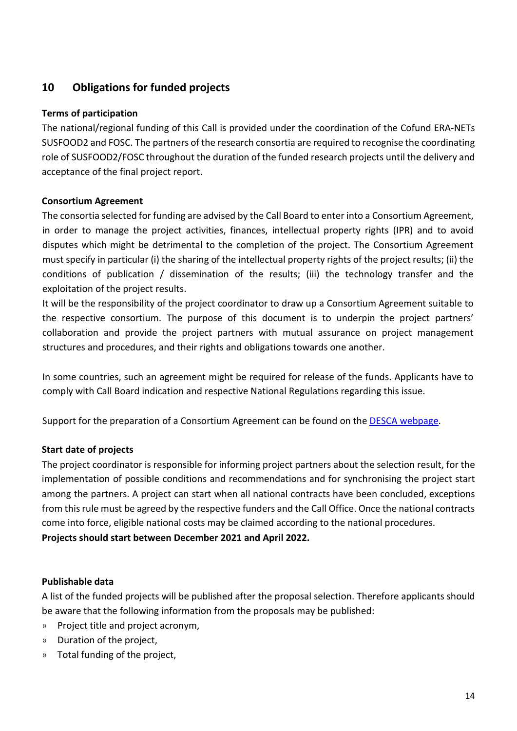## 10 Obligations for funded projects

**Terms of participation**

The national/regional funding of this Call is provided under the coordination of the Cofund ERA-NETs SUSFOOD2 and FOSC. The partners of the research consortia are required to recognise the coordinating role of SUSFOOD2/FOSC throughout the duration of the funded research projects until the delivery and acceptance of the final project report.

**Consortium Agreement**

The consortia selected for funding are advised by the Call Board to enter into a Consortium Agreement, in order to manage the project activities, finances, intellectual property rights (IPR) and to avoid disputes which might be detrimental to the completion of the project. The Consortium Agreement must specify in particular (i) the sharing of the intellectual property rights of the project results; (ii) the conditions of publication / dissemination of the results; (iii) the technology transfer and the exploitation of the project results.

It will be the responsibility of the project coordinator to draw up a Consortium Agreement suitable to the respective consortium. The purpose of this document is to underpin the project partners' collaboration and provide the project partners with mutual assurance on project management structures and procedures, and their rights and obligations towards one another.

In some countries, such an agreement might be required for release of the funds. Applicants have to comply with Call Board indication and respective National Regulations regarding this issue.

Support for the preparation of a Consortium Agreement can be found on the DESCA webpage.

**Start date of projects**

The project coordinator is responsible for informing project partners about the selection result, for the implementation of possible conditions and recommendations and for synchronising the project start among the partners. A project can start when all national contracts have been concluded, exceptions from this rule must be agreed by the respective funders and the Call Office. Once the national contracts come into force, eligible national costs may be claimed according to the national procedures.

**Projects should start between December 2021 and April 2022.**

**Publishable data**

A list of the funded projects will be published after the proposal selection. Therefore applicants should be aware that the following information from the proposals may be published:

- Project title and project acronym,
- Duration of the project,
- Total funding of the project,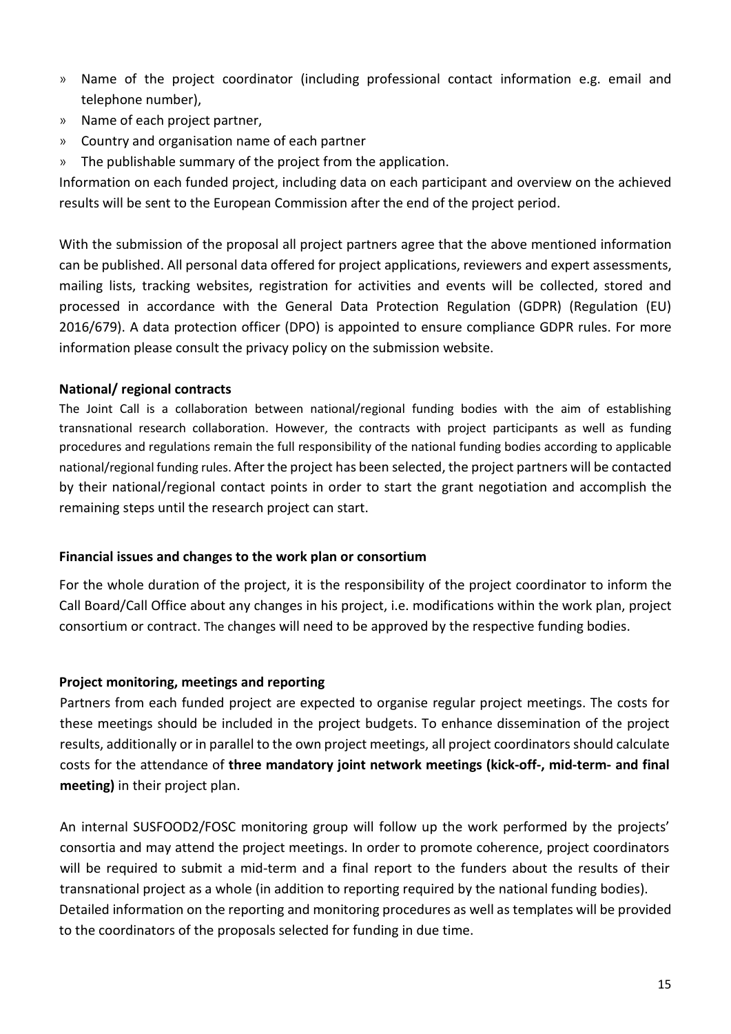- Name of the project coordinator (including professional contact information e.g. email and telephone number),
- Name of each project partner,
- Country and organisation name of each partner
- The publishable summary of the project from the application.

Information on each funded project, including data on each participant and overview on the achieved results will be sent to the European Commission after the end of the project period.

With the submission of the proposal all project partners agree that the above mentioned information can be published. All personal data offered for project applications, reviewers and expert assessments, mailing lists, tracking websites, registration for activities and events will be collected, stored and processed in accordance with the General Data Protection Regulation (GDPR) (Regulation (EU) 2016/679). A data protection officer (DPO) is appointed to ensure compliance GDPR rules. For more information please consult the privacy policy on the submission website.

**National/ regional contracts**

The Joint Call is a collaboration between national/regional funding bodies with the aim of establishing transnational research collaboration. However, the contracts with project participants as well as funding procedures and regulations remain the full responsibility of the national funding bodies according to applicable national/regional funding rules. After the project has been selected, the project partners will be contacted by their national/regional contact points in order to start the grant negotiation and accomplish the remaining steps until the research project can start.

**Financial issues and changes to the work plan or consortium**

For the whole duration of the project, it is the responsibility of the project coordinator to inform the Call Board/Call Office about any changes in his project, i.e. modifications within the work plan, project consortium or contract. The changes will need to be approved by the respective funding bodies.

**Project monitoring, meetings and reporting**

Partners from each funded project are expected to organise regular project meetings. The costs for these meetings should be included in the project budgets. To enhance dissemination of the project results, additionally or in parallel to the own project meetings, all project coordinators should calculate costs for the attendance of **three mandatory joint network meetings (kick-off-, mid-term- and final meeting)** in their project plan.

An internal SUSFOOD2/FOSC monitoring group will follow up the work performed by the projects' consortia and may attend the project meetings. In order to promote coherence, project coordinators will be required to submit a mid-term and a final report to the funders about the results of their transnational project as a whole (in addition to reporting required by the national funding bodies). Detailed information on the reporting and monitoring procedures as well as templates will be provided to the coordinators of the proposals selected for funding in due time.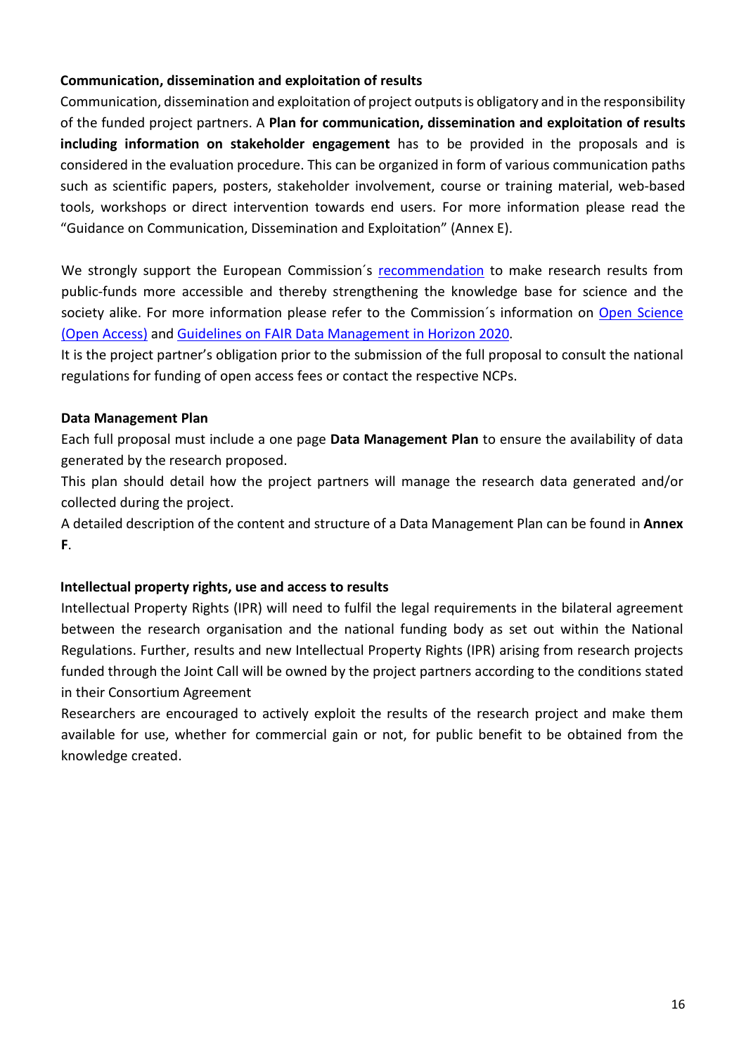**Communication, dissemination and exploitation of results**

Communication, dissemination and exploitation of project outputs is obligatory and in the responsibility of the funded project partners. A **Plan for communication, dissemination and exploitation of results including information on stakeholder engagement** has to be provided in the proposals and is considered in the evaluation procedure. This can be organized in form of various communication paths such as scientific papers, posters, stakeholder involvement, course or training material, web-based tools, workshops or direct intervention towards end users. For more information please read the "Guidance on Communication, Dissemination and Exploitation" (Annex E).

We strongly support the European Commission´s recommendation to make research results from public-funds more accessible and thereby strengthening the knowledge base for science and the society alike. For more information please refer to the Commission´s information on Open Science (Open Access) and Guidelines on FAIR Data Management in Horizon 2020.

It is the project partner's obligation prior to the submission of the full proposal to consult the national regulations for funding of open access fees or contact the respective NCPs.

**Data Management Plan**

Each full proposal must include a one page **Data Management Plan** to ensure the availability of data generated by the research proposed.

This plan should detail how the project partners will manage the research data generated and/or collected during the project.

A detailed description of the content and structure of a Data Management Plan can be found in **Annex F**.

**Intellectual property rights, use and access to results**

Intellectual Property Rights (IPR) will need to fulfil the legal requirements in the bilateral agreement between the research organisation and the national funding body as set out within the National Regulations. Further, results and new Intellectual Property Rights (IPR) arising from research projects funded through the Joint Call will be owned by the project partners according to the conditions stated in their Consortium Agreement

Researchers are encouraged to actively exploit the results of the research project and make them available for use, whether for commercial gain or not, for public benefit to be obtained from the knowledge created.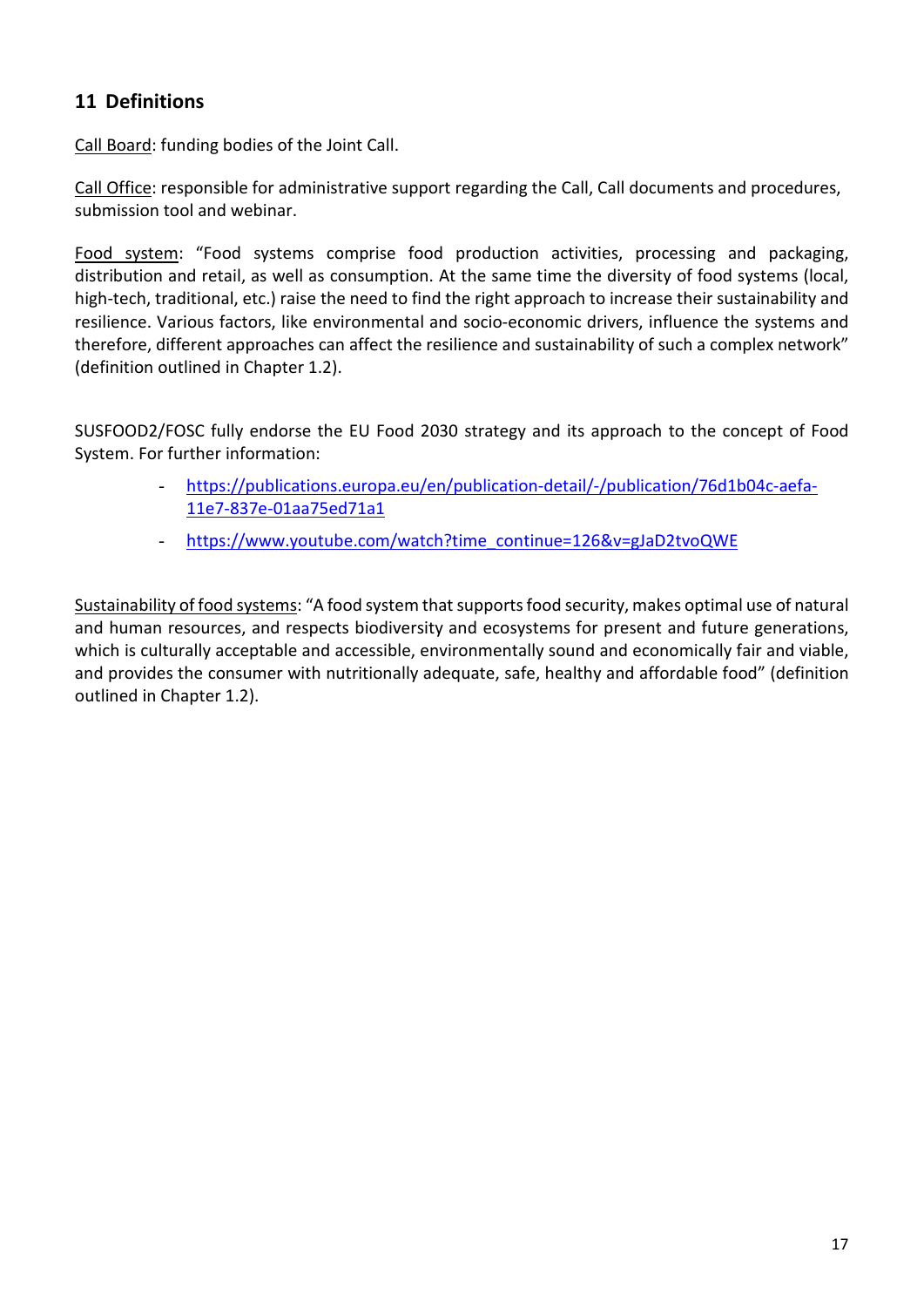## 11 Definitions

Call Board: funding bodies of the Joint Call.

Call Office: responsible for administrative support regarding the Call, Call documents and procedures, submission tool and webinar.

Food system: "Food systems comprise food production activities, processing and packaging, distribution and retail, as well as consumption. At the same time the diversity of food systems (local, high-tech, traditional, etc.) raise the need to find the right approach to increase their sustainability and resilience. Various factors, like environmental and socio-economic drivers, influence the systems and therefore, different approaches can affect the resilience and sustainability of such a complex network" (definition outlined in Chapter 1.2).

SUSFOOD2/FOSC fully endorse the EU Food 2030 strategy and its approach to the concept of Food System. For further information:

- https://publications.europa.eu/en/publication-detail/-/publication/76d1b04c-aefa-11e7-837e-01aa75ed71a1
- https://www.youtube.com/watch?time_continue=126&v=gJaD2tvoQWE

Sustainability of food systems: "A food system that supports food security, makes optimal use of natural and human resources, and respects biodiversity and ecosystems for present and future generations, which is culturally acceptable and accessible, environmentally sound and economically fair and viable, and provides the consumer with nutritionally adequate, safe, healthy and affordable food" (definition outlined in Chapter 1.2).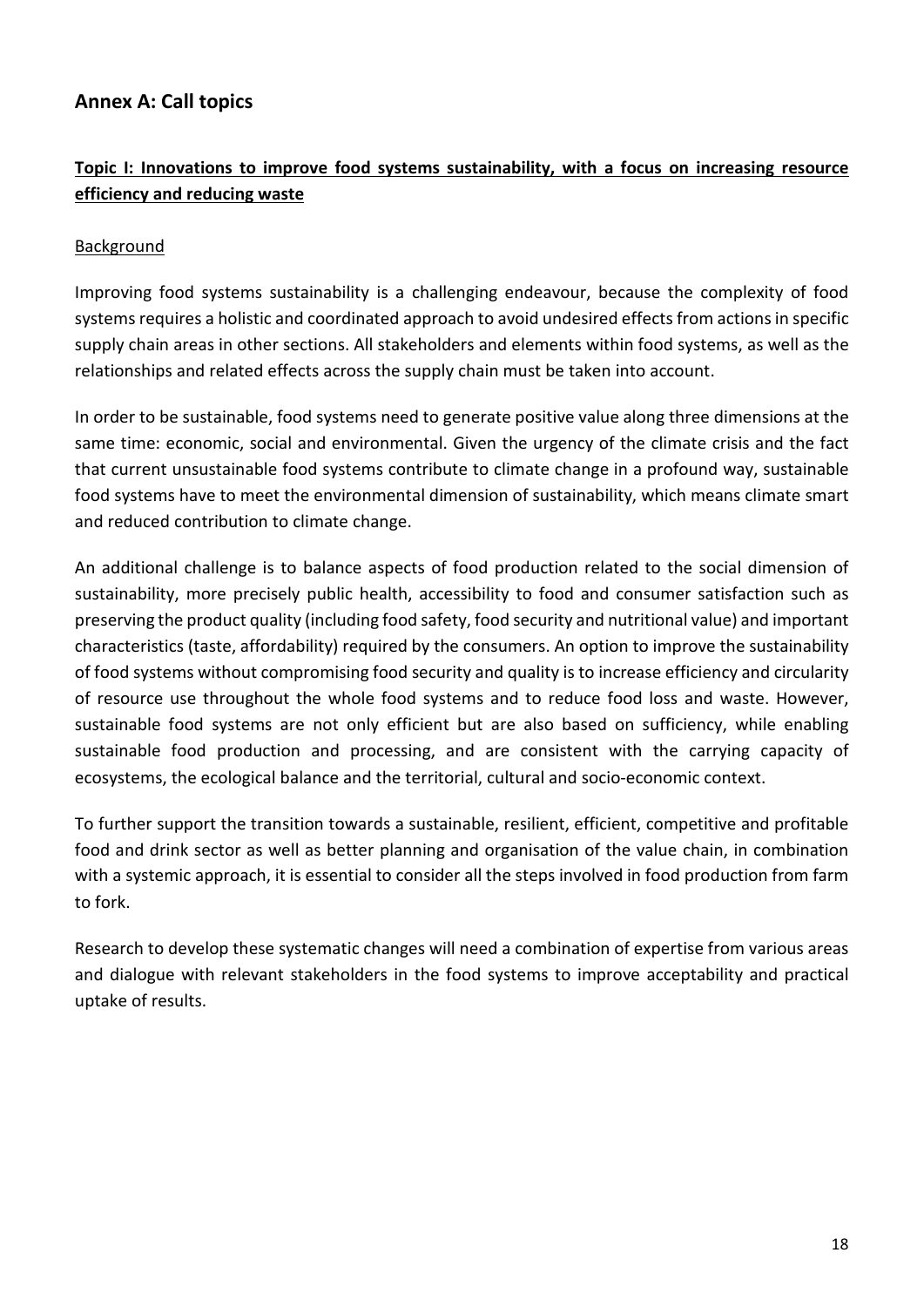## Annex A: Call topics

### Topic I: Innovations to improve food systems sustainability, with a focus on increasing resource efficiency and reducing waste

#### Background

Improving food systems sustainability is a challenging endeavour, because the complexity of food systems requires a holistic and coordinated approach to avoid undesired effects from actions in specific supply chain areas in other sections. All stakeholders and elements within food systems, as well as the relationships and related effects across the supply chain must be taken into account.

In order to be sustainable, food systems need to generate positive value along three dimensions at the same time: economic, social and environmental. Given the urgency of the climate crisis and the fact that current unsustainable food systems contribute to climate change in a profound way, sustainable food systems have to meet the environmental dimension of sustainability, which means climate smart and reduced contribution to climate change.

An additional challenge is to balance aspects of food production related to the social dimension of sustainability, more precisely public health, accessibility to food and consumer satisfaction such as preserving the product quality (including food safety, food security and nutritional value) and important characteristics (taste, affordability) required by the consumers. An option to improve the sustainability of food systems without compromising food security and quality is to increase efficiency and circularity of resource use throughout the whole food systems and to reduce food loss and waste. However, sustainable food systems are not only efficient but are also based on sufficiency, while enabling sustainable food production and processing, and are consistent with the carrying capacity of ecosystems, the ecological balance and the territorial, cultural and socio-economic context.

To further support the transition towards a sustainable, resilient, efficient, competitive and profitable food and drink sector as well as better planning and organisation of the value chain, in combination with a systemic approach, it is essential to consider all the steps involved in food production from farm to fork.

Research to develop these systematic changes will need a combination of expertise from various areas and dialogue with relevant stakeholders in the food systems to improve acceptability and practical uptake of results.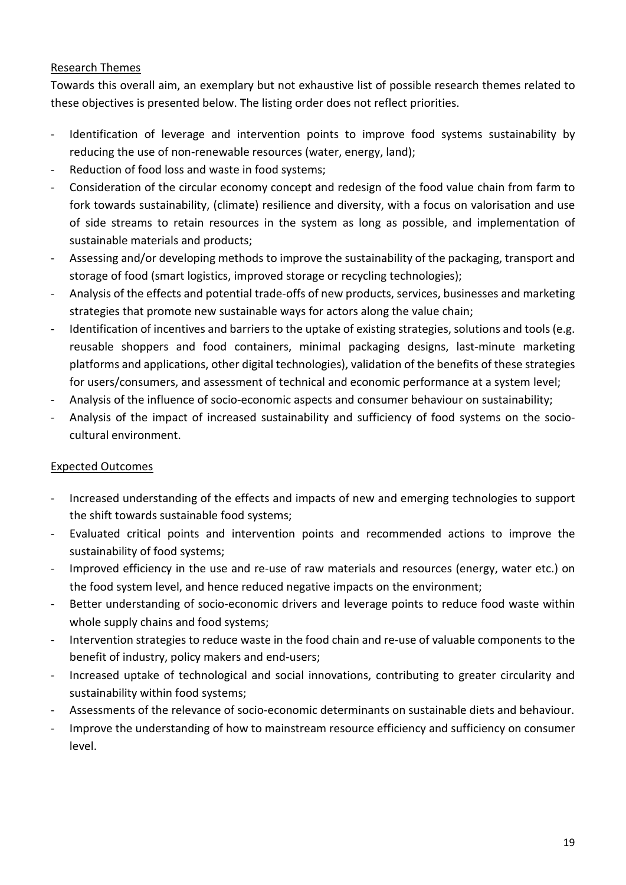Research Themes

Towards this overall aim, an exemplary but not exhaustive list of possible research themes related to these objectives is presented below. The listing order does not reflect priorities.

- Identification of leverage and intervention points to improve food systems sustainability by reducing the use of non-renewable resources (water, energy, land);
- Reduction of food loss and waste in food systems;
- Consideration of the circular economy concept and redesign of the food value chain from farm to fork towards sustainability, (climate) resilience and diversity, with a focus on valorisation and use of side streams to retain resources in the system as long as possible, and implementation of sustainable materials and products;
- Assessing and/or developing methods to improve the sustainability of the packaging, transport and storage of food (smart logistics, improved storage or recycling technologies);
- Analysis of the effects and potential trade-offs of new products, services, businesses and marketing strategies that promote new sustainable ways for actors along the value chain;
- Identification of incentives and barriers to the uptake of existing strategies, solutions and tools (e.g. reusable shoppers and food containers, minimal packaging designs, last-minute marketing platforms and applications, other digital technologies), validation of the benefits of these strategies for users/consumers, and assessment of technical and economic performance at a system level;
- Analysis of the influence of socio-economic aspects and consumer behaviour on sustainability;
- Analysis of the impact of increased sustainability and sufficiency of food systems on the socio-cultural environment.

Expected Outcomes

- Increased understanding of the effects and impacts of new and emerging technologies to support the shift towards sustainable food systems;
- Evaluated critical points and intervention points and recommended actions to improve the sustainability of food systems;
- Improved efficiency in the use and re-use of raw materials and resources (energy, water etc.) on the food system level, and hence reduced negative impacts on the environment;
- Better understanding of socio-economic drivers and leverage points to reduce food waste within whole supply chains and food systems;
- Intervention strategies to reduce waste in the food chain and re-use of valuable components to the benefit of industry, policy makers and end-users;
- Increased uptake of technological and social innovations, contributing to greater circularity and sustainability within food systems;
- Assessments of the relevance of socio-economic determinants on sustainable diets and behaviour.
- Improve the understanding of how to mainstream resource efficiency and sufficiency on consumer level.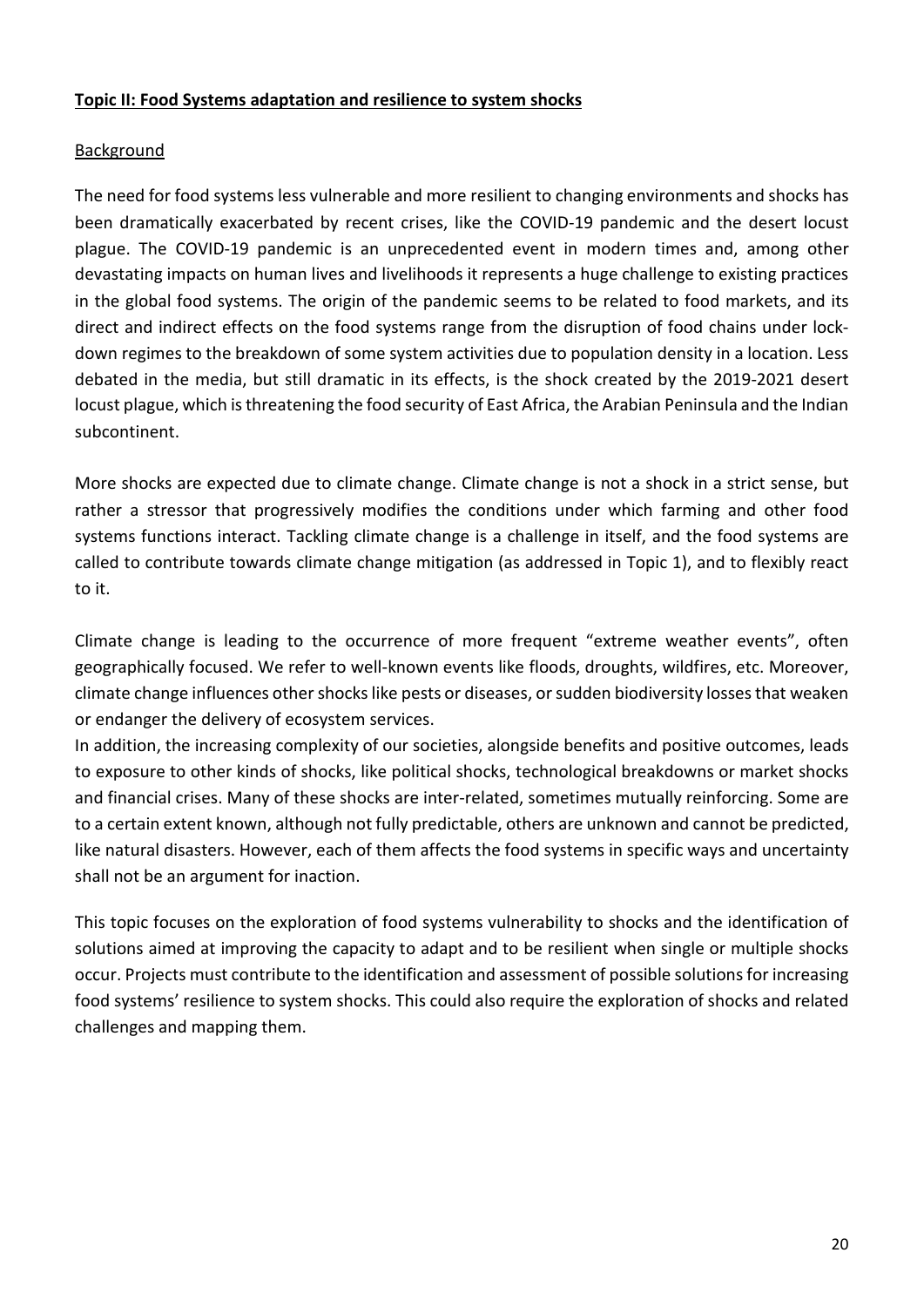## **Topic II: Food Systems adaptation and resilience to system shocks**

### Background

The need for food systems less vulnerable and more resilient to changing environments and shocks has been dramatically exacerbated by recent crises, like the COVID-19 pandemic and the desert locust plague. The COVID-19 pandemic is an unprecedented event in modern times and, among other devastating impacts on human lives and livelihoods it represents a huge challenge to existing practices in the global food systems. The origin of the pandemic seems to be related to food markets, and its direct and indirect effects on the food systems range from the disruption of food chains under lock-down regimes to the breakdown of some system activities due to population density in a location. Less debated in the media, but still dramatic in its effects, is the shock created by the 2019-2021 desert locust plague, which is threatening the food security of East Africa, the Arabian Peninsula and the Indian subcontinent.

More shocks are expected due to climate change. Climate change is not a shock in a strict sense, but rather a stressor that progressively modifies the conditions under which farming and other food systems functions interact. Tackling climate change is a challenge in itself, and the food systems are called to contribute towards climate change mitigation (as addressed in Topic 1), and to flexibly react to it.

Climate change is leading to the occurrence of more frequent "extreme weather events", often geographically focused. We refer to well-known events like floods, droughts, wildfires, etc. Moreover, climate change influences other shocks like pests or diseases, or sudden biodiversity losses that weaken or endanger the delivery of ecosystem services.

In addition, the increasing complexity of our societies, alongside benefits and positive outcomes, leads to exposure to other kinds of shocks, like political shocks, technological breakdowns or market shocks and financial crises. Many of these shocks are inter-related, sometimes mutually reinforcing. Some are to a certain extent known, although not fully predictable, others are unknown and cannot be predicted, like natural disasters. However, each of them affects the food systems in specific ways and uncertainty shall not be an argument for inaction.

This topic focuses on the exploration of food systems vulnerability to shocks and the identification of solutions aimed at improving the capacity to adapt and to be resilient when single or multiple shocks occur. Projects must contribute to the identification and assessment of possible solutions for increasing food systems' resilience to system shocks. This could also require the exploration of shocks and related challenges and mapping them.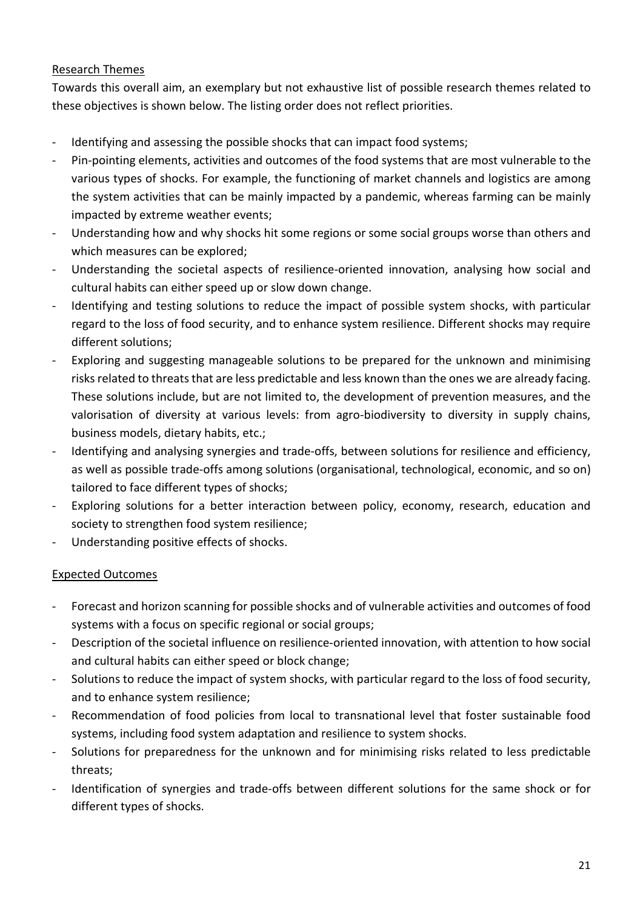Research Themes

Towards this overall aim, an exemplary but not exhaustive list of possible research themes related to these objectives is shown below. The listing order does not reflect priorities.

- Identifying and assessing the possible shocks that can impact food systems;
- Pin-pointing elements, activities and outcomes of the food systems that are most vulnerable to the various types of shocks. For example, the functioning of market channels and logistics are among the system activities that can be mainly impacted by a pandemic, whereas farming can be mainly impacted by extreme weather events;
- Understanding how and why shocks hit some regions or some social groups worse than others and which measures can be explored;
- Understanding the societal aspects of resilience-oriented innovation, analysing how social and cultural habits can either speed up or slow down change.
- Identifying and testing solutions to reduce the impact of possible system shocks, with particular regard to the loss of food security, and to enhance system resilience. Different shocks may require different solutions;
- Exploring and suggesting manageable solutions to be prepared for the unknown and minimising risks related to threats that are less predictable and less known than the ones we are already facing. These solutions include, but are not limited to, the development of prevention measures, and the valorisation of diversity at various levels: from agro-biodiversity to diversity in supply chains, business models, dietary habits, etc.;
- Identifying and analysing synergies and trade-offs, between solutions for resilience and efficiency, as well as possible trade-offs among solutions (organisational, technological, economic, and so on) tailored to face different types of shocks;
- Exploring solutions for a better interaction between policy, economy, research, education and society to strengthen food system resilience;
- Understanding positive effects of shocks.

Expected Outcomes

- Forecast and horizon scanning for possible shocks and of vulnerable activities and outcomes of food systems with a focus on specific regional or social groups;
- Description of the societal influence on resilience-oriented innovation, with attention to how social and cultural habits can either speed or block change;
- Solutions to reduce the impact of system shocks, with particular regard to the loss of food security, and to enhance system resilience;
- Recommendation of food policies from local to transnational level that foster sustainable food systems, including food system adaptation and resilience to system shocks.
- Solutions for preparedness for the unknown and for minimising risks related to less predictable threats;
- Identification of synergies and trade-offs between different solutions for the same shock or for different types of shocks.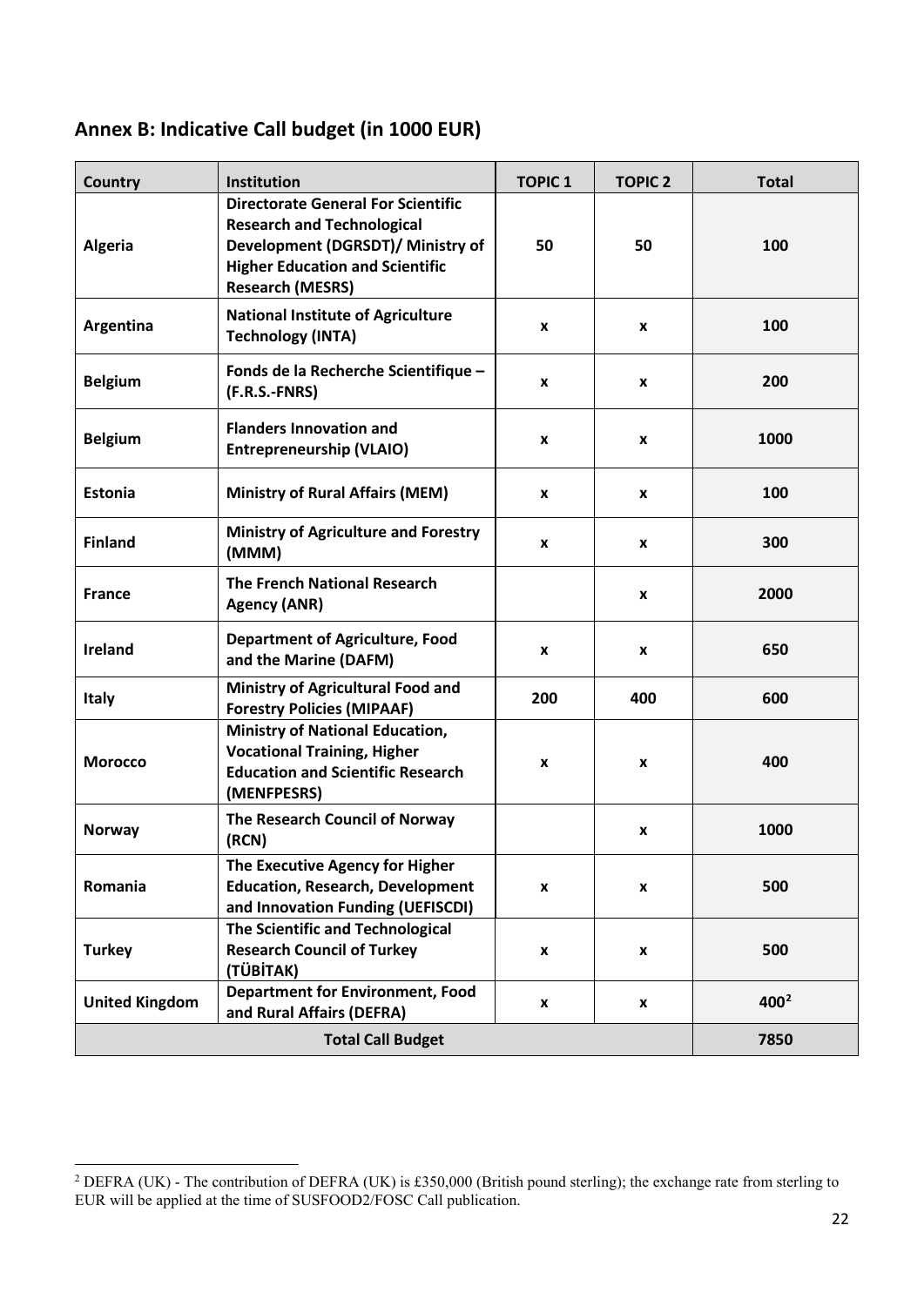## Annex B: Indicative Call budget (in 1000 EUR)

| Country | Institution | TOPIC 1 | TOPIC 2 | Total |
|---|---|---|---|---|
| Algeria | Directorate General For Scientific Research and Technological Development (DGRSDT)/ Ministry of Higher Education and Scientific Research (MESRS) | 50 | 50 | 100 |
| Argentina | National Institute of Agriculture Technology (INTA) | x | x | 100 |
| Belgium | Fonds de la Recherche Scientifique – (F.R.S.-FNRS) | x | x | 200 |
| Belgium | Flanders Innovation and Entrepreneurship (VLAIO) | x | x | 1000 |
| Estonia | Ministry of Rural Affairs (MEM) | x | x | 100 |
| Finland | Ministry of Agriculture and Forestry (MMM) | x | x | 300 |
| France | The French National Research Agency (ANR) | | x | 2000 |
| Ireland | Department of Agriculture, Food and the Marine (DAFM) | x | x | 650 |
| Italy | Ministry of Agricultural Food and Forestry Policies (MIPAAF) | 200 | 400 | 600 |
| Morocco | Ministry of National Education, Vocational Training, Higher Education and Scientific Research (MENFPESRS) | x | x | 400 |
| Norway | The Research Council of Norway (RCN) | | x | 1000 |
| Romania | The Executive Agency for Higher Education, Research, Development and Innovation Funding (UEFISCDI) | x | x | 500 |
| Turkey | The Scientific and Technological Research Council of Turkey (TÜBİTAK) | x | x | 500 |
| United Kingdom | Department for Environment, Food and Rural Affairs (DEFRA) | x | x | 400[2] |
| Total Call Budget | | | | 7850 |

[2] DEFRA (UK) - The contribution of DEFRA (UK) is £350,000 (British pound sterling); the exchange rate from sterling to EUR will be applied at the time of SUSFOOD2/FOSC Call publication.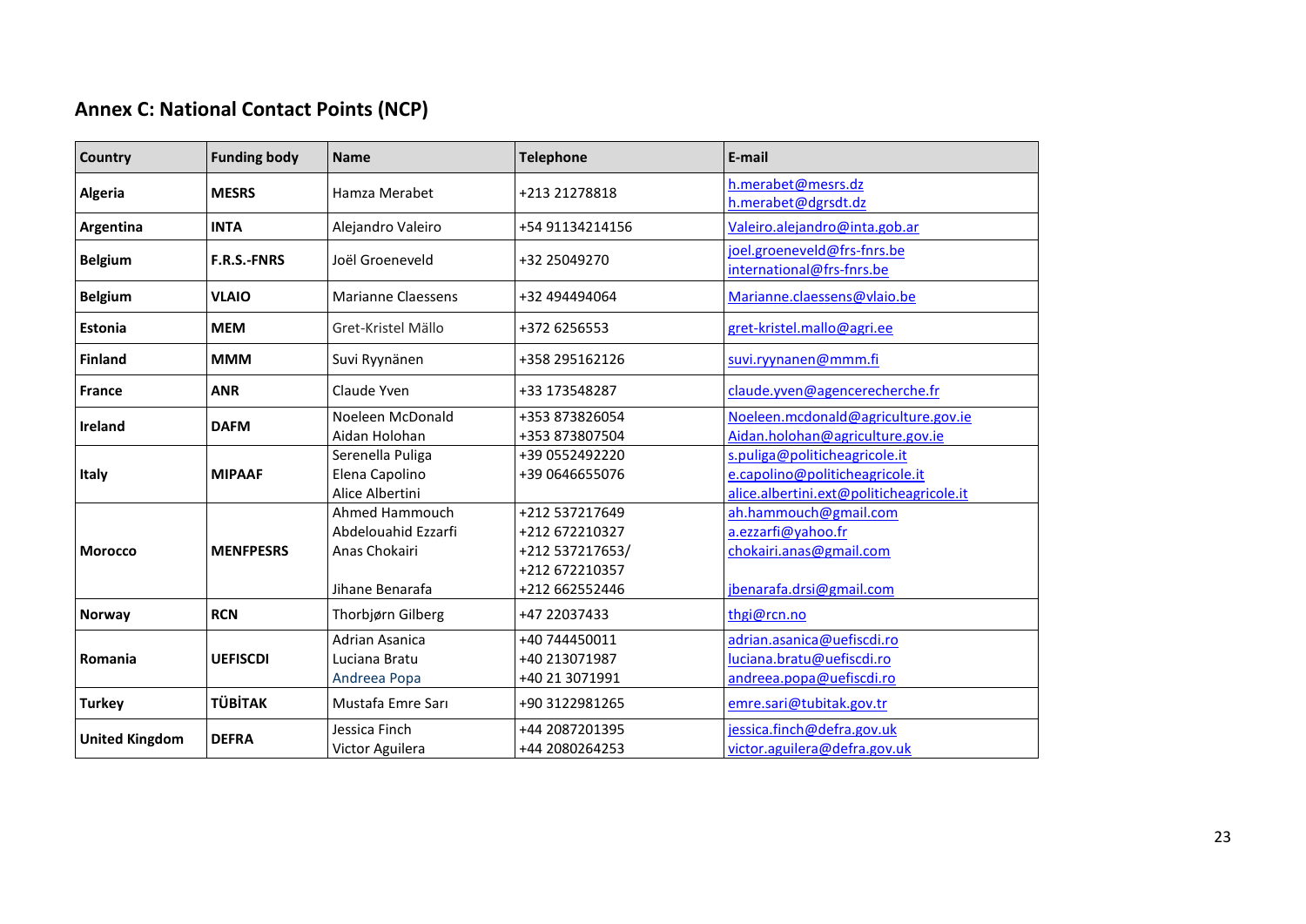## Annex C: National Contact Points (NCP)

| Country | Funding body | Name | Telephone | E-mail |
|---|---|---|---|---|
| **Algeria** | **MESRS** | Hamza Merabet | +213 21278818 | h.merabet@mesrs.dz<br>h.merabet@dgrsdt.dz |
| **Argentina** | **INTA** | Alejandro Valeiro | +54 91134214156 | Valeiro.alejandro@inta.gob.ar |
| **Belgium** | **F.R.S.-FNRS** | Joël Groeneveld | +32 25049270 | joel.groeneveld@frs-fnrs.be<br>international@frs-fnrs.be |
| **Belgium** | **VLAIO** | Marianne Claessens | +32 494494064 | Marianne.claessens@vlaio.be |
| **Estonia** | **MEM** | Gret-Kristel Mällo | +372 6256553 | gret-kristel.mallo@agri.ee |
| **Finland** | **MMM** | Suvi Ryynänen | +358 295162126 | suvi.ryynanen@mmm.fi |
| **France** | **ANR** | Claude Yven | +33 173548287 | claude.yven@agencerecherche.fr |
| **Ireland** | **DAFM** | Noeleen McDonald<br>Aidan Holohan | +353 873826054<br>+353 873807504 | Noeleen.mcdonald@agriculture.gov.ie<br>Aidan.holohan@agriculture.gov.ie |
| **Italy** | **MIPAAF** | Serenella Puliga<br>Elena Capolino<br>Alice Albertini | +39 0552492220<br>+39 0646655076 | s.puliga@politicheagricole.it<br>e.capolino@politicheagricole.it<br>alice.albertini.ext@politicheagricole.it |
| **Morocco** | **MENFPESRS** | Ahmed Hammouch<br>Abdelouahid Ezzarfi<br>Anas Chokairi<br><br>Jihane Benarafa | +212 537217649<br>+212 672210327<br>+212 537217653/<br>+212 672210357<br>+212 662552446 | ah.hammouch@gmail.com<br>a.ezzarfi@yahoo.fr<br>chokairi.anas@gmail.com<br><br>jbenarafa.drsi@gmail.com |
| **Norway** | **RCN** | Thorbjørn Gilberg | +47 22037433 | thgi@rcn.no |
| **Romania** | **UEFISCDI** | Adrian Asanica<br>Luciana Bratu<br>Andreea Popa | +40 744450011<br>+40 213071987<br>+40 21 3071991 | adrian.asanica@uefiscdi.ro<br>luciana.bratu@uefiscdi.ro<br>andreea.popa@uefiscdi.ro |
| **Turkey** | **TÜBİTAK** | Mustafa Emre Sarı | +90 3122981265 | emre.sari@tubitak.gov.tr |
| **United Kingdom** | **DEFRA** | Jessica Finch<br>Victor Aguilera | +44 2087201395<br>+44 2080264253 | jessica.finch@defra.gov.uk<br>victor.aguilera@defra.gov.uk |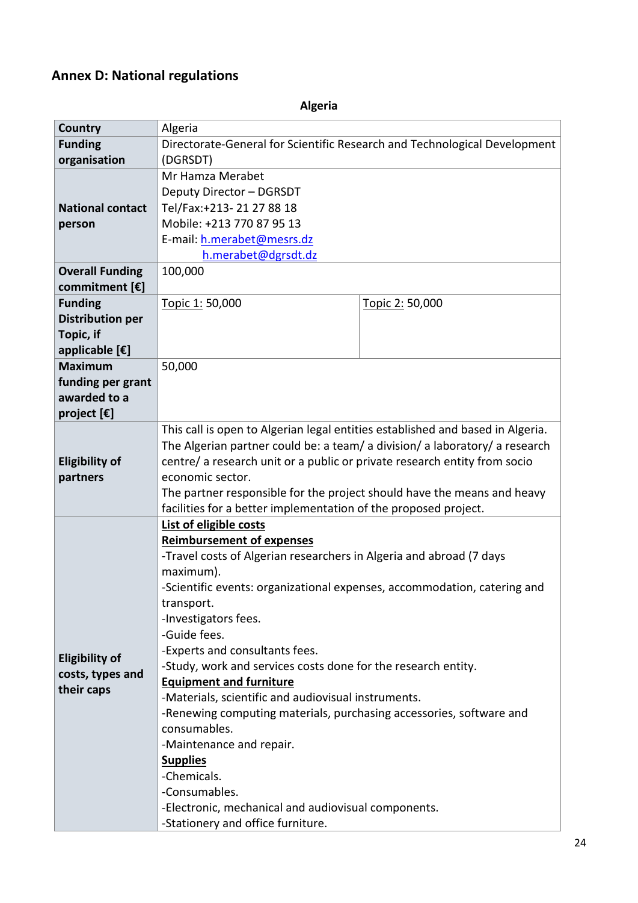## Annex D: National regulations

**Algeria**

| **Country** | Algeria | |
|---|---|---|
| **Funding organisation** | Directorate-General for Scientific Research and Technological Development (DGRSDT) | |
| **National contact person** | Mr Hamza Merabet<br>Deputy Director – DGRSDT<br>Tel/Fax:+213- 21 27 88 18<br>Mobile: +213 770 87 95 13<br>E-mail: h.merabet@mesrs.dz<br>h.merabet@dgrsdt.dz | |
| **Overall Funding commitment [€]** | 100,000 | |
| **Funding Distribution per Topic, if applicable [€]** | Topic 1: 50,000 | Topic 2: 50,000 |
| **Maximum funding per grant awarded to a project [€]** | 50,000 | |
| **Eligibility of partners** | This call is open to Algerian legal entities established and based in Algeria. The Algerian partner could be: a team/ a division/ a laboratory/ a research centre/ a research unit or a public or private research entity from socio economic sector.<br>The partner responsible for the project should have the means and heavy facilities for a better implementation of the proposed project. | |
| **Eligibility of costs, types and their caps** | **List of eligible costs**<br>**Reimbursement of expenses**<br>-Travel costs of Algerian researchers in Algeria and abroad (7 days maximum).<br>-Scientific events: organizational expenses, accommodation, catering and transport.<br>-Investigators fees.<br>-Guide fees.<br>-Experts and consultants fees.<br>-Study, work and services costs done for the research entity.<br>**Equipment and furniture**<br>-Materials, scientific and audiovisual instruments.<br>-Renewing computing materials, purchasing accessories, software and consumables.<br>-Maintenance and repair.<br>**Supplies**<br>-Chemicals.<br>-Consumables.<br>-Electronic, mechanical and audiovisual components.<br>-Stationery and office furniture. | |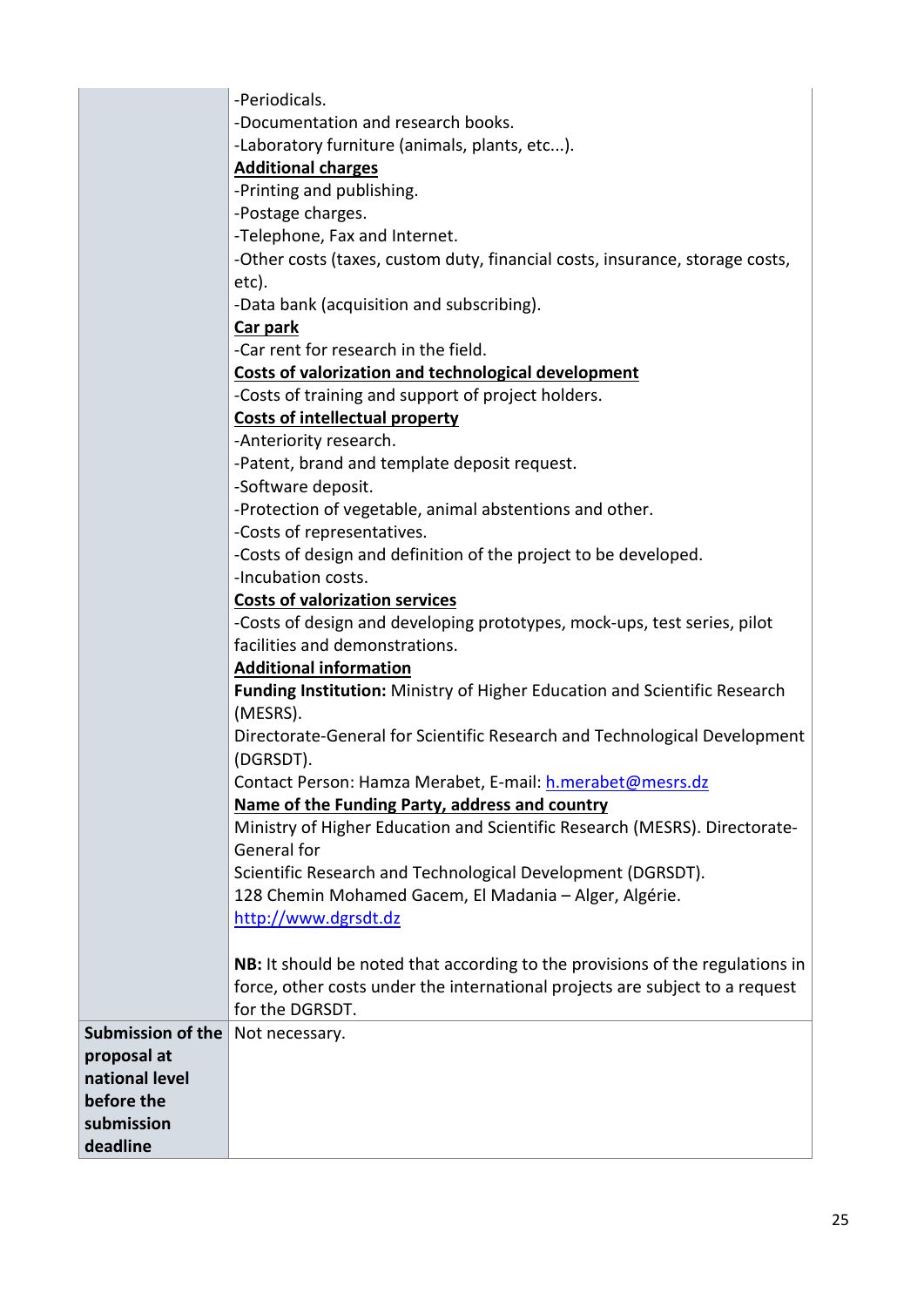| | |
|---|---|
| | -Periodicals.<br>-Documentation and research books.<br>-Laboratory furniture (animals, plants, etc...).<br>**Additional charges**<br>-Printing and publishing.<br>-Postage charges.<br>-Telephone, Fax and Internet.<br>-Other costs (taxes, custom duty, financial costs, insurance, storage costs, etc).<br>-Data bank (acquisition and subscribing).<br>**Car park**<br>-Car rent for research in the field.<br>**Costs of valorization and technological development**<br>-Costs of training and support of project holders.<br>**Costs of intellectual property**<br>-Anteriority research.<br>-Patent, brand and template deposit request.<br>-Software deposit.<br>-Protection of vegetable, animal abstentions and other.<br>-Costs of representatives.<br>-Costs of design and definition of the project to be developed.<br>-Incubation costs.<br>**Costs of valorization services**<br>-Costs of design and developing prototypes, mock-ups, test series, pilot facilities and demonstrations.<br>**Additional information**<br>**Funding Institution:** Ministry of Higher Education and Scientific Research (MESRS).<br>Directorate-General for Scientific Research and Technological Development (DGRSDT).<br>Contact Person: Hamza Merabet, E-mail: h.merabet@mesrs.dz<br>**Name of the Funding Party, address and country**<br>Ministry of Higher Education and Scientific Research (MESRS). Directorate-General for<br>Scientific Research and Technological Development (DGRSDT).<br>128 Chemin Mohamed Gacem, El Madania – Alger, Algérie.<br>http://www.dgrsdt.dz<br><br>**NB:** It should be noted that according to the provisions of the regulations in force, other costs under the international projects are subject to a request for the DGRSDT. |
| **Submission of the proposal at national level before the submission deadline** | Not necessary. |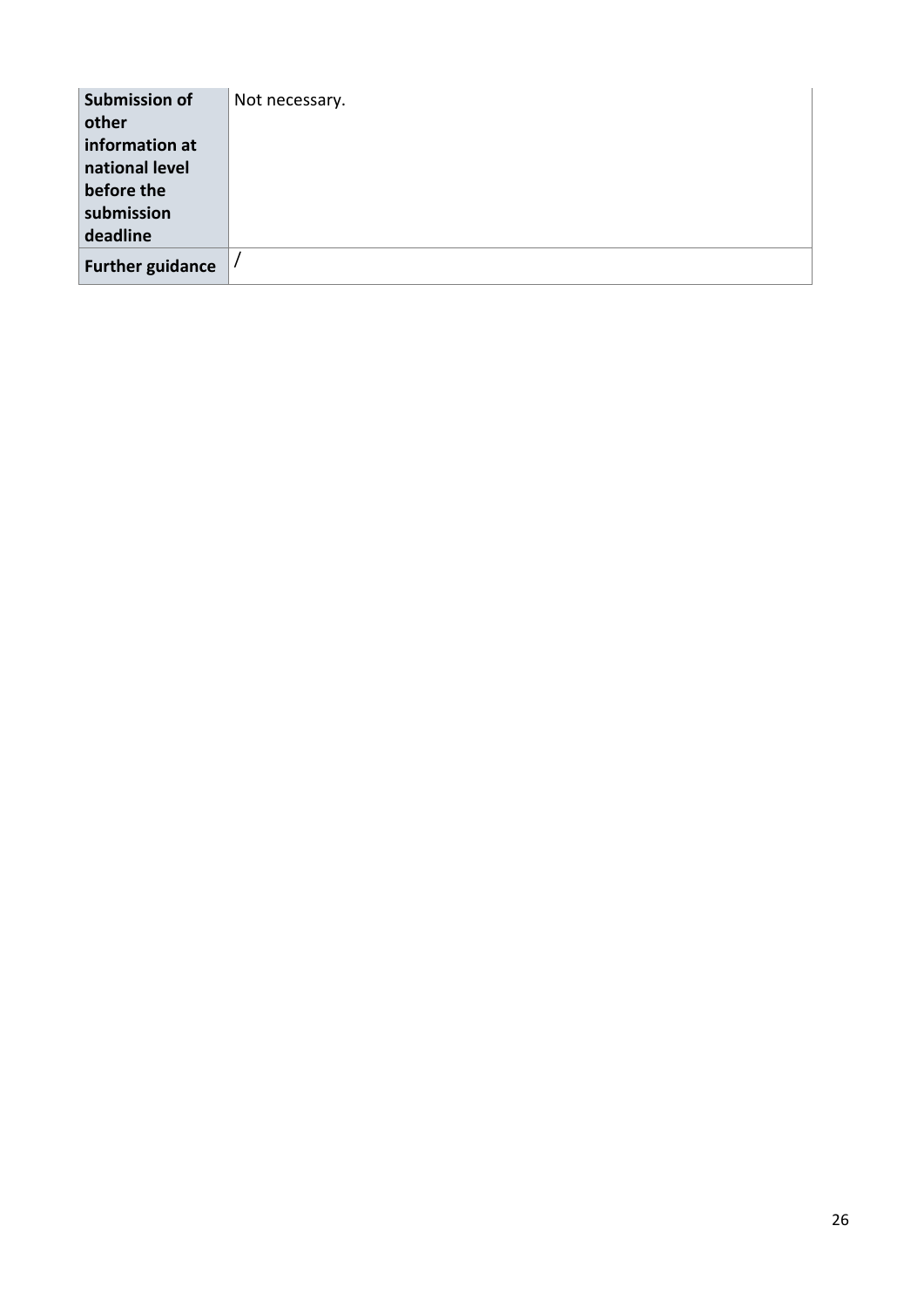| | |
|---|---|
| **Submission of other information at national level before the submission deadline** | Not necessary. |
| **Further guidance** | / |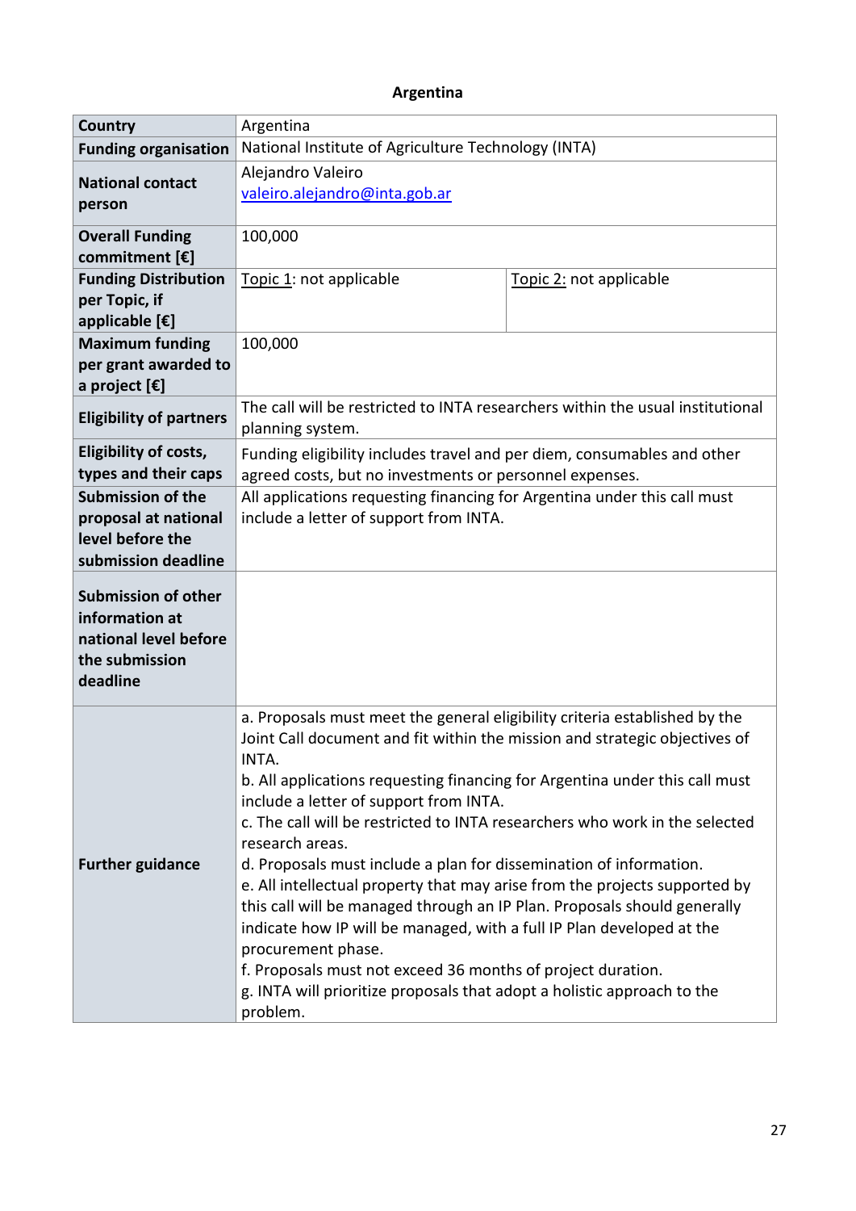**Argentina**

| Country | Argentina | |
|---|---|---|
| Funding organisation | National Institute of Agriculture Technology (INTA) | |
| National contact person | Alejandro Valeiro<br>valeiro.alejandro@inta.gob.ar | |
| Overall Funding commitment [€] | 100,000 | |
| Funding Distribution per Topic, if applicable [€] | Topic 1: not applicable | Topic 2: not applicable |
| Maximum funding per grant awarded to a project [€] | 100,000 | |
| Eligibility of partners | The call will be restricted to INTA researchers within the usual institutional planning system. | |
| Eligibility of costs, types and their caps | Funding eligibility includes travel and per diem, consumables and other agreed costs, but no investments or personnel expenses. | |
| Submission of the proposal at national level before the submission deadline | All applications requesting financing for Argentina under this call must include a letter of support from INTA. | |
| Submission of other information at national level before the submission deadline | | |
| Further guidance | a. Proposals must meet the general eligibility criteria established by the Joint Call document and fit within the mission and strategic objectives of INTA.<br>b. All applications requesting financing for Argentina under this call must include a letter of support from INTA.<br>c. The call will be restricted to INTA researchers who work in the selected research areas.<br>d. Proposals must include a plan for dissemination of information.<br>e. All intellectual property that may arise from the projects supported by this call will be managed through an IP Plan. Proposals should generally indicate how IP will be managed, with a full IP Plan developed at the procurement phase.<br>f. Proposals must not exceed 36 months of project duration.<br>g. INTA will prioritize proposals that adopt a holistic approach to the problem. | |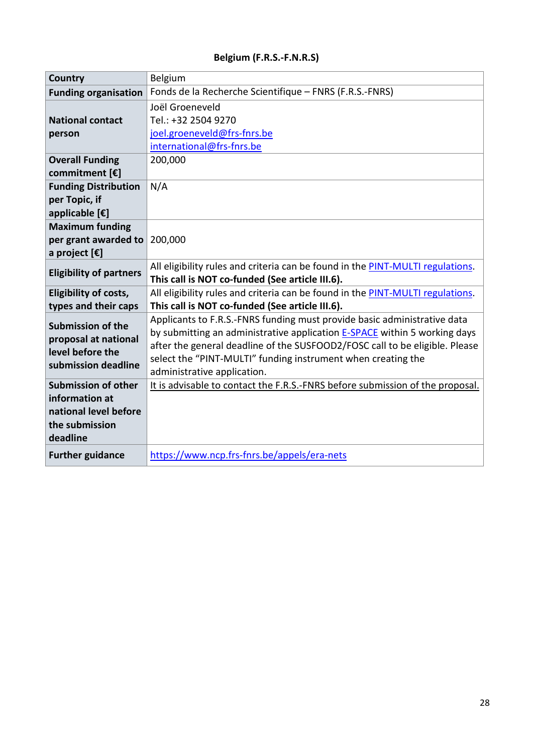**Belgium (F.R.S.-F.N.R.S)**

| Country | Belgium |
|---|---|
| **Funding organisation** | Fonds de la Recherche Scientifique – FNRS (F.R.S.-FNRS) |
| **National contact person** | Joël Groeneveld<br>Tel.: +32 2504 9270<br>joel.groeneveld@frs-fnrs.be<br>international@frs-fnrs.be |
| **Overall Funding commitment [€]** | 200,000 |
| **Funding Distribution per Topic, if applicable [€]** | N/A |
| **Maximum funding per grant awarded to a project [€]** | 200,000 |
| **Eligibility of partners** | All eligibility rules and criteria can be found in the PINT-MULTI regulations. **This call is NOT co-funded (See article III.6).** |
| **Eligibility of costs, types and their caps** | All eligibility rules and criteria can be found in the PINT-MULTI regulations. **This call is NOT co-funded (See article III.6).** |
| **Submission of the proposal at national level before the submission deadline** | Applicants to F.R.S.-FNRS funding must provide basic administrative data by submitting an administrative application E-SPACE within 5 working days after the general deadline of the SUSFOOD2/FOSC call to be eligible. Please select the "PINT-MULTI" funding instrument when creating the administrative application. |
| **Submission of other information at national level before the submission deadline** | It is advisable to contact the F.R.S.-FNRS before submission of the proposal. |
| **Further guidance** | https://www.ncp.frs-fnrs.be/appels/era-nets |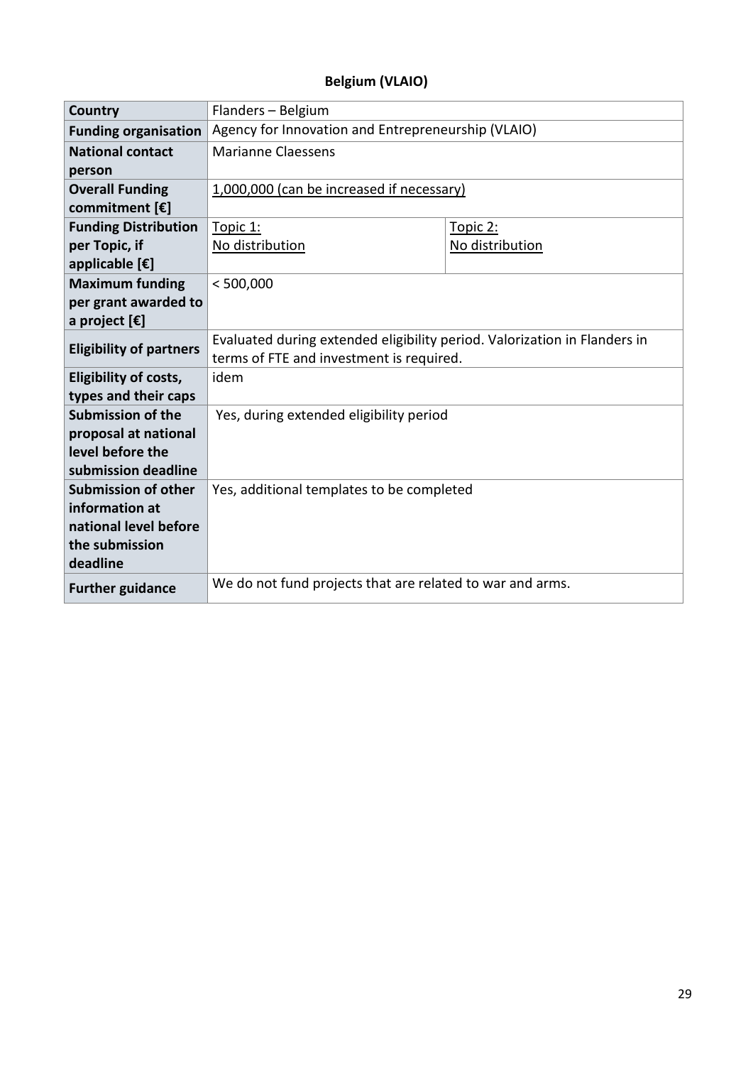## Belgium (VLAIO)

| **Country** | Flanders – Belgium | |
|---|---|---|
| **Funding organisation** | Agency for Innovation and Entrepreneurship (VLAIO) | |
| **National contact person** | Marianne Claessens | |
| **Overall Funding commitment [€]** | 1,000,000 (can be increased if necessary) | |
| **Funding Distribution per Topic, if applicable [€]** | Topic 1: No distribution | Topic 2: No distribution |
| **Maximum funding per grant awarded to a project [€]** | < 500,000 | |
| **Eligibility of partners** | Evaluated during extended eligibility period. Valorization in Flanders in terms of FTE and investment is required. | |
| **Eligibility of costs, types and their caps** | idem | |
| **Submission of the proposal at national level before the submission deadline** | Yes, during extended eligibility period | |
| **Submission of other information at national level before the submission deadline** | Yes, additional templates to be completed | |
| **Further guidance** | We do not fund projects that are related to war and arms. | |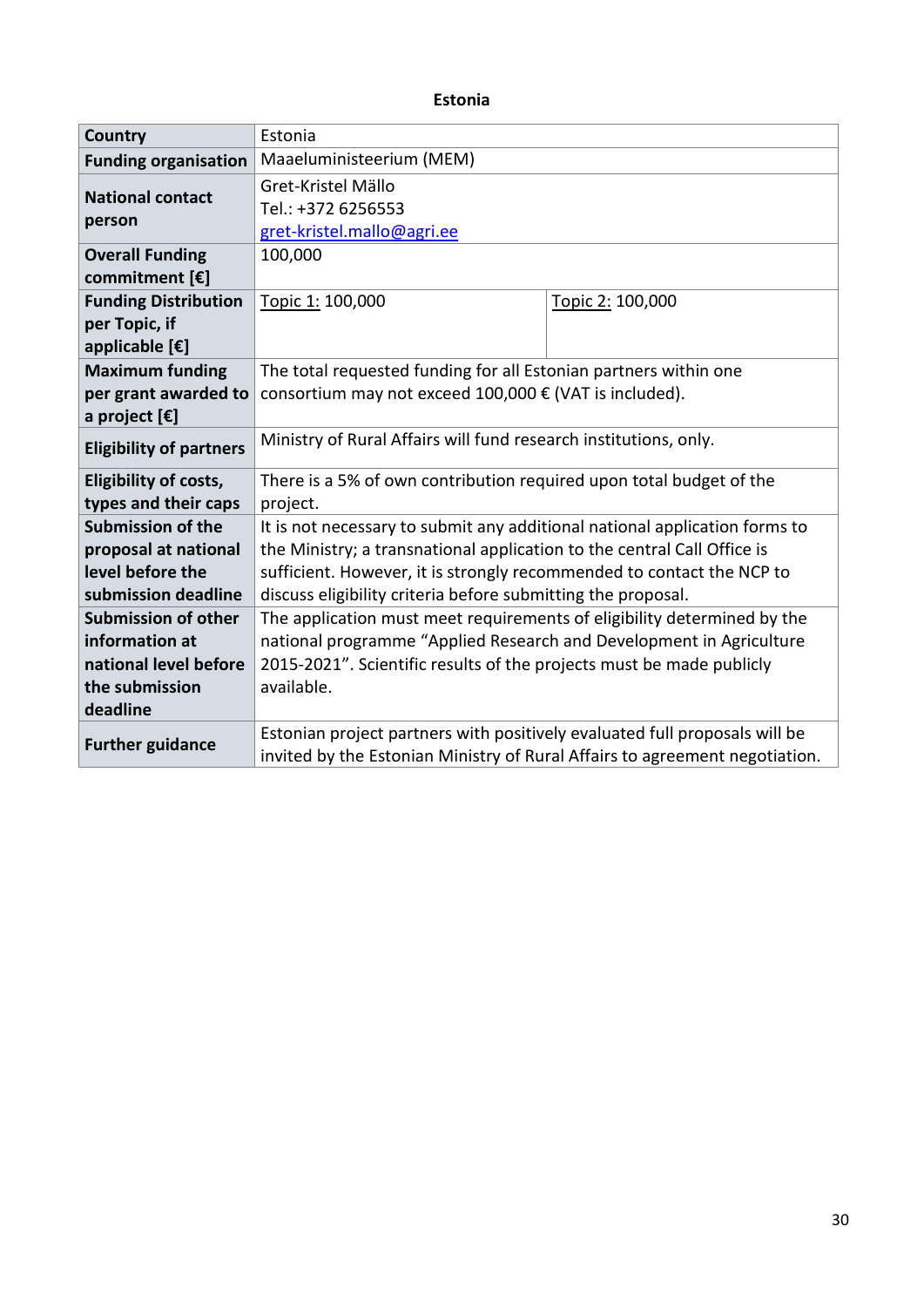**Estonia**

| Country | Estonia | |
|---|---|---|
| **Funding organisation** | Maaeluministeerium (MEM) | |
| **National contact person** | Gret-Kristel Mällo<br>Tel.: +372 6256553<br>gret-kristel.mallo@agri.ee | |
| **Overall Funding commitment [€]** | 100,000 | |
| **Funding Distribution per Topic, if applicable [€]** | Topic 1: 100,000 | Topic 2: 100,000 |
| **Maximum funding per grant awarded to a project [€]** | The total requested funding for all Estonian partners within one consortium may not exceed 100,000 € (VAT is included). | |
| **Eligibility of partners** | Ministry of Rural Affairs will fund research institutions, only. | |
| **Eligibility of costs, types and their caps** | There is a 5% of own contribution required upon total budget of the project. | |
| **Submission of the proposal at national level before the submission deadline** | It is not necessary to submit any additional national application forms to the Ministry; a transnational application to the central Call Office is sufficient. However, it is strongly recommended to contact the NCP to discuss eligibility criteria before submitting the proposal. | |
| **Submission of other information at national level before the submission deadline** | The application must meet requirements of eligibility determined by the national programme "Applied Research and Development in Agriculture 2015-2021". Scientific results of the projects must be made publicly available. | |
| **Further guidance** | Estonian project partners with positively evaluated full proposals will be invited by the Estonian Ministry of Rural Affairs to agreement negotiation. | |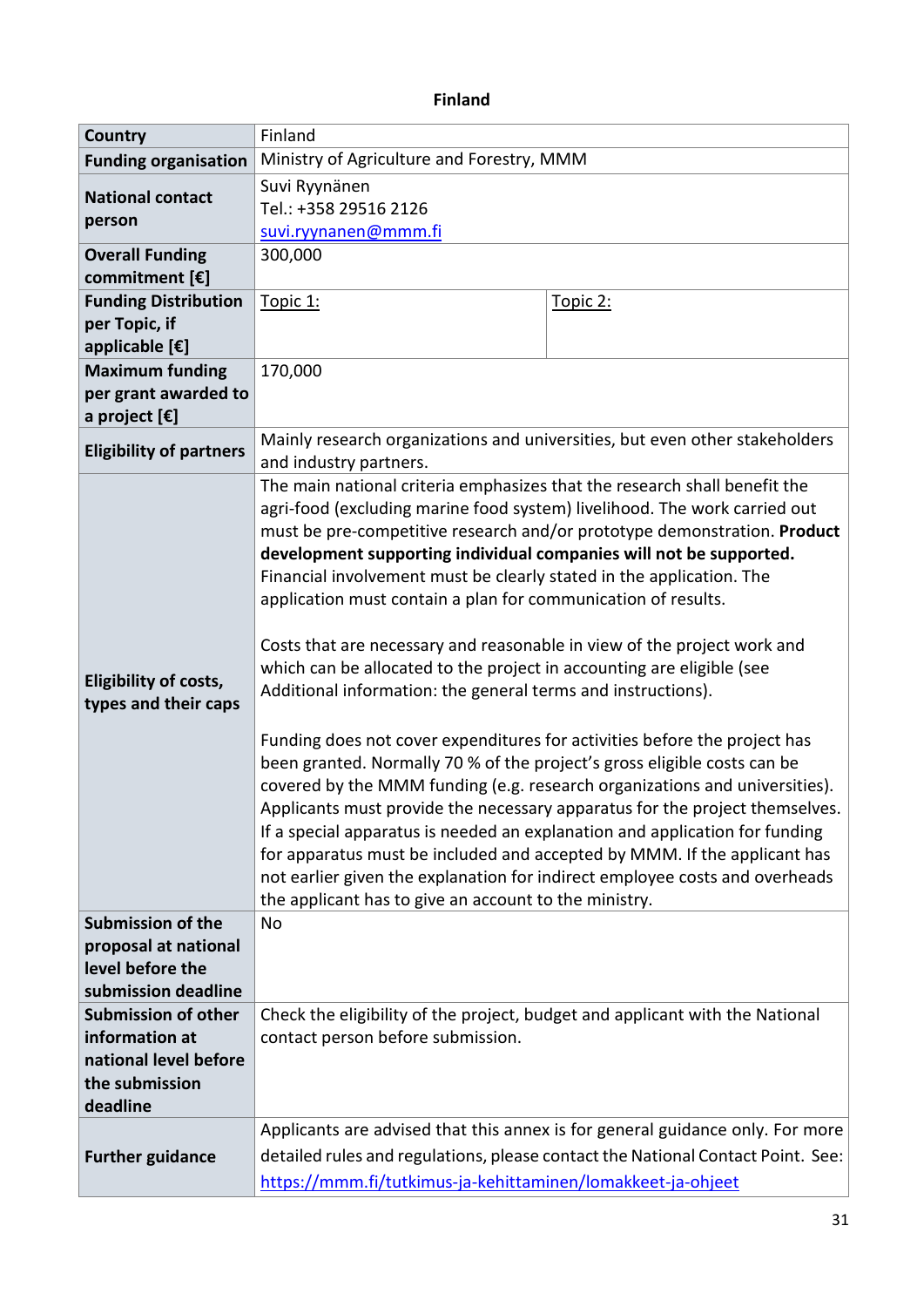**Finland**

| Country | Finland | |
|---|---|---|
| **Funding organisation** | Ministry of Agriculture and Forestry, MMM | |
| **National contact person** | Suvi Ryynänen<br>Tel.: +358 29516 2126<br>suvi.ryynanen@mmm.fi | |
| **Overall Funding commitment [€]** | 300,000 | |
| **Funding Distribution per Topic, if applicable [€]** | Topic 1: | Topic 2: |
| **Maximum funding per grant awarded to a project [€]** | 170,000 | |
| **Eligibility of partners** | Mainly research organizations and universities, but even other stakeholders and industry partners. | |
| **Eligibility of costs, types and their caps** | The main national criteria emphasizes that the research shall benefit the agri-food (excluding marine food system) livelihood. The work carried out must be pre-competitive research and/or prototype demonstration. **Product development supporting individual companies will not be supported.** Financial involvement must be clearly stated in the application. The application must contain a plan for communication of results.<br><br>Costs that are necessary and reasonable in view of the project work and which can be allocated to the project in accounting are eligible (see Additional information: the general terms and instructions).<br><br>Funding does not cover expenditures for activities before the project has been granted. Normally 70 % of the project's gross eligible costs can be covered by the MMM funding (e.g. research organizations and universities). Applicants must provide the necessary apparatus for the project themselves. If a special apparatus is needed an explanation and application for funding for apparatus must be included and accepted by MMM. If the applicant has not earlier given the explanation for indirect employee costs and overheads the applicant has to give an account to the ministry. | |
| **Submission of the proposal at national level before the submission deadline** | No | |
| **Submission of other information at national level before the submission deadline** | Check the eligibility of the project, budget and applicant with the National contact person before submission. | |
| **Further guidance** | Applicants are advised that this annex is for general guidance only. For more detailed rules and regulations, please contact the National Contact Point. See: https://mmm.fi/tutkimus-ja-kehittaminen/lomakkeet-ja-ohjeet | |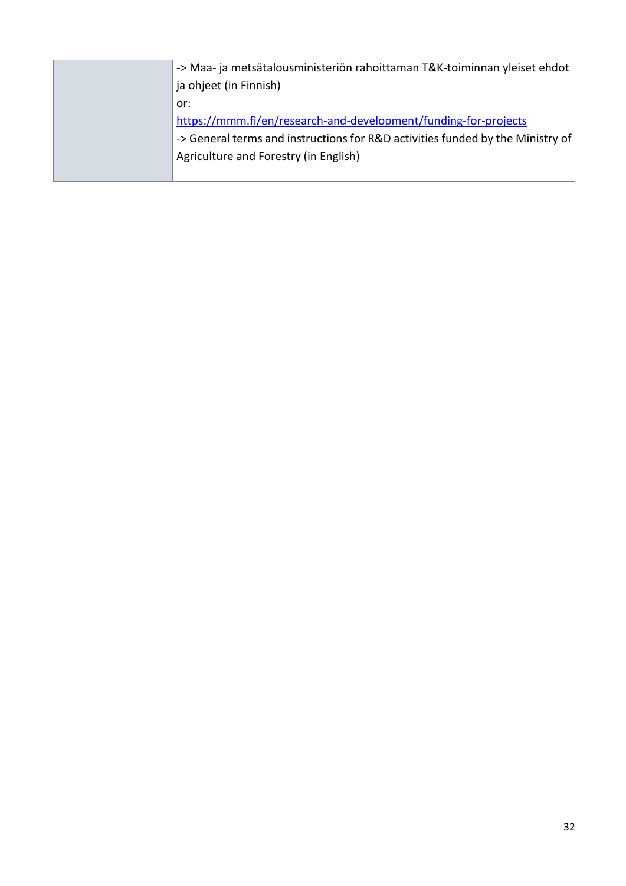| | |
|---|---|
| | -> Maa- ja metsätalousministeriön rahoittaman T&K-toiminnan yleiset ehdot ja ohjeet (in Finnish)<br>or:<br>https://mmm.fi/en/research-and-development/funding-for-projects<br>-> General terms and instructions for R&D activities funded by the Ministry of Agriculture and Forestry (in English) |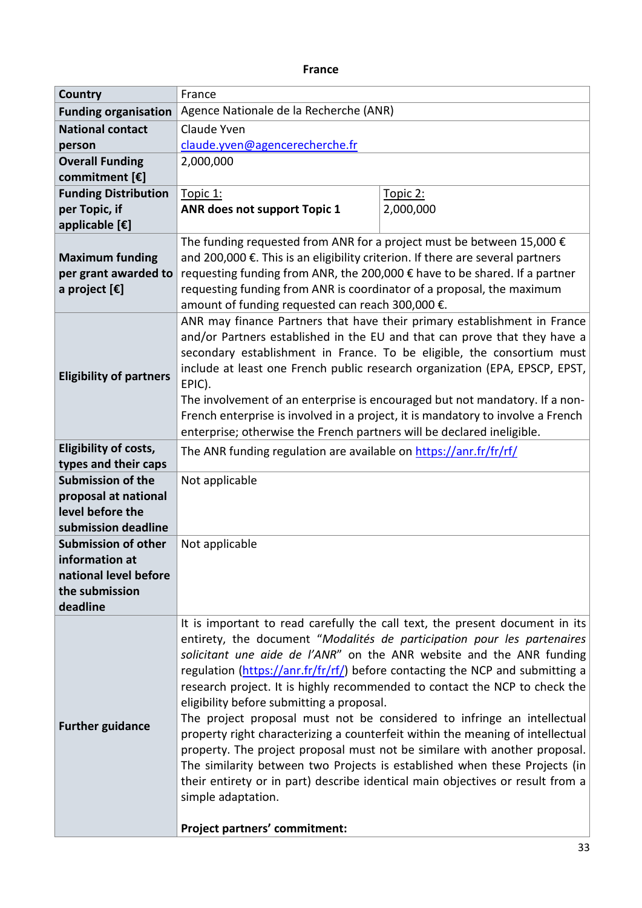**France**

| Country | France | |
|---|---|---|
| **Funding organisation** | Agence Nationale de la Recherche (ANR) | |
| **National contact person** | Claude Yven<br>claude.yven@agencerecherche.fr | |
| **Overall Funding commitment [€]** | 2,000,000 | |
| **Funding Distribution per Topic, if applicable [€]** | Topic 1:<br>**ANR does not support Topic 1** | Topic 2:<br>2,000,000 |
| **Maximum funding per grant awarded to a project [€]** | The funding requested from ANR for a project must be between 15,000 € and 200,000 €. This is an eligibility criterion. If there are several partners requesting funding from ANR, the 200,000 € have to be shared. If a partner requesting funding from ANR is coordinator of a proposal, the maximum amount of funding requested can reach 300,000 €. | |
| **Eligibility of partners** | ANR may finance Partners that have their primary establishment in France and/or Partners established in the EU and that can prove that they have a secondary establishment in France. To be eligible, the consortium must include at least one French public research organization (EPA, EPSCP, EPST, EPIC).<br>The involvement of an enterprise is encouraged but not mandatory. If a non-French enterprise is involved in a project, it is mandatory to involve a French enterprise; otherwise the French partners will be declared ineligible. | |
| **Eligibility of costs, types and their caps** | The ANR funding regulation are available on https://anr.fr/fr/rf/ | |
| **Submission of the proposal at national level before the submission deadline** | Not applicable | |
| **Submission of other information at national level before the submission deadline** | Not applicable | |
| **Further guidance** | It is important to read carefully the call text, the present document in its entirety, the document "*Modalités de participation pour les partenaires solicitant une aide de l'ANR*" on the ANR website and the ANR funding regulation (https://anr.fr/fr/rf/) before contacting the NCP and submitting a research project. It is highly recommended to contact the NCP to check the eligibility before submitting a proposal.<br>The project proposal must not be considered to infringe an intellectual property right characterizing a counterfeit within the meaning of intellectual property. The project proposal must not be similare with another proposal. The similarity between two Projects is established when these Projects (in their entirety or in part) describe identical main objectives or result from a simple adaptation.<br><br>**Project partners' commitment:** | |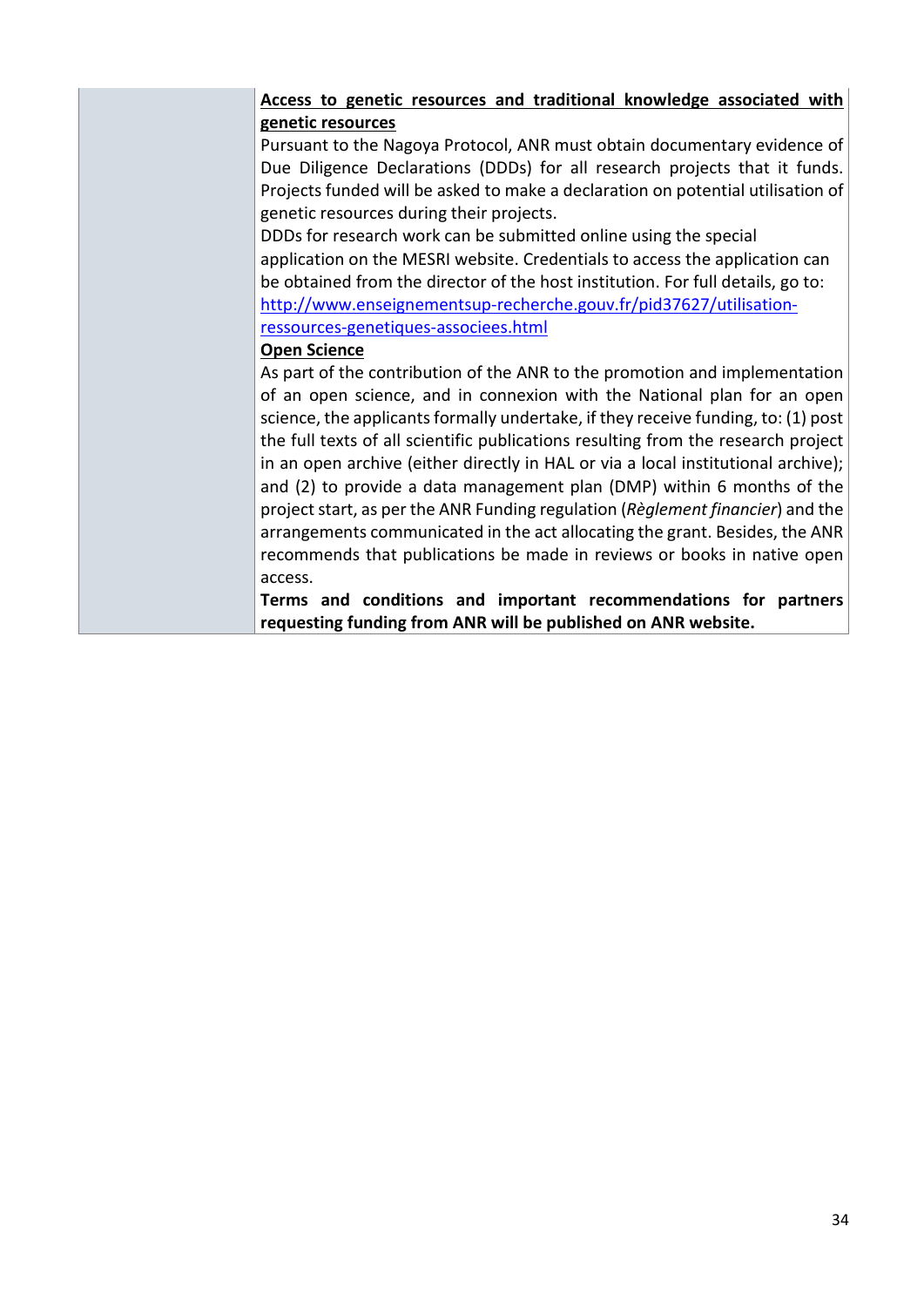| | |
|---|---|
| | **<u>Access to genetic resources and traditional knowledge associated with genetic resources</u>**<br>Pursuant to the Nagoya Protocol, ANR must obtain documentary evidence of Due Diligence Declarations (DDDs) for all research projects that it funds. Projects funded will be asked to make a declaration on potential utilisation of genetic resources during their projects.<br>DDDs for research work can be submitted online using the special application on the MESRI website. Credentials to access the application can be obtained from the director of the host institution. For full details, go to: http://www.enseignementsup-recherche.gouv.fr/pid37627/utilisation-ressources-genetiques-associees.html<br>**<u>Open Science</u>**<br>As part of the contribution of the ANR to the promotion and implementation of an open science, and in connexion with the National plan for an open science, the applicants formally undertake, if they receive funding, to: (1) post the full texts of all scientific publications resulting from the research project in an open archive (either directly in HAL or via a local institutional archive); and (2) to provide a data management plan (DMP) within 6 months of the project start, as per the ANR Funding regulation (*Règlement financier*) and the arrangements communicated in the act allocating the grant. Besides, the ANR recommends that publications be made in reviews or books in native open access.<br>**Terms and conditions and important recommendations for partners requesting funding from ANR will be published on ANR website.** |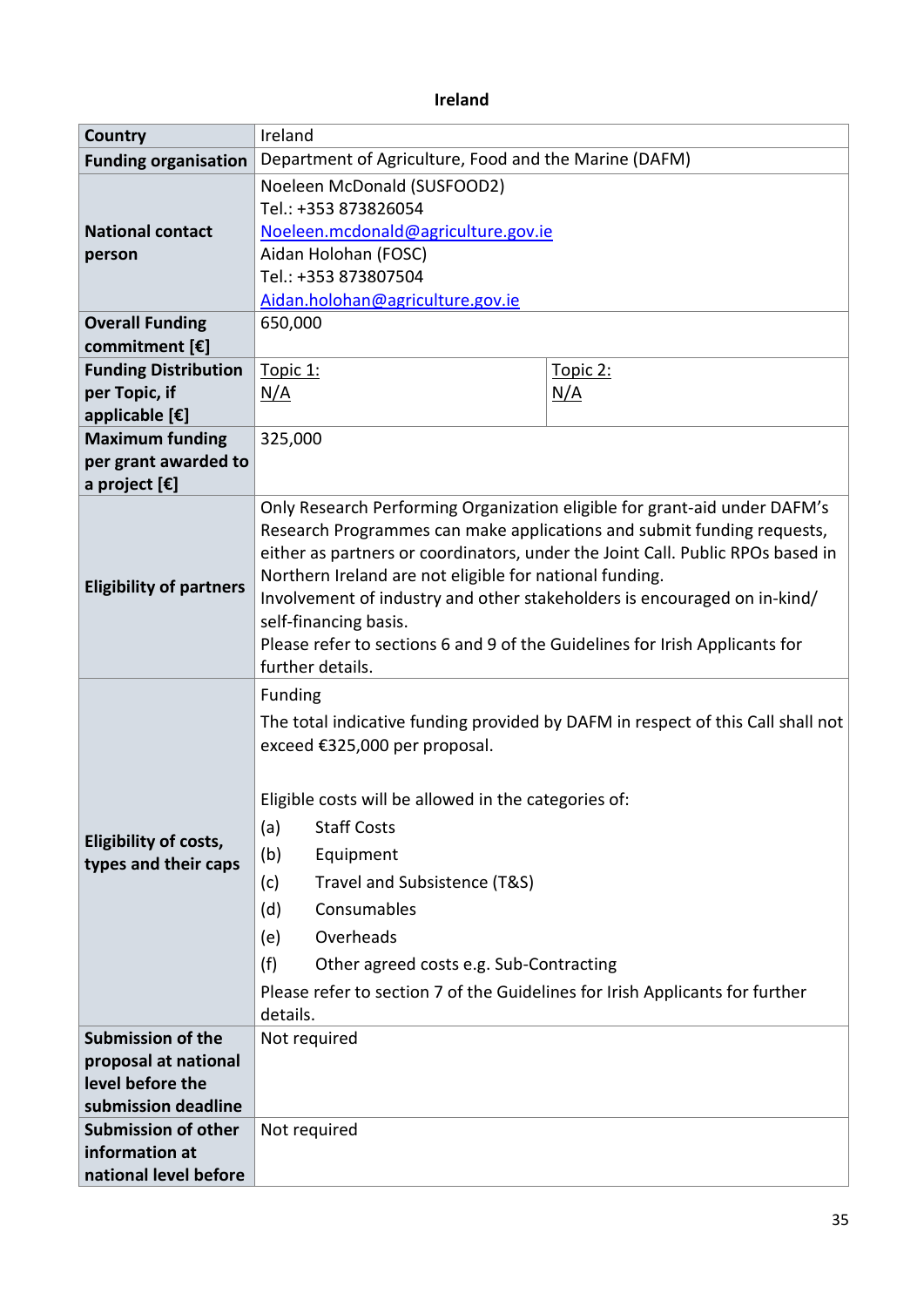**Ireland**

| Country | Ireland | |
|---|---|---|
| **Funding organisation** | Department of Agriculture, Food and the Marine (DAFM) | |
| **National contact person** | Noeleen McDonald (SUSFOOD2)<br>Tel.: +353 873826054<br>Noeleen.mcdonald@agriculture.gov.ie<br>Aidan Holohan (FOSC)<br>Tel.: +353 873807504<br>Aidan.holohan@agriculture.gov.ie | |
| **Overall Funding commitment [€]** | 650,000 | |
| **Funding Distribution per Topic, if applicable [€]** | Topic 1:<br>N/A | Topic 2:<br>N/A |
| **Maximum funding per grant awarded to a project [€]** | 325,000 | |
| **Eligibility of partners** | Only Research Performing Organization eligible for grant-aid under DAFM's Research Programmes can make applications and submit funding requests, either as partners or coordinators, under the Joint Call. Public RPOs based in Northern Ireland are not eligible for national funding.<br>Involvement of industry and other stakeholders is encouraged on in-kind/ self-financing basis.<br>Please refer to sections 6 and 9 of the Guidelines for Irish Applicants for further details. | |
| **Eligibility of costs, types and their caps** | Funding<br>The total indicative funding provided by DAFM in respect of this Call shall not exceed €325,000 per proposal.<br><br>Eligible costs will be allowed in the categories of:<br>(a) Staff Costs<br>(b) Equipment<br>(c) Travel and Subsistence (T&S)<br>(d) Consumables<br>(e) Overheads<br>(f) Other agreed costs e.g. Sub-Contracting<br>Please refer to section 7 of the Guidelines for Irish Applicants for further details. | |
| **Submission of the proposal at national level before the submission deadline** | Not required | |
| **Submission of other information at national level before** | Not required | |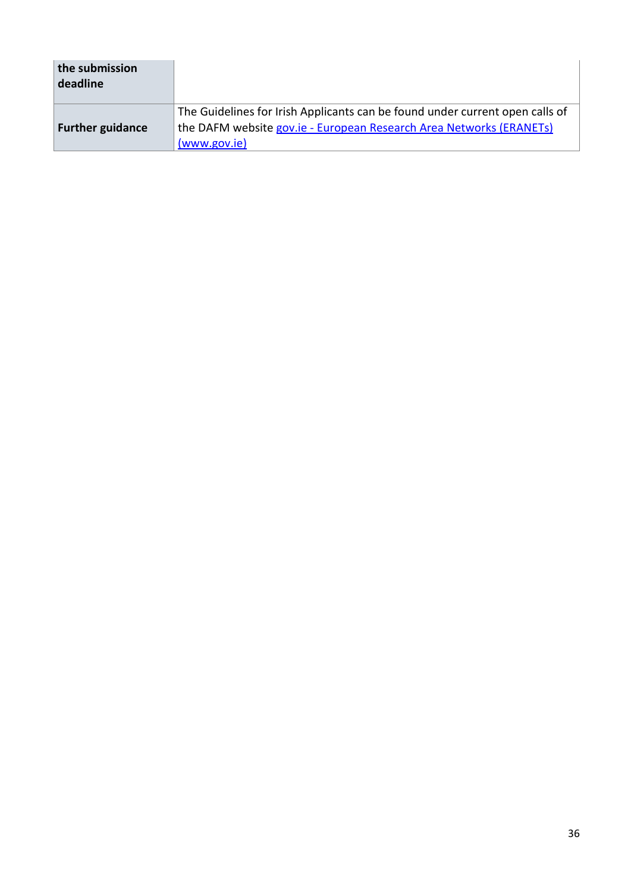| | |
|---|---|
| **the submission deadline** | |
| **Further guidance** | The Guidelines for Irish Applicants can be found under current open calls of the DAFM website gov.ie - European Research Area Networks (ERANETs) (www.gov.ie) |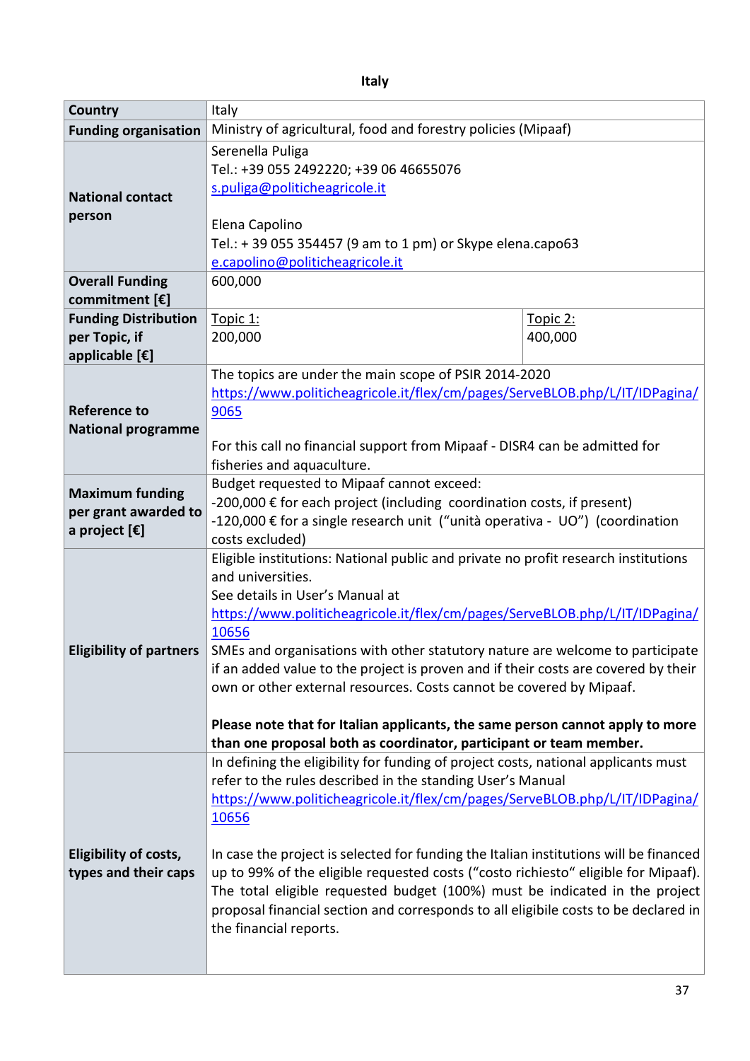**Italy**

| Country | Italy | |
|---|---|---|
| **Funding organisation** | Ministry of agricultural, food and forestry policies (Mipaaf) | |
| **National contact person** | Serenella Puliga<br>Tel.: +39 055 2492220; +39 06 46655076<br>s.puliga@politicheagricole.it<br><br>Elena Capolino<br>Tel.: + 39 055 354457 (9 am to 1 pm) or Skype elena.capo63<br>e.capolino@politicheagricole.it | |
| **Overall Funding commitment [€]** | 600,000 | |
| **Funding Distribution per Topic, if applicable [€]** | Topic 1:<br>200,000 | Topic 2:<br>400,000 |
| **Reference to National programme** | The topics are under the main scope of PSIR 2014-2020<br>https://www.politicheagricole.it/flex/cm/pages/ServeBLOB.php/L/IT/IDPagina/9065<br><br>For this call no financial support from Mipaaf - DISR4 can be admitted for fisheries and aquaculture. | |
| **Maximum funding per grant awarded to a project [€]** | Budget requested to Mipaaf cannot exceed:<br>-200,000 € for each project (including coordination costs, if present)<br>-120,000 € for a single research unit ("unità operativa - UO") (coordination costs excluded) | |
| **Eligibility of partners** | Eligible institutions: National public and private no profit research institutions and universities.<br>See details in User's Manual at<br>https://www.politicheagricole.it/flex/cm/pages/ServeBLOB.php/L/IT/IDPagina/10656<br>SMEs and organisations with other statutory nature are welcome to participate if an added value to the project is proven and if their costs are covered by their own or other external resources. Costs cannot be covered by Mipaaf.<br><br>**Please note that for Italian applicants, the same person cannot apply to more than one proposal both as coordinator, participant or team member.** | |
| **Eligibility of costs, types and their caps** | In defining the eligibility for funding of project costs, national applicants must refer to the rules described in the standing User's Manual<br>https://www.politicheagricole.it/flex/cm/pages/ServeBLOB.php/L/IT/IDPagina/10656<br><br>In case the project is selected for funding the Italian institutions will be financed up to 99% of the eligible requested costs ("costo richiesto" eligible for Mipaaf). The total eligible requested budget (100%) must be indicated in the project proposal financial section and corresponds to all eligibile costs to be declared in the financial reports. | |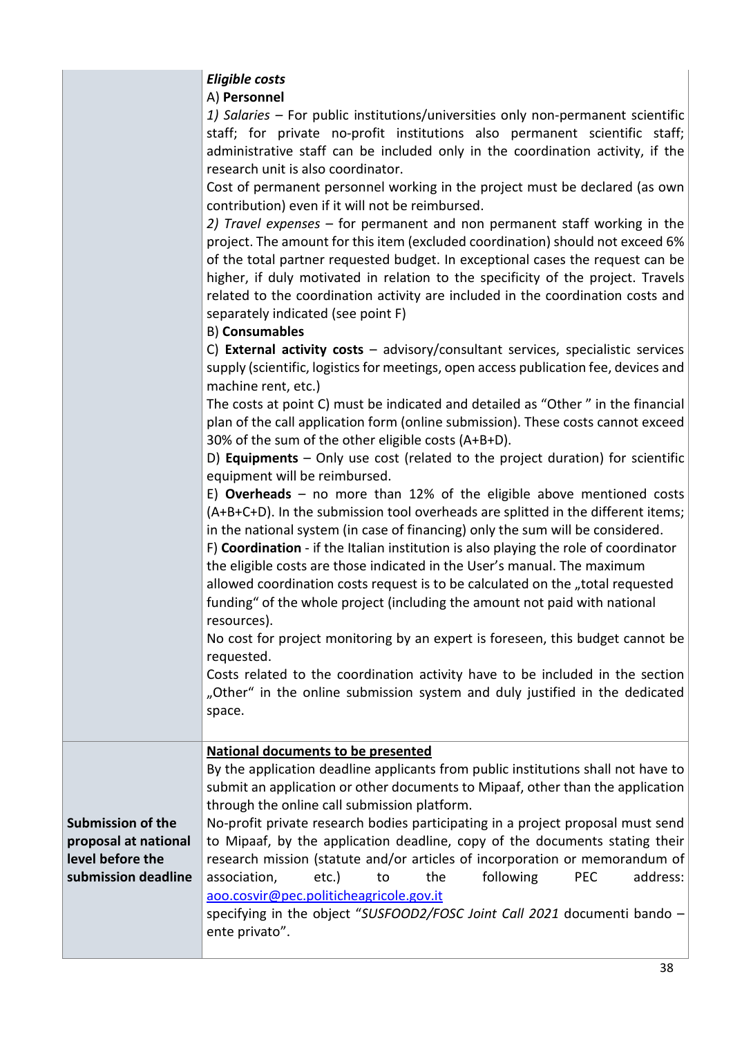| | |
|---|---|
| | ***Eligible costs*** <br> A) **Personnel** <br> *1) Salaries* – For public institutions/universities only non-permanent scientific staff; for private no-profit institutions also permanent scientific staff; administrative staff can be included only in the coordination activity, if the research unit is also coordinator. <br> Cost of permanent personnel working in the project must be declared (as own contribution) even if it will not be reimbursed. <br> *2) Travel expenses* – for permanent and non permanent staff working in the project. The amount for this item (excluded coordination) should not exceed 6% of the total partner requested budget. In exceptional cases the request can be higher, if duly motivated in relation to the specificity of the project. Travels related to the coordination activity are included in the coordination costs and separately indicated (see point F) <br> B) **Consumables** <br> C) **External activity costs** – advisory/consultant services, specialistic services supply (scientific, logistics for meetings, open access publication fee, devices and machine rent, etc.) <br> The costs at point C) must be indicated and detailed as "Other " in the financial plan of the call application form (online submission). These costs cannot exceed 30% of the sum of the other eligible costs (A+B+D). <br> D) **Equipments** – Only use cost (related to the project duration) for scientific equipment will be reimbursed. <br> E) **Overheads** – no more than 12% of the eligible above mentioned costs (A+B+C+D). In the submission tool overheads are splitted in the different items; in the national system (in case of financing) only the sum will be considered. <br> F) **Coordination** - if the Italian institution is also playing the role of coordinator the eligible costs are those indicated in the User's manual. The maximum allowed coordination costs request is to be calculated on the „total requested funding" of the whole project (including the amount not paid with national resources). <br> No cost for project monitoring by an expert is foreseen, this budget cannot be requested. <br> Costs related to the coordination activity have to be included in the section „Other" in the online submission system and duly justified in the dedicated space. |
| **Submission of the proposal at national level before the submission deadline** | **National documents to be presented** <br> By the application deadline applicants from public institutions shall not have to submit an application or other documents to Mipaaf, other than the application through the online call submission platform. <br> No-profit private research bodies participating in a project proposal must send to Mipaaf, by the application deadline, copy of the documents stating their research mission (statute and/or articles of incorporation or memorandum of association, etc.) to the following PEC address: aoo.cosvir@pec.politicheagricole.gov.it <br> specifying in the object "*SUSFOOD2/FOSC Joint Call 2021* documenti bando – ente privato". |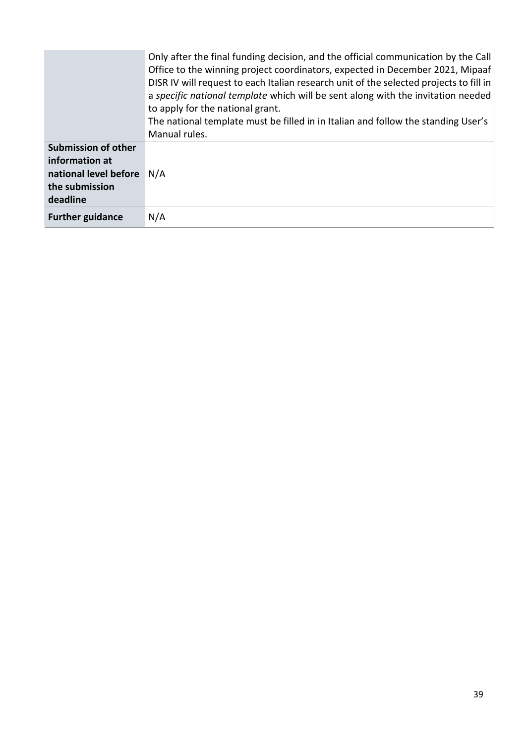| | |
|---|---|
| | Only after the final funding decision, and the official communication by the Call Office to the winning project coordinators, expected in December 2021, Mipaaf DISR IV will request to each Italian research unit of the selected projects to fill in a *specific national template* which will be sent along with the invitation needed to apply for the national grant.<br>The national template must be filled in in Italian and follow the standing User's Manual rules. |
| **Submission of other information at national level before the submission deadline** | N/A |
| **Further guidance** | N/A |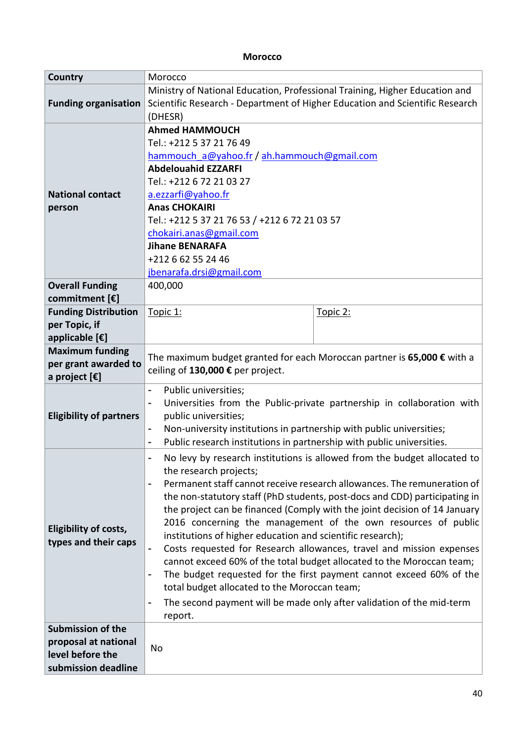**Morocco**

| Country | Morocco | |
|---|---|---|
| **Funding organisation** | Ministry of National Education, Professional Training, Higher Education and Scientific Research - Department of Higher Education and Scientific Research (DHESR) | |
| **National contact person** | **Ahmed HAMMOUCH**<br>Tel.: +212 5 37 21 76 49<br>hammouch_a@yahoo.fr / ah.hammouch@gmail.com<br>**Abdelouahid EZZARFI**<br>Tel.: +212 6 72 21 03 27<br>a.ezzarfi@yahoo.fr<br>**Anas CHOKAIRI**<br>Tel.: +212 5 37 21 76 53 / +212 6 72 21 03 57<br>chokairi.anas@gmail.com<br>**Jihane BENARAFA**<br>+212 6 62 55 24 46<br>jbenarafa.drsi@gmail.com | |
| **Overall Funding commitment [€]** | 400,000 | |
| **Funding Distribution per Topic, if applicable [€]** | Topic 1: | Topic 2: |
| **Maximum funding per grant awarded to a project [€]** | The maximum budget granted for each Moroccan partner is **65,000 €** with a ceiling of **130,000 €** per project. | |
| **Eligibility of partners** | - Public universities;<br>- Universities from the Public-private partnership in collaboration with public universities;<br>- Non-university institutions in partnership with public universities;<br>- Public research institutions in partnership with public universities. | |
| **Eligibility of costs, types and their caps** | - No levy by research institutions is allowed from the budget allocated to the research projects;<br>- Permanent staff cannot receive research allowances. The remuneration of the non-statutory staff (PhD students, post-docs and CDD) participating in the project can be financed (Comply with the joint decision of 14 January 2016 concerning the management of the own resources of public institutions of higher education and scientific research);<br>- Costs requested for Research allowances, travel and mission expenses cannot exceed 60% of the total budget allocated to the Moroccan team;<br>- The budget requested for the first payment cannot exceed 60% of the total budget allocated to the Moroccan team;<br>- The second payment will be made only after validation of the mid-term report. | |
| **Submission of the proposal at national level before the submission deadline** | No | |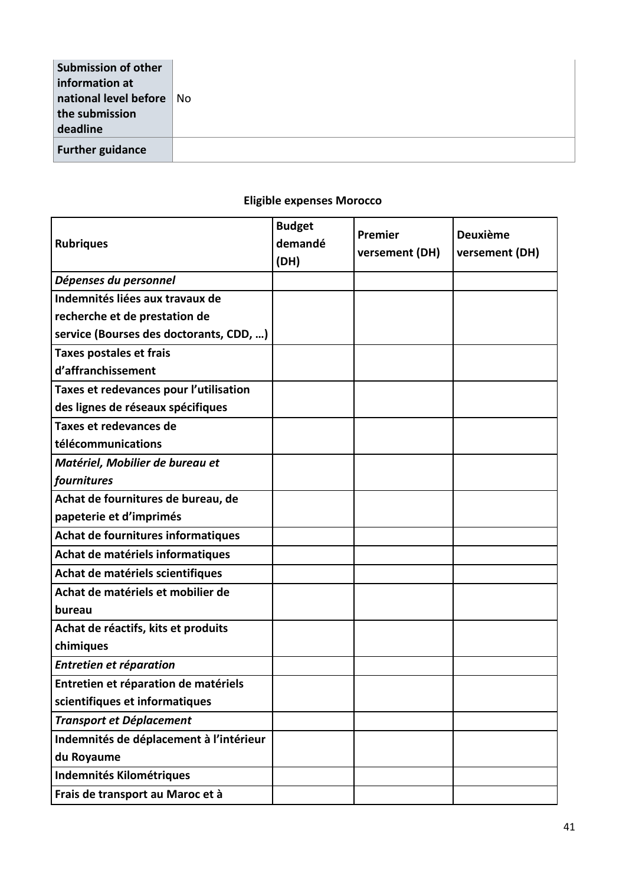| | |
|---|---|
| **Submission of other information at national level before the submission deadline** | No |
| **Further guidance** | |

**Eligible expenses Morocco**

| Rubriques | Budget demandé (DH) | Premier versement (DH) | Deuxième versement (DH) |
|---|---|---|---|
| ***Dépenses du personnel*** | | | |
| **Indemnités liées aux travaux de recherche et de prestation de service (Bourses des doctorants, CDD, …)** | | | |
| **Taxes postales et frais d'affranchissement** | | | |
| **Taxes et redevances pour l'utilisation des lignes de réseaux spécifiques** | | | |
| **Taxes et redevances de télécommunications** | | | |
| ***Matériel, Mobilier de bureau et fournitures*** | | | |
| **Achat de fournitures de bureau, de papeterie et d'imprimés** | | | |
| **Achat de fournitures informatiques** | | | |
| **Achat de matériels informatiques** | | | |
| **Achat de matériels scientifiques** | | | |
| **Achat de matériels et mobilier de bureau** | | | |
| **Achat de réactifs, kits et produits chimiques** | | | |
| ***Entretien et réparation*** | | | |
| **Entretien et réparation de matériels scientifiques et informatiques** | | | |
| ***Transport et Déplacement*** | | | |
| **Indemnités de déplacement à l'intérieur du Royaume** | | | |
| **Indemnités Kilométriques** | | | |
| **Frais de transport au Maroc et à** | | | |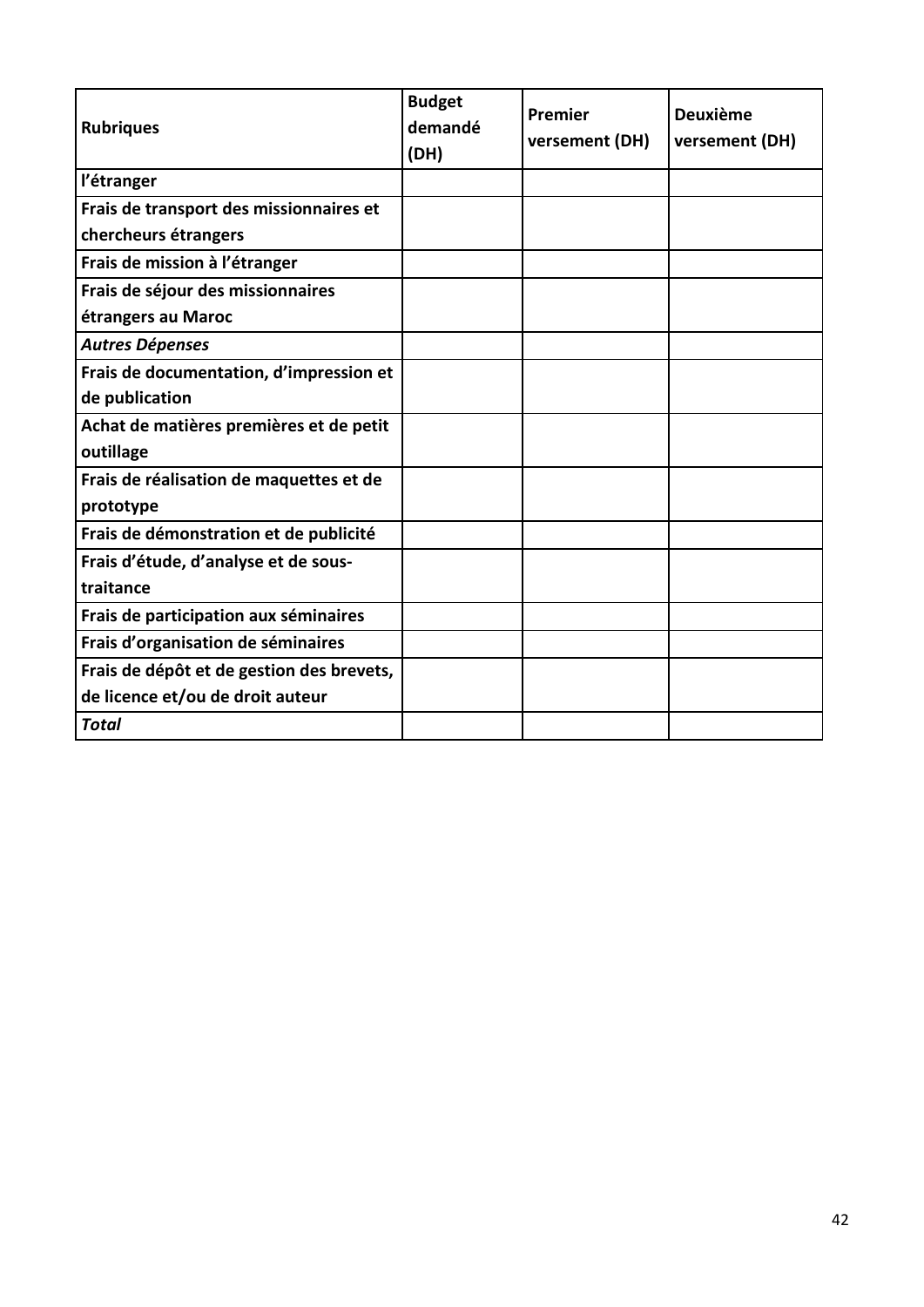| **Rubriques** | **Budget demandé (DH)** | **Premier versement (DH)** | **Deuxième versement (DH)** |
|---|---|---|---|
| **l'étranger** | | | |
| **Frais de transport des missionnaires et chercheurs étrangers** | | | |
| **Frais de mission à l'étranger** | | | |
| **Frais de séjour des missionnaires étrangers au Maroc** | | | |
| ***Autres Dépenses*** | | | |
| **Frais de documentation, d'impression et de publication** | | | |
| **Achat de matières premières et de petit outillage** | | | |
| **Frais de réalisation de maquettes et de prototype** | | | |
| **Frais de démonstration et de publicité** | | | |
| **Frais d'étude, d'analyse et de sous-traitance** | | | |
| **Frais de participation aux séminaires** | | | |
| **Frais d'organisation de séminaires** | | | |
| **Frais de dépôt et de gestion des brevets, de licence et/ou de droit auteur** | | | |
| ***Total*** | | | |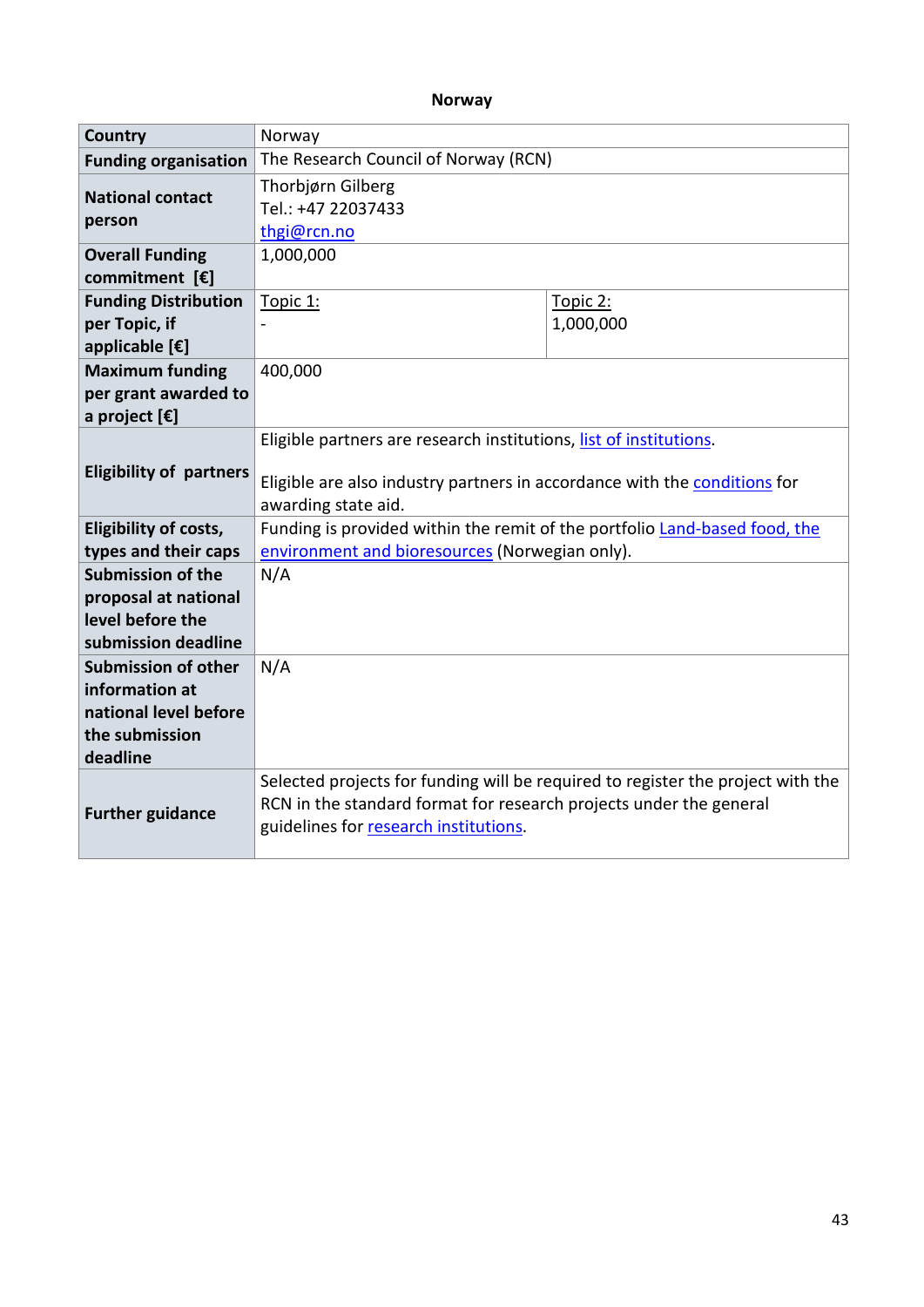**Norway**

| Country | Norway | |
|---|---|---|
| Funding organisation | The Research Council of Norway (RCN) | |
| National contact person | Thorbjørn Gilberg<br>Tel.: +47 22037433<br>thgi@rcn.no | |
| Overall Funding commitment [€] | 1,000,000 | |
| Funding Distribution per Topic, if applicable [€] | Topic 1:<br>- | Topic 2:<br>1,000,000 |
| Maximum funding per grant awarded to a project [€] | 400,000 | |
| Eligibility of partners | Eligible partners are research institutions, list of institutions.<br><br>Eligible are also industry partners in accordance with the conditions for awarding state aid. | |
| Eligibility of costs, types and their caps | Funding is provided within the remit of the portfolio Land-based food, the environment and bioresources (Norwegian only). | |
| Submission of the proposal at national level before the submission deadline | N/A | |
| Submission of other information at national level before the submission deadline | N/A | |
| Further guidance | Selected projects for funding will be required to register the project with the RCN in the standard format for research projects under the general guidelines for research institutions. | |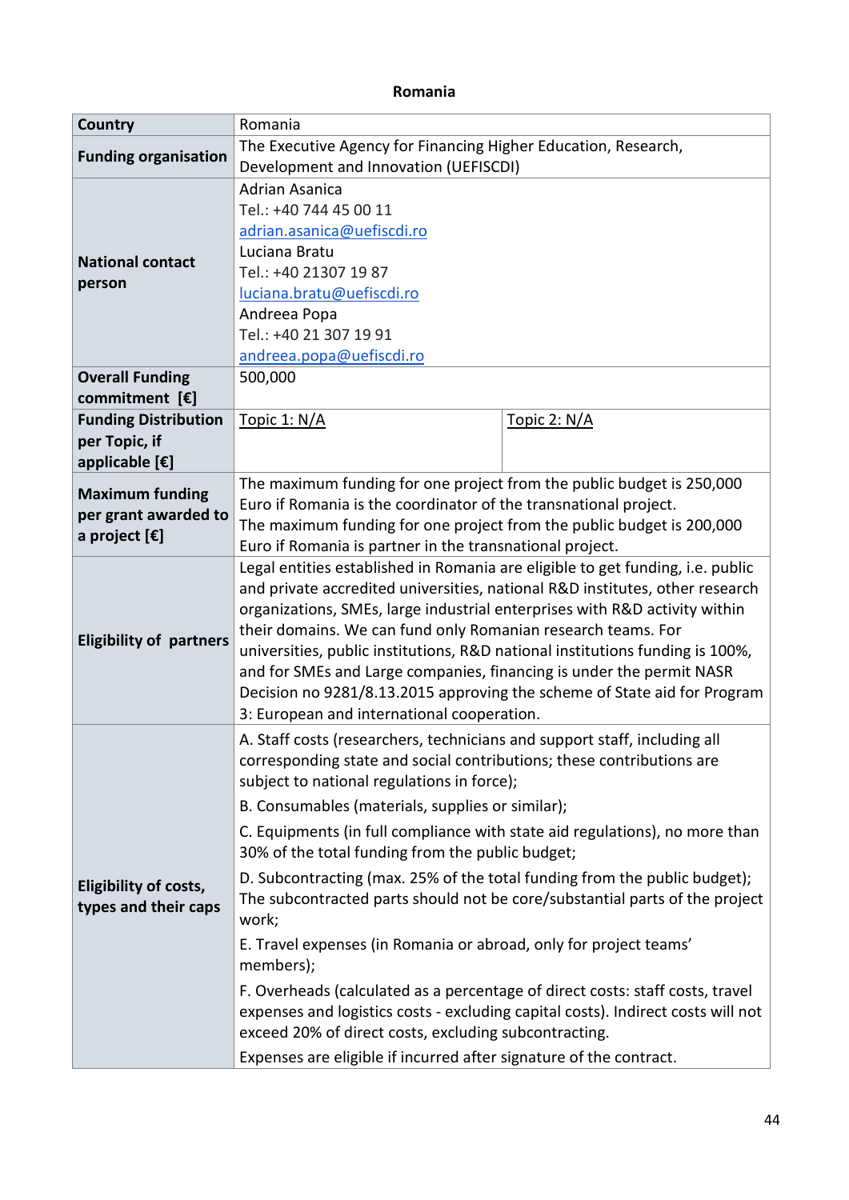**Romania**

| Country | Romania | |
|---|---|---|
| **Funding organisation** | The Executive Agency for Financing Higher Education, Research, Development and Innovation (UEFISCDI) | |
| **National contact person** | Adrian Asanica<br>Tel.: +40 744 45 00 11<br>adrian.asanica@uefiscdi.ro<br>Luciana Bratu<br>Tel.: +40 21307 19 87<br>luciana.bratu@uefiscdi.ro<br>Andreea Popa<br>Tel.: +40 21 307 19 91<br>andreea.popa@uefiscdi.ro | |
| **Overall Funding commitment [€]** | 500,000 | |
| **Funding Distribution per Topic, if applicable [€]** | Topic 1: N/A | Topic 2: N/A |
| **Maximum funding per grant awarded to a project [€]** | The maximum funding for one project from the public budget is 250,000 Euro if Romania is the coordinator of the transnational project.<br>The maximum funding for one project from the public budget is 200,000 Euro if Romania is partner in the transnational project. | |
| **Eligibility of partners** | Legal entities established in Romania are eligible to get funding, i.e. public and private accredited universities, national R&D institutes, other research organizations, SMEs, large industrial enterprises with R&D activity within their domains. We can fund only Romanian research teams. For universities, public institutions, R&D national institutions funding is 100%, and for SMEs and Large companies, financing is under the permit NASR Decision no 9281/8.13.2015 approving the scheme of State aid for Program 3: European and international cooperation. | |
| **Eligibility of costs, types and their caps** | A. Staff costs (researchers, technicians and support staff, including all corresponding state and social contributions; these contributions are subject to national regulations in force);<br>B. Consumables (materials, supplies or similar);<br>C. Equipments (in full compliance with state aid regulations), no more than 30% of the total funding from the public budget;<br>D. Subcontracting (max. 25% of the total funding from the public budget); The subcontracted parts should not be core/substantial parts of the project work;<br>E. Travel expenses (in Romania or abroad, only for project teams' members);<br>F. Overheads (calculated as a percentage of direct costs: staff costs, travel expenses and logistics costs - excluding capital costs). Indirect costs will not exceed 20% of direct costs, excluding subcontracting.<br>Expenses are eligible if incurred after signature of the contract. | |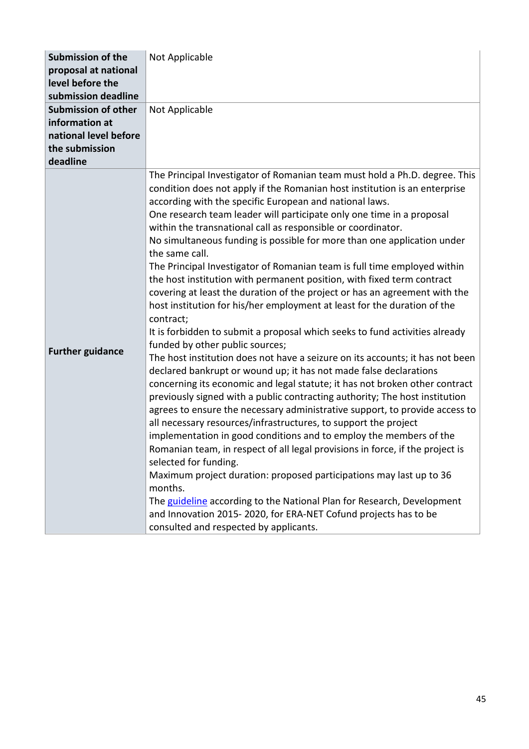| | |
|---|---|
| **Submission of the proposal at national level before the submission deadline** | Not Applicable |
| **Submission of other information at national level before the submission deadline** | Not Applicable |
| **Further guidance** | The Principal Investigator of Romanian team must hold a Ph.D. degree. This condition does not apply if the Romanian host institution is an enterprise according with the specific European and national laws.<br>One research team leader will participate only one time in a proposal within the transnational call as responsible or coordinator.<br>No simultaneous funding is possible for more than one application under the same call.<br>The Principal Investigator of Romanian team is full time employed within the host institution with permanent position, with fixed term contract covering at least the duration of the project or has an agreement with the host institution for his/her employment at least for the duration of the contract;<br>It is forbidden to submit a proposal which seeks to fund activities already funded by other public sources;<br>The host institution does not have a seizure on its accounts; it has not been declared bankrupt or wound up; it has not made false declarations concerning its economic and legal statute; it has not broken other contract previously signed with a public contracting authority; The host institution agrees to ensure the necessary administrative support, to provide access to all necessary resources/infrastructures, to support the project implementation in good conditions and to employ the members of the Romanian team, in respect of all legal provisions in force, if the project is selected for funding.<br>Maximum project duration: proposed participations may last up to 36 months.<br>The guideline according to the National Plan for Research, Development and Innovation 2015- 2020, for ERA-NET Cofund projects has to be consulted and respected by applicants. |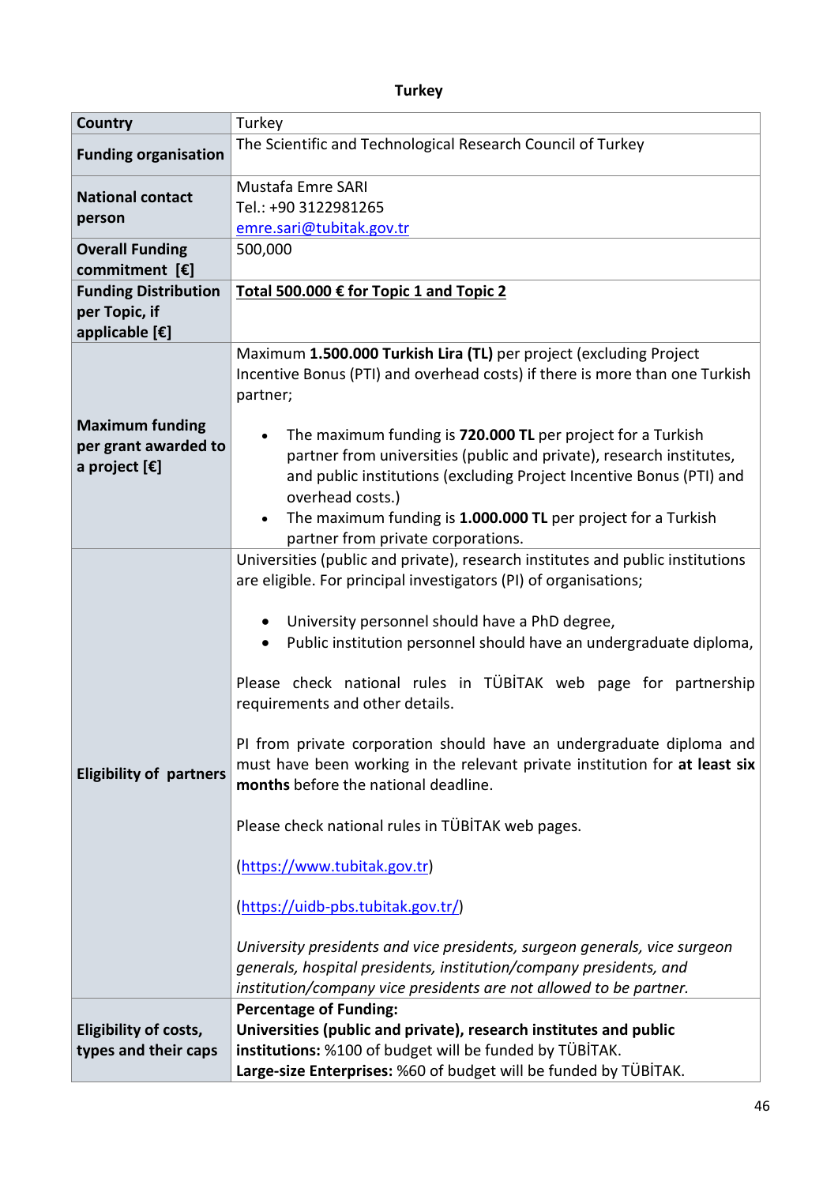**Turkey**

| Country | Turkey |
|---|---|
| **Funding organisation** | The Scientific and Technological Research Council of Turkey |
| **National contact person** | Mustafa Emre SARI<br>Tel.: +90 3122981265<br>emre.sari@tubitak.gov.tr |
| **Overall Funding commitment [€]** | 500,000 |
| **Funding Distribution per Topic, if applicable [€]** | **Total 500.000 € for Topic 1 and Topic 2** |
| **Maximum funding per grant awarded to a project [€]** | Maximum **1.500.000 Turkish Lira (TL)** per project (excluding Project Incentive Bonus (PTI) and overhead costs) if there is more than one Turkish partner;<br><br>• The maximum funding is **720.000 TL** per project for a Turkish partner from universities (public and private), research institutes, and public institutions (excluding Project Incentive Bonus (PTI) and overhead costs.)<br>• The maximum funding is **1.000.000 TL** per project for a Turkish partner from private corporations. |
| **Eligibility of partners** | Universities (public and private), research institutes and public institutions are eligible. For principal investigators (PI) of organisations;<br><br>• University personnel should have a PhD degree,<br>• Public institution personnel should have an undergraduate diploma,<br><br>Please check national rules in TÜBİTAK web page for partnership requirements and other details.<br><br>PI from private corporation should have an undergraduate diploma and must have been working in the relevant private institution for **at least six months** before the national deadline.<br><br>Please check national rules in TÜBİTAK web pages.<br><br>(https://www.tubitak.gov.tr)<br><br>(https://uidb-pbs.tubitak.gov.tr/)<br><br>*University presidents and vice presidents, surgeon generals, vice surgeon generals, hospital presidents, institution/company presidents, and institution/company vice presidents are not allowed to be partner.* |
| **Eligibility of costs, types and their caps** | **Percentage of Funding:**<br>**Universities (public and private), research institutes and public institutions:** %100 of budget will be funded by TÜBİTAK.<br>**Large-size Enterprises:** %60 of budget will be funded by TÜBİTAK. |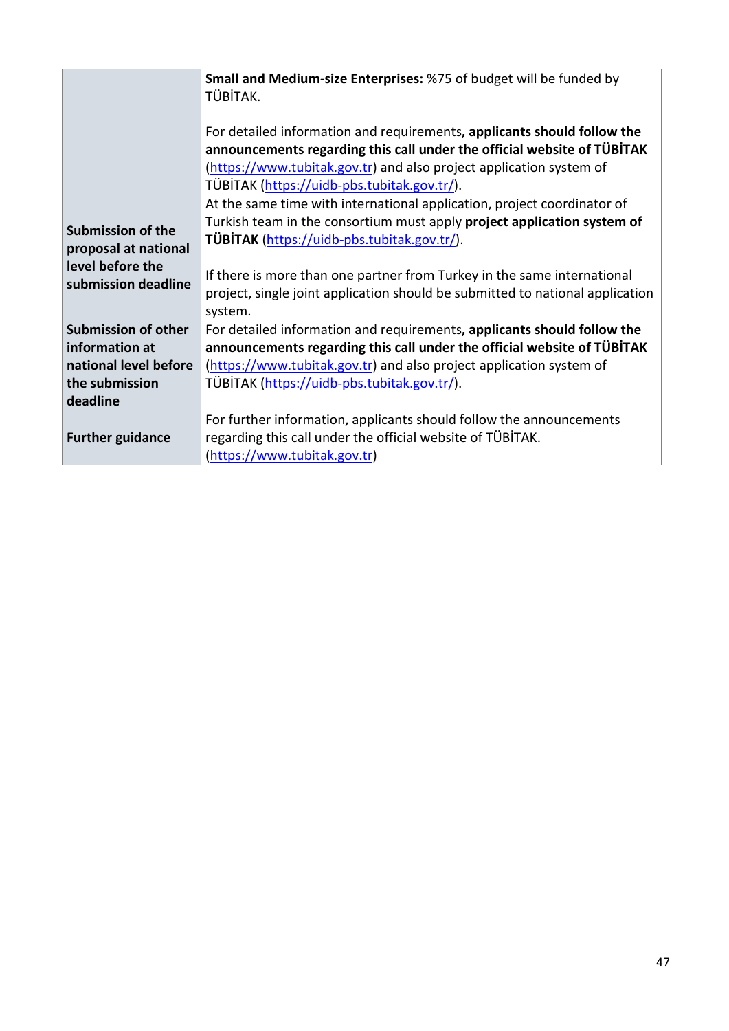| | |
|---|---|
| | **Small and Medium-size Enterprises:** %75 of budget will be funded by TÜBİTAK.<br><br>For detailed information and requirements**, applicants should follow the announcements regarding this call under the official website of TÜBİTAK** (https://www.tubitak.gov.tr) and also project application system of TÜBİTAK (https://uidb-pbs.tubitak.gov.tr/). |
| **Submission of the proposal at national level before the submission deadline** | At the same time with international application, project coordinator of Turkish team in the consortium must apply **project application system of TÜBİTAK** (https://uidb-pbs.tubitak.gov.tr/).<br><br>If there is more than one partner from Turkey in the same international project, single joint application should be submitted to national application system. |
| **Submission of other information at national level before the submission deadline** | For detailed information and requirements**, applicants should follow the announcements regarding this call under the official website of TÜBİTAK** (https://www.tubitak.gov.tr) and also project application system of TÜBİTAK (https://uidb-pbs.tubitak.gov.tr/). |
| **Further guidance** | For further information, applicants should follow the announcements regarding this call under the official website of TÜBİTAK. (https://www.tubitak.gov.tr) |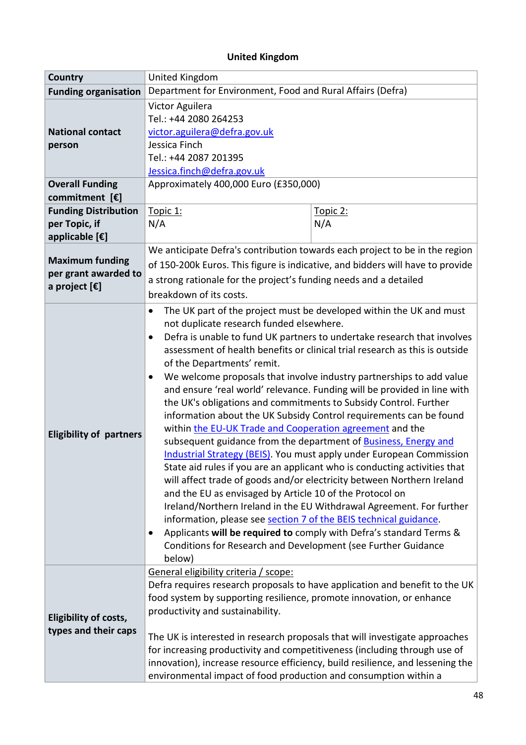**United Kingdom**

| Country | United Kingdom | |
|---|---|---|
| **Funding organisation** | Department for Environment, Food and Rural Affairs (Defra) | |
| **National contact person** | Victor Aguilera<br>Tel.: +44 2080 264253<br>victor.aguilera@defra.gov.uk<br>Jessica Finch<br>Tel.: +44 2087 201395<br>Jessica.finch@defra.gov.uk | |
| **Overall Funding commitment [€]** | Approximately 400,000 Euro (£350,000) | |
| **Funding Distribution per Topic, if applicable [€]** | Topic 1:<br>N/A | Topic 2:<br>N/A |
| **Maximum funding per grant awarded to a project [€]** | We anticipate Defra's contribution towards each project to be in the region of 150-200k Euros. This figure is indicative, and bidders will have to provide a strong rationale for the project's funding needs and a detailed breakdown of its costs. | |
| **Eligibility of partners** | • The UK part of the project must be developed within the UK and must not duplicate research funded elsewhere.<br>• Defra is unable to fund UK partners to undertake research that involves assessment of health benefits or clinical trial research as this is outside of the Departments' remit.<br>• We welcome proposals that involve industry partnerships to add value and ensure 'real world' relevance. Funding will be provided in line with the UK's obligations and commitments to Subsidy Control. Further information about the UK Subsidy Control requirements can be found within the EU-UK Trade and Cooperation agreement and the subsequent guidance from the department of Business, Energy and Industrial Strategy (BEIS). You must apply under European Commission State aid rules if you are an applicant who is conducting activities that will affect trade of goods and/or electricity between Northern Ireland and the EU as envisaged by Article 10 of the Protocol on Ireland/Northern Ireland in the EU Withdrawal Agreement. For further information, please see section 7 of the BEIS technical guidance.<br>• Applicants **will be required to** comply with Defra's standard Terms & Conditions for Research and Development (see Further Guidance below) | |
| **Eligibility of costs, types and their caps** | General eligibility criteria / scope:<br>Defra requires research proposals to have application and benefit to the UK food system by supporting resilience, promote innovation, or enhance productivity and sustainability.<br><br>The UK is interested in research proposals that will investigate approaches for increasing productivity and competitiveness (including through use of innovation), increase resource efficiency, build resilience, and lessening the environmental impact of food production and consumption within a | |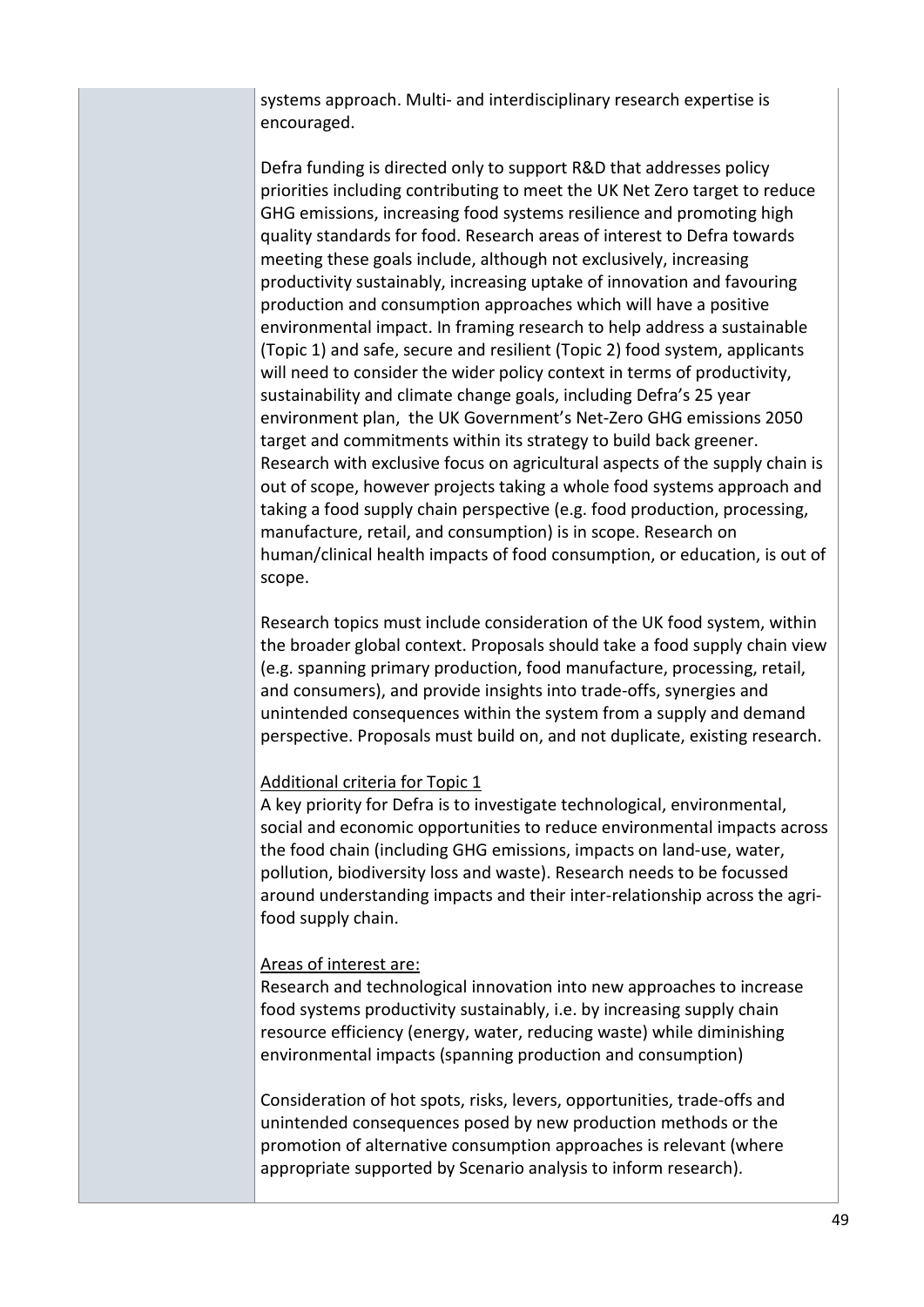systems approach. Multi- and interdisciplinary research expertise is encouraged.

Defra funding is directed only to support R&D that addresses policy priorities including contributing to meet the UK Net Zero target to reduce GHG emissions, increasing food systems resilience and promoting high quality standards for food. Research areas of interest to Defra towards meeting these goals include, although not exclusively, increasing productivity sustainably, increasing uptake of innovation and favouring production and consumption approaches which will have a positive environmental impact. In framing research to help address a sustainable (Topic 1) and safe, secure and resilient (Topic 2) food system, applicants will need to consider the wider policy context in terms of productivity, sustainability and climate change goals, including Defra's 25 year environment plan, the UK Government's Net-Zero GHG emissions 2050 target and commitments within its strategy to build back greener. Research with exclusive focus on agricultural aspects of the supply chain is out of scope, however projects taking a whole food systems approach and taking a food supply chain perspective (e.g. food production, processing, manufacture, retail, and consumption) is in scope. Research on human/clinical health impacts of food consumption, or education, is out of scope.

Research topics must include consideration of the UK food system, within the broader global context. Proposals should take a food supply chain view (e.g. spanning primary production, food manufacture, processing, retail, and consumers), and provide insights into trade-offs, synergies and unintended consequences within the system from a supply and demand perspective. Proposals must build on, and not duplicate, existing research.

Additional criteria for Topic 1

A key priority for Defra is to investigate technological, environmental, social and economic opportunities to reduce environmental impacts across the food chain (including GHG emissions, impacts on land-use, water, pollution, biodiversity loss and waste). Research needs to be focussed around understanding impacts and their inter-relationship across the agri-food supply chain.

Areas of interest are:

Research and technological innovation into new approaches to increase food systems productivity sustainably, i.e. by increasing supply chain resource efficiency (energy, water, reducing waste) while diminishing environmental impacts (spanning production and consumption)

Consideration of hot spots, risks, levers, opportunities, trade-offs and unintended consequences posed by new production methods or the promotion of alternative consumption approaches is relevant (where appropriate supported by Scenario analysis to inform research).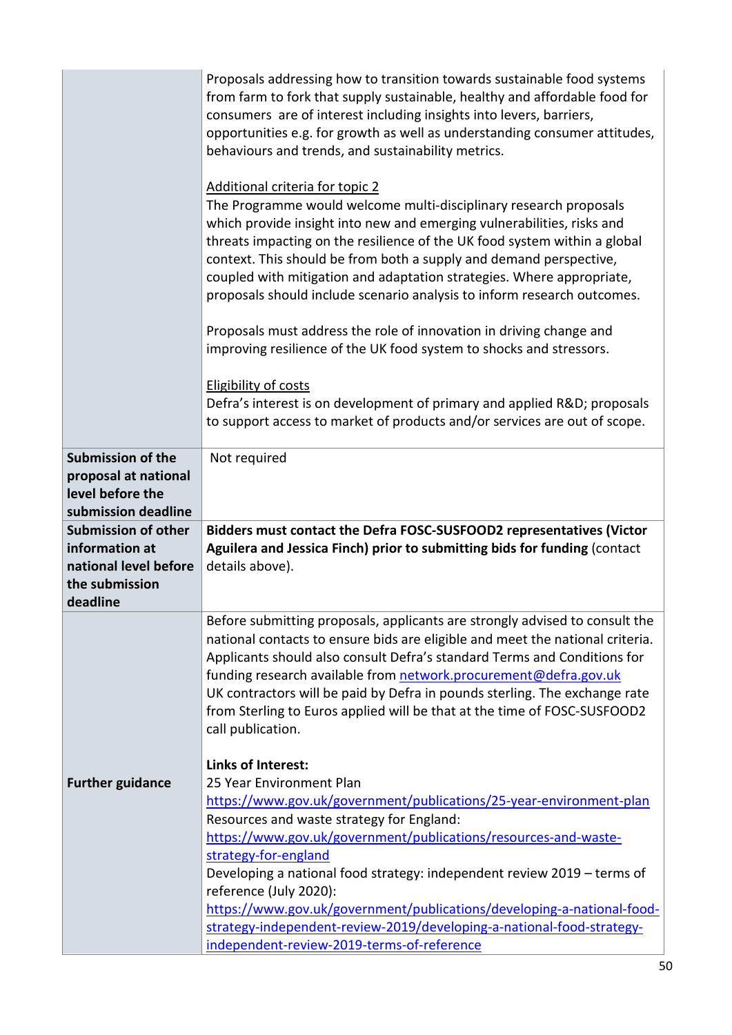| | |
|---|---|
| | Proposals addressing how to transition towards sustainable food systems from farm to fork that supply sustainable, healthy and affordable food for consumers are of interest including insights into levers, barriers, opportunities e.g. for growth as well as understanding consumer attitudes, behaviours and trends, and sustainability metrics.<br><br>Additional criteria for topic 2<br>The Programme would welcome multi-disciplinary research proposals which provide insight into new and emerging vulnerabilities, risks and threats impacting on the resilience of the UK food system within a global context. This should be from both a supply and demand perspective, coupled with mitigation and adaptation strategies. Where appropriate, proposals should include scenario analysis to inform research outcomes.<br><br>Proposals must address the role of innovation in driving change and improving resilience of the UK food system to shocks and stressors.<br><br>Eligibility of costs<br>Defra's interest is on development of primary and applied R&D; proposals to support access to market of products and/or services are out of scope. |
| **Submission of the proposal at national level before the submission deadline** | Not required |
| **Submission of other information at national level before the submission deadline** | **Bidders must contact the Defra FOSC-SUSFOOD2 representatives (Victor Aguilera and Jessica Finch) prior to submitting bids for funding** (contact details above). |
| **Further guidance** | Before submitting proposals, applicants are strongly advised to consult the national contacts to ensure bids are eligible and meet the national criteria. Applicants should also consult Defra's standard Terms and Conditions for funding research available from network.procurement@defra.gov.uk<br>UK contractors will be paid by Defra in pounds sterling. The exchange rate from Sterling to Euros applied will be that at the time of FOSC-SUSFOOD2 call publication.<br><br>**Links of Interest:**<br>25 Year Environment Plan<br>https://www.gov.uk/government/publications/25-year-environment-plan<br>Resources and waste strategy for England:<br>https://www.gov.uk/government/publications/resources-and-waste-strategy-for-england<br>Developing a national food strategy: independent review 2019 – terms of reference (July 2020):<br>https://www.gov.uk/government/publications/developing-a-national-food-strategy-independent-review-2019/developing-a-national-food-strategy-independent-review-2019-terms-of-reference |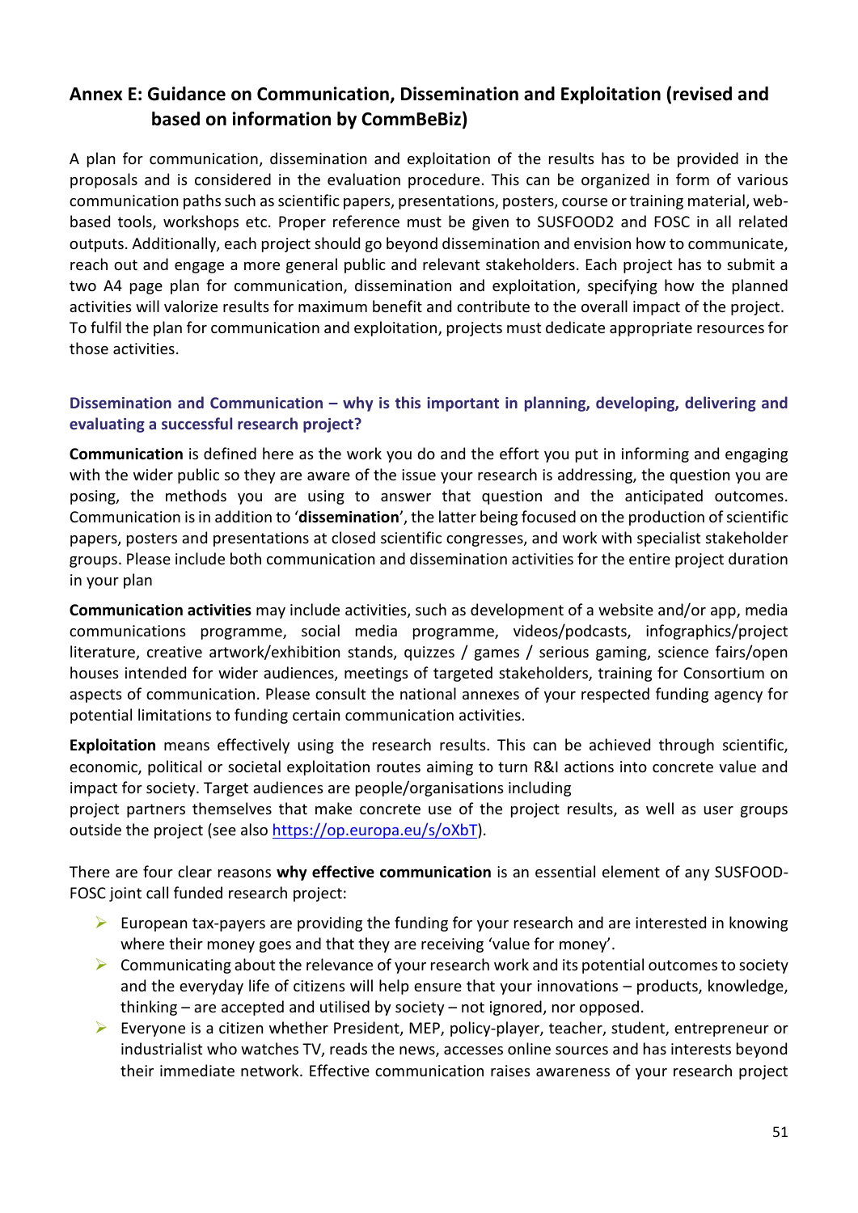## Annex E: Guidance on Communication, Dissemination and Exploitation (revised and based on information by CommBeBiz)

A plan for communication, dissemination and exploitation of the results has to be provided in the proposals and is considered in the evaluation procedure. This can be organized in form of various communication paths such as scientific papers, presentations, posters, course or training material, web-based tools, workshops etc. Proper reference must be given to SUSFOOD2 and FOSC in all related outputs. Additionally, each project should go beyond dissemination and envision how to communicate, reach out and engage a more general public and relevant stakeholders. Each project has to submit a two A4 page plan for communication, dissemination and exploitation, specifying how the planned activities will valorize results for maximum benefit and contribute to the overall impact of the project. To fulfil the plan for communication and exploitation, projects must dedicate appropriate resources for those activities.

### Dissemination and Communication – why is this important in planning, developing, delivering and evaluating a successful research project?

**Communication** is defined here as the work you do and the effort you put in informing and engaging with the wider public so they are aware of the issue your research is addressing, the question you are posing, the methods you are using to answer that question and the anticipated outcomes. Communication is in addition to '**dissemination**', the latter being focused on the production of scientific papers, posters and presentations at closed scientific congresses, and work with specialist stakeholder groups. Please include both communication and dissemination activities for the entire project duration in your plan

**Communication activities** may include activities, such as development of a website and/or app, media communications programme, social media programme, videos/podcasts, infographics/project literature, creative artwork/exhibition stands, quizzes / games / serious gaming, science fairs/open houses intended for wider audiences, meetings of targeted stakeholders, training for Consortium on aspects of communication. Please consult the national annexes of your respected funding agency for potential limitations to funding certain communication activities.

**Exploitation** means effectively using the research results. This can be achieved through scientific, economic, political or societal exploitation routes aiming to turn R&I actions into concrete value and impact for society. Target audiences are people/organisations including project partners themselves that make concrete use of the project results, as well as user groups outside the project (see also https://op.europa.eu/s/oXbT).

There are four clear reasons **why effective communication** is an essential element of any SUSFOOD-FOSC joint call funded research project:

- European tax-payers are providing the funding for your research and are interested in knowing where their money goes and that they are receiving 'value for money'.
- Communicating about the relevance of your research work and its potential outcomes to society and the everyday life of citizens will help ensure that your innovations – products, knowledge, thinking – are accepted and utilised by society – not ignored, nor opposed.
- Everyone is a citizen whether President, MEP, policy-player, teacher, student, entrepreneur or industrialist who watches TV, reads the news, accesses online sources and has interests beyond their immediate network. Effective communication raises awareness of your research project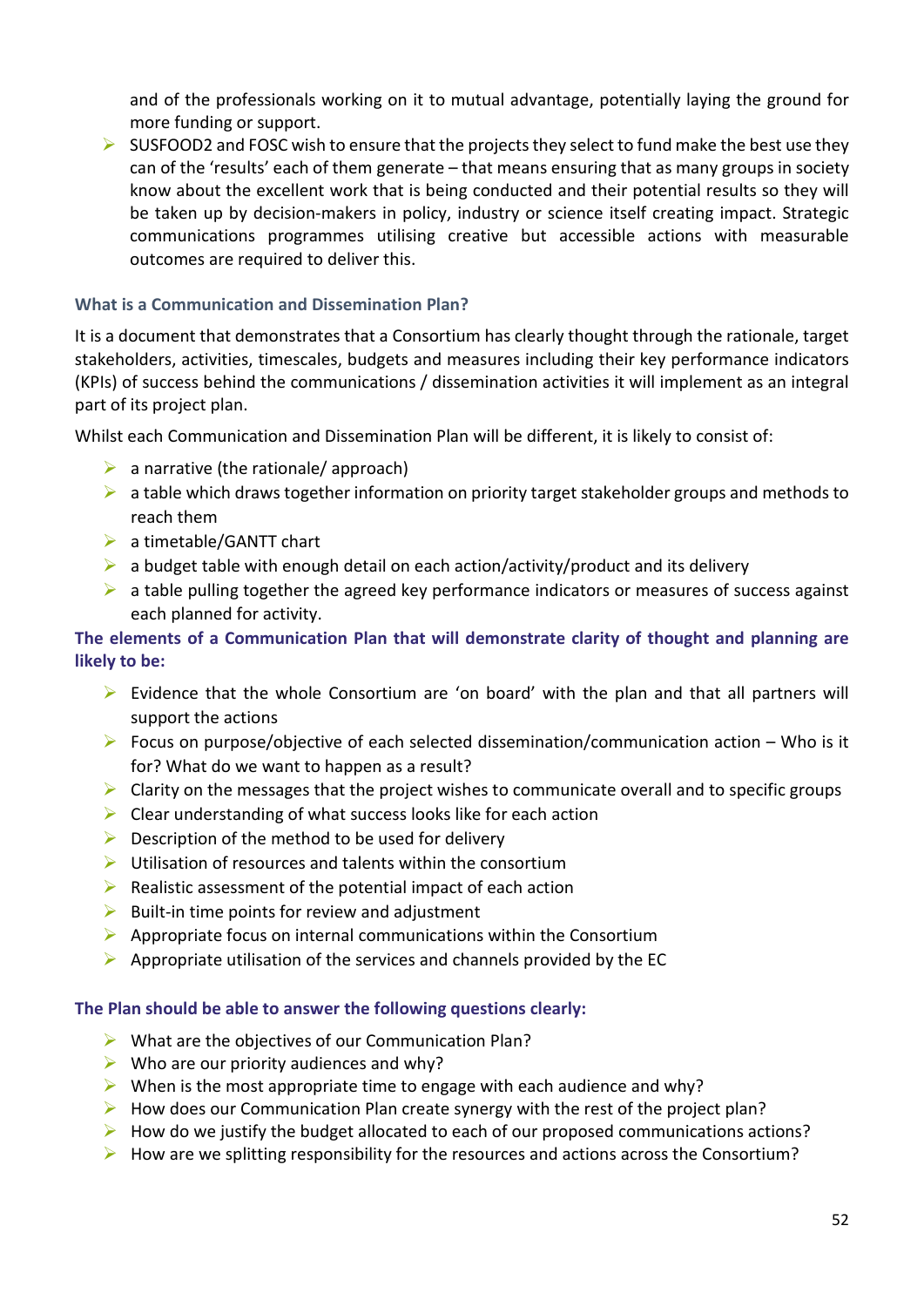and of the professionals working on it to mutual advantage, potentially laying the ground for more funding or support.

- SUSFOOD2 and FOSC wish to ensure that the projects they select to fund make the best use they can of the 'results' each of them generate – that means ensuring that as many groups in society know about the excellent work that is being conducted and their potential results so they will be taken up by decision-makers in policy, industry or science itself creating impact. Strategic communications programmes utilising creative but accessible actions with measurable outcomes are required to deliver this.

### What is a Communication and Dissemination Plan?

It is a document that demonstrates that a Consortium has clearly thought through the rationale, target stakeholders, activities, timescales, budgets and measures including their key performance indicators (KPIs) of success behind the communications / dissemination activities it will implement as an integral part of its project plan.

Whilst each Communication and Dissemination Plan will be different, it is likely to consist of:

- a narrative (the rationale/ approach)
- a table which draws together information on priority target stakeholder groups and methods to reach them
- a timetable/GANTT chart
- a budget table with enough detail on each action/activity/product and its delivery
- a table pulling together the agreed key performance indicators or measures of success against each planned for activity.

**The elements of a Communication Plan that will demonstrate clarity of thought and planning are likely to be:**

- Evidence that the whole Consortium are 'on board' with the plan and that all partners will support the actions
- Focus on purpose/objective of each selected dissemination/communication action – Who is it for? What do we want to happen as a result?
- Clarity on the messages that the project wishes to communicate overall and to specific groups
- Clear understanding of what success looks like for each action
- Description of the method to be used for delivery
- Utilisation of resources and talents within the consortium
- Realistic assessment of the potential impact of each action
- Built-in time points for review and adjustment
- Appropriate focus on internal communications within the Consortium
- Appropriate utilisation of the services and channels provided by the EC

**The Plan should be able to answer the following questions clearly:**

- What are the objectives of our Communication Plan?
- Who are our priority audiences and why?
- When is the most appropriate time to engage with each audience and why?
- How does our Communication Plan create synergy with the rest of the project plan?
- How do we justify the budget allocated to each of our proposed communications actions?
- How are we splitting responsibility for the resources and actions across the Consortium?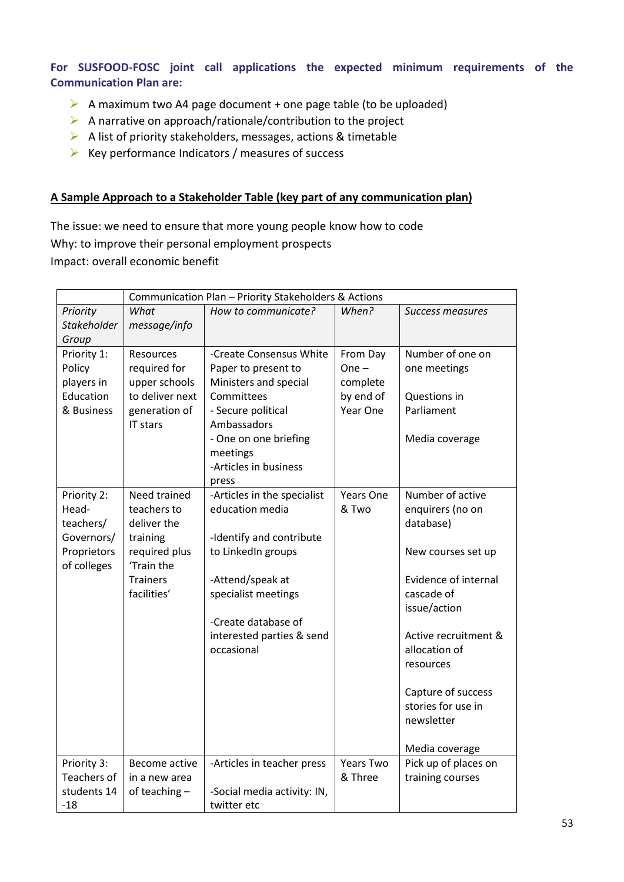**For SUSFOOD-FOSC joint call applications the expected minimum requirements of the Communication Plan are:**

- A maximum two A4 page document + one page table (to be uploaded)
- A narrative on approach/rationale/contribution to the project
- A list of priority stakeholders, messages, actions & timetable
- Key performance Indicators / measures of success

**<u>A Sample Approach to a Stakeholder Table (key part of any communication plan)</u>**

The issue: we need to ensure that more young people know how to code
Why: to improve their personal employment prospects
Impact: overall economic benefit

| | Communication Plan – Priority Stakeholders & Actions | | | |
|---|---|---|---|---|
| *Priority Stakeholder Group* | *What message/info* | *How to communicate?* | *When?* | *Success measures* |
| Priority 1: Policy players in Education & Business | Resources required for upper schools to deliver next generation of IT stars | -Create Consensus White Paper to present to Ministers and special Committees<br>- Secure political Ambassadors<br>- One on one briefing meetings<br>-Articles in business press | From Day One – complete by end of Year One | Number of one on one meetings<br><br>Questions in Parliament<br><br>Media coverage |
| Priority 2: Head-teachers/ Governors/ Proprietors of colleges | Need trained teachers to deliver the training required plus 'Train the Trainers facilities' | -Articles in the specialist education media<br><br>-Identify and contribute to LinkedIn groups<br><br>-Attend/speak at specialist meetings<br><br>-Create database of interested parties & send occasional | Years One & Two | Number of active enquirers (no on database)<br><br>New courses set up<br><br>Evidence of internal cascade of issue/action<br><br>Active recruitment & allocation of resources<br><br>Capture of success stories for use in newsletter<br><br>Media coverage |
| Priority 3: Teachers of students 14 -18 | Become active in a new area of teaching – | -Articles in teacher press<br><br>-Social media activity: IN, twitter etc | Years Two & Three | Pick up of places on training courses |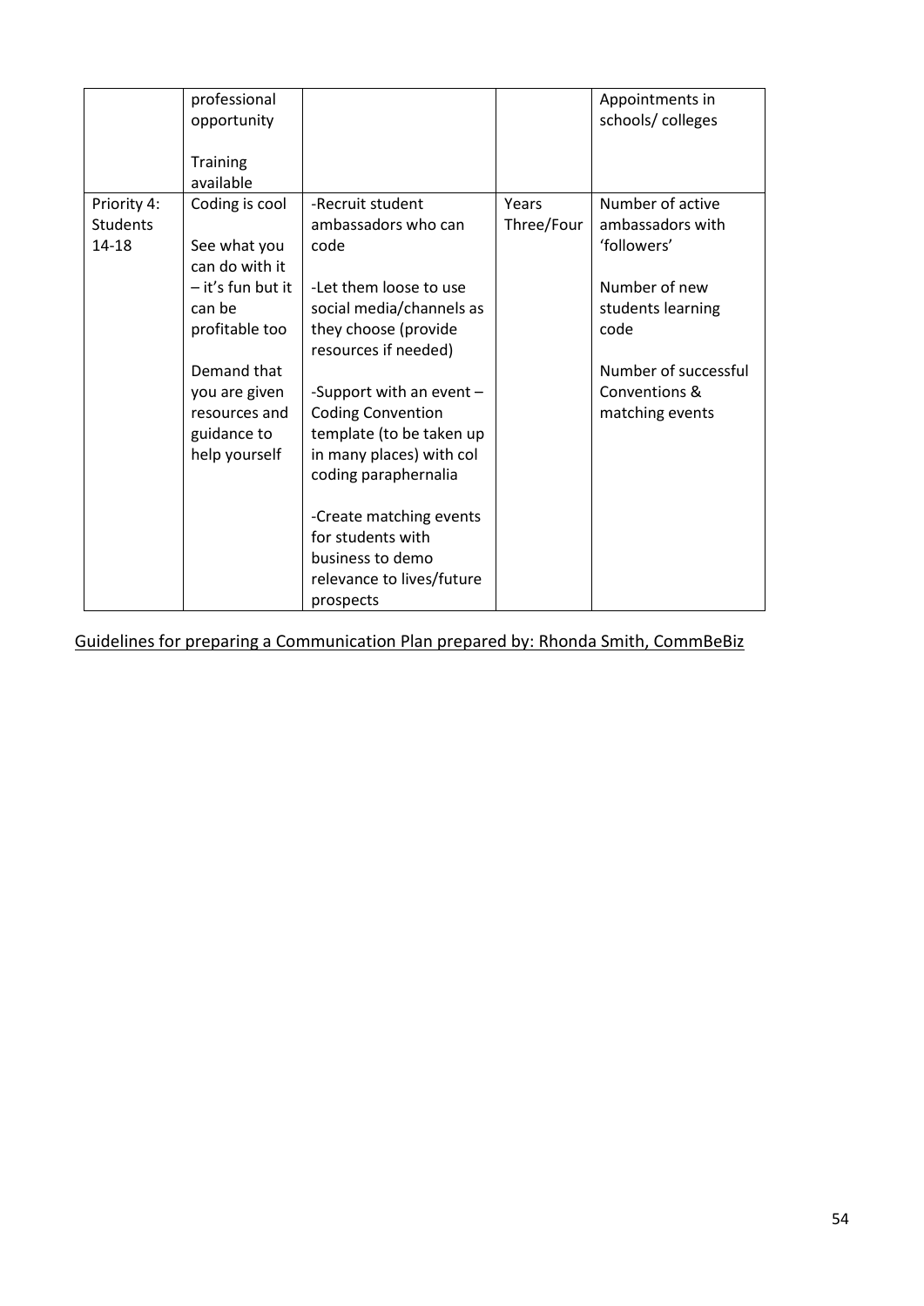|  |  |  |  |  |
| --- | --- | --- | --- | --- |
|  | professional opportunity<br><br>Training available |  |  | Appointments in schools/ colleges |
| Priority 4: Students 14-18 | Coding is cool<br><br>See what you can do with it – it's fun but it can be profitable too<br><br>Demand that you are given resources and guidance to help yourself | -Recruit student ambassadors who can code<br><br>-Let them loose to use social media/channels as they choose (provide resources if needed)<br><br>-Support with an event – Coding Convention template (to be taken up in many places) with col coding paraphernalia<br><br>-Create matching events for students with business to demo relevance to lives/future prospects | Years Three/Four | Number of active ambassadors with 'followers'<br><br>Number of new students learning code<br><br>Number of successful Conventions & matching events |

Guidelines for preparing a Communication Plan prepared by: Rhonda Smith, CommBeBiz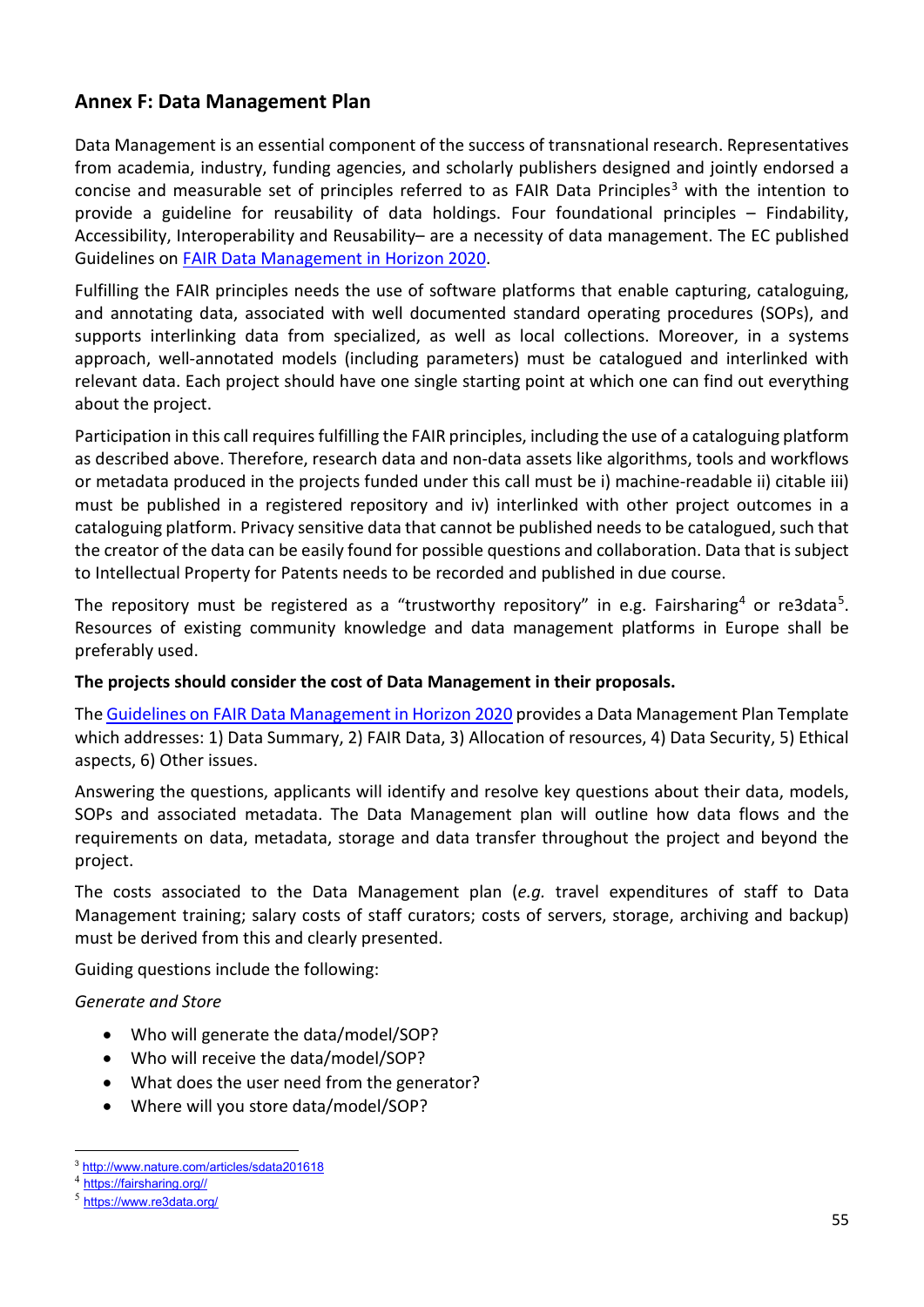## Annex F: Data Management Plan

Data Management is an essential component of the success of transnational research. Representatives from academia, industry, funding agencies, and scholarly publishers designed and jointly endorsed a concise and measurable set of principles referred to as FAIR Data Principles[3] with the intention to provide a guideline for reusability of data holdings. Four foundational principles – Findability, Accessibility, Interoperability and Reusability– are a necessity of data management. The EC published Guidelines on [FAIR Data Management in Horizon 2020](#).

Fulfilling the FAIR principles needs the use of software platforms that enable capturing, cataloguing, and annotating data, associated with well documented standard operating procedures (SOPs), and supports interlinking data from specialized, as well as local collections. Moreover, in a systems approach, well-annotated models (including parameters) must be catalogued and interlinked with relevant data. Each project should have one single starting point at which one can find out everything about the project.

Participation in this call requires fulfilling the FAIR principles, including the use of a cataloguing platform as described above. Therefore, research data and non-data assets like algorithms, tools and workflows or metadata produced in the projects funded under this call must be i) machine-readable ii) citable iii) must be published in a registered repository and iv) interlinked with other project outcomes in a cataloguing platform. Privacy sensitive data that cannot be published needs to be catalogued, such that the creator of the data can be easily found for possible questions and collaboration. Data that is subject to Intellectual Property for Patents needs to be recorded and published in due course.

The repository must be registered as a "trustworthy repository" in e.g. Fairsharing[4] or re3data[5]. Resources of existing community knowledge and data management platforms in Europe shall be preferably used.

**The projects should consider the cost of Data Management in their proposals.**

The [Guidelines on FAIR Data Management in Horizon 2020](#) provides a Data Management Plan Template which addresses: 1) Data Summary, 2) FAIR Data, 3) Allocation of resources, 4) Data Security, 5) Ethical aspects, 6) Other issues.

Answering the questions, applicants will identify and resolve key questions about their data, models, SOPs and associated metadata. The Data Management plan will outline how data flows and the requirements on data, metadata, storage and data transfer throughout the project and beyond the project.

The costs associated to the Data Management plan (*e.g.* travel expenditures of staff to Data Management training; salary costs of staff curators; costs of servers, storage, archiving and backup) must be derived from this and clearly presented.

Guiding questions include the following:

*Generate and Store*

- Who will generate the data/model/SOP?
- Who will receive the data/model/SOP?
- What does the user need from the generator?
- Where will you store data/model/SOP?

---

[3] http://www.nature.com/articles/sdata201618

[4] https://fairsharing.org//

[5] https://www.re3data.org/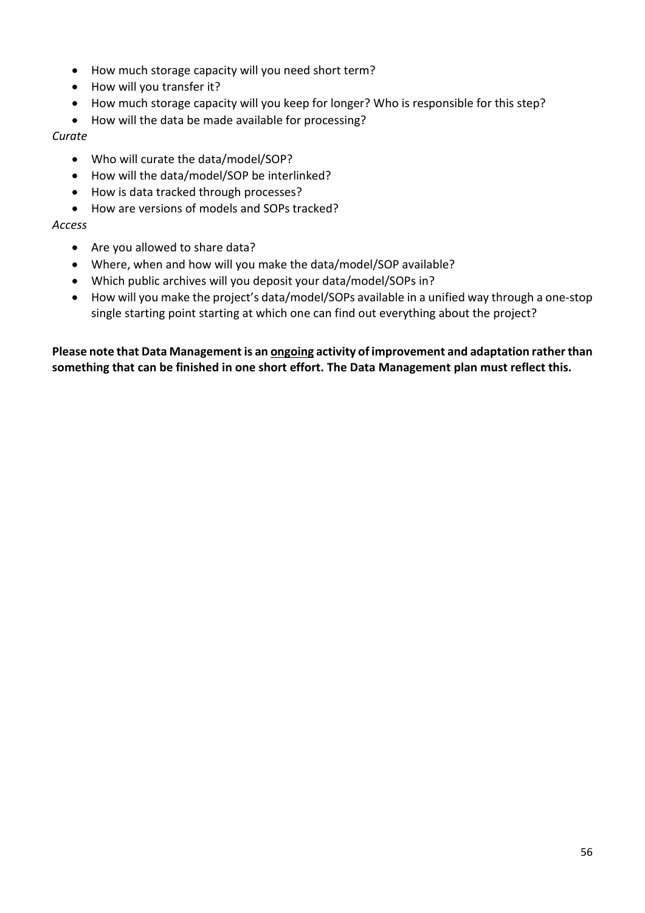- How much storage capacity will you need short term?
- How will you transfer it?
- How much storage capacity will you keep for longer? Who is responsible for this step?
- How will the data be made available for processing?

*Curate*

- Who will curate the data/model/SOP?
- How will the data/model/SOP be interlinked?
- How is data tracked through processes?
- How are versions of models and SOPs tracked?

*Access*

- Are you allowed to share data?
- Where, when and how will you make the data/model/SOP available?
- Which public archives will you deposit your data/model/SOPs in?
- How will you make the project's data/model/SOPs available in a unified way through a one-stop single starting point starting at which one can find out everything about the project?

**Please note that Data Management is an <u>ongoing</u> activity of improvement and adaptation rather than something that can be finished in one short effort. The Data Management plan must reflect this.**